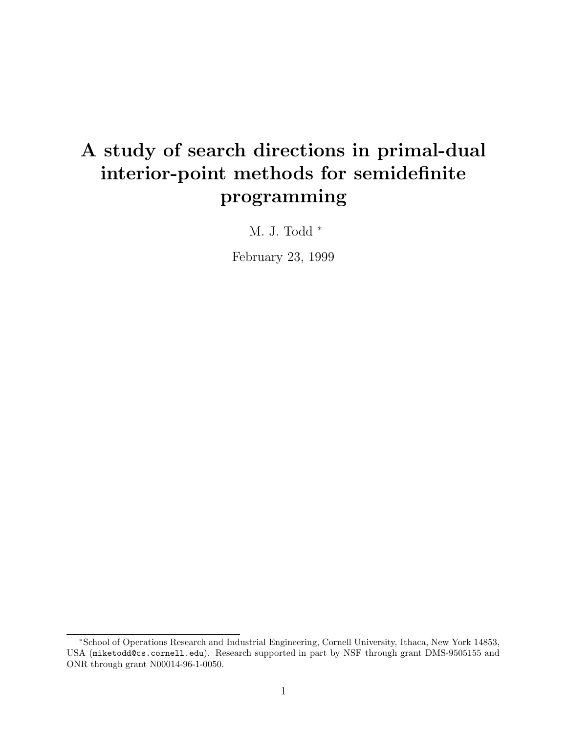# A study of search directions in primal-dual interior-point methods for semidefinite programming

M. J. Todd *

February 23, 1999

*School of Operations Research and Industrial Engineering, Cornell University, Ithaca, New York 14853, USA (miketodd@cs.cornell.edu). Research supported in part by NSF through grant DMS-9505155 and ONR through grant N00014-96-1-0050.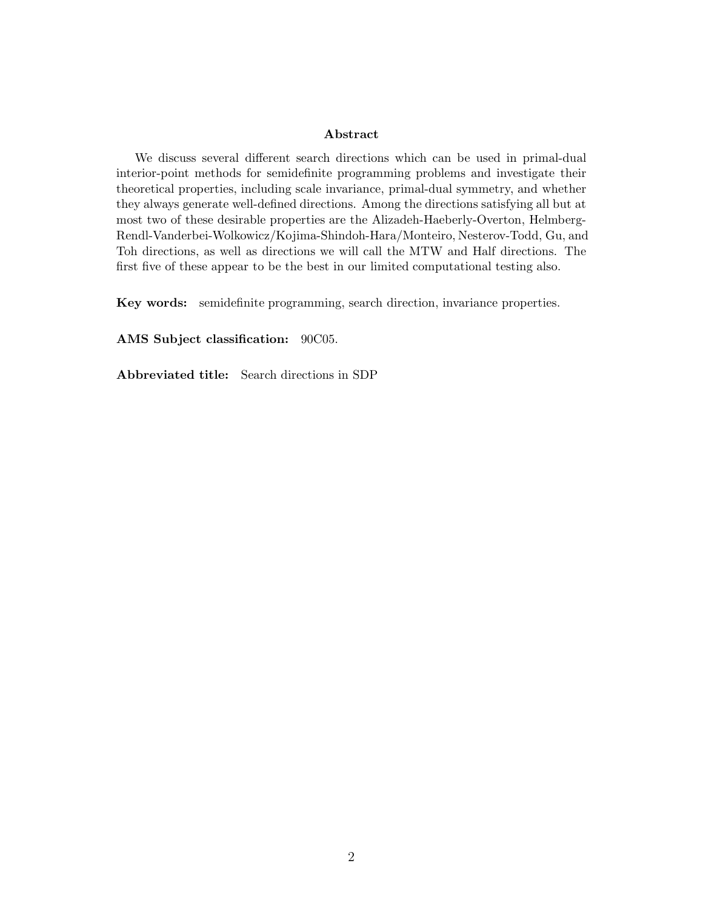## Abstract

We discuss several different search directions which can be used in primal-dual interior-point methods for semidefinite programming problems and investigate their theoretical properties, including scale invariance, primal-dual symmetry, and whether they always generate well-defined directions. Among the directions satisfying all but at most two of these desirable properties are the Alizadeh-Haeberly-Overton, Helmberg-Rendl-Vanderbei-Wolkowicz/Kojima-Shindoh-Hara/Monteiro, Nesterov-Todd, Gu, and Toh directions, as well as directions we will call the MTW and Half directions. The first five of these appear to be the best in our limited computational testing also.

**Key words:** semidefinite programming, search direction, invariance properties.

**AMS Subject classification:** 90C05.

**Abbreviated title:** Search directions in SDP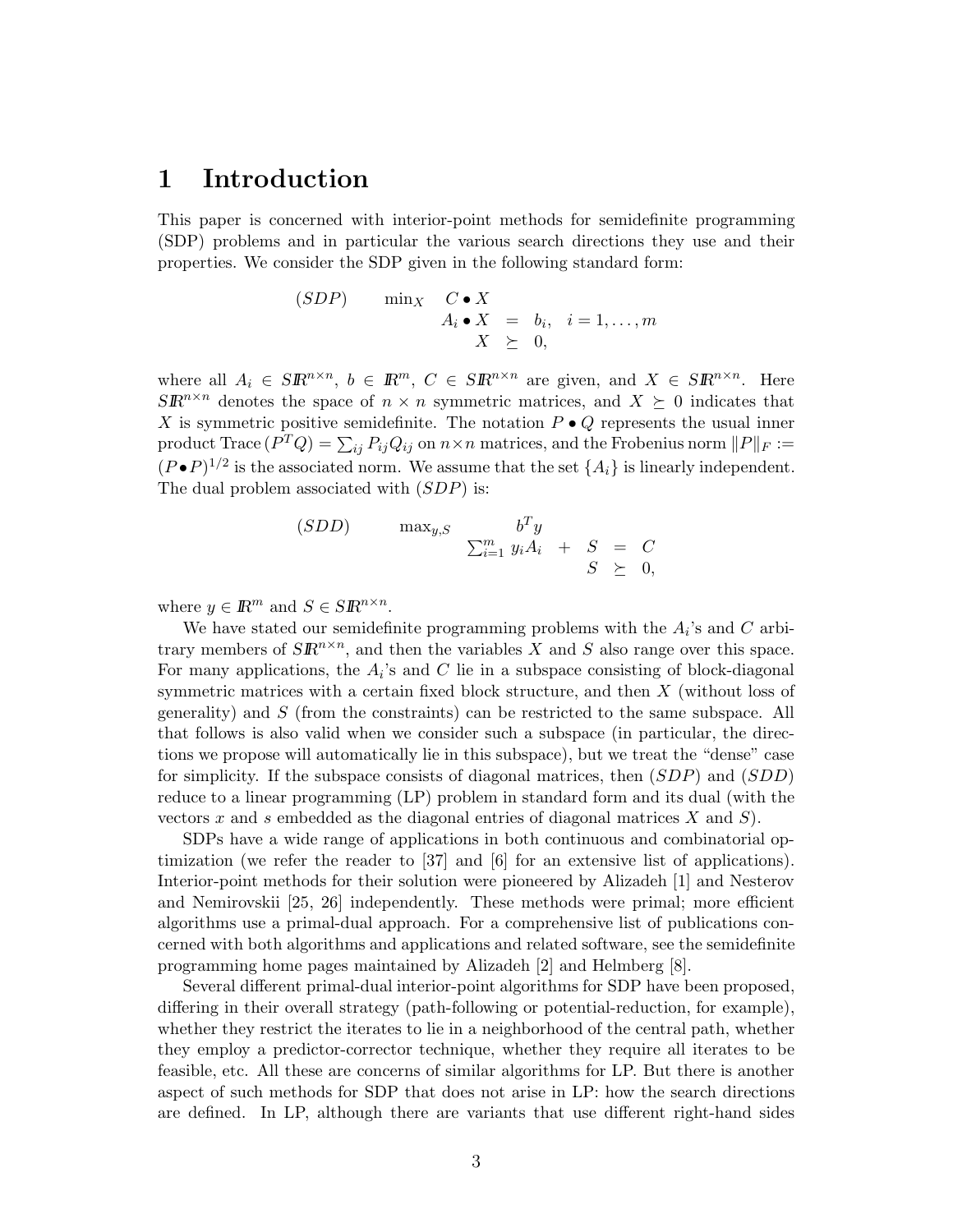# 1 Introduction

This paper is concerned with interior-point methods for semidefinite programming (SDP) problems and in particular the various search directions they use and their properties. We consider the SDP given in the following standard form:

$$
\begin{array}{llrcl}
(SDP) & \min_X & C \bullet X & & \\
& & A_i \bullet X & = & b_i, \quad i = 1, \ldots, m \\
& & X & \succeq & 0,
\end{array}
$$

where all $A_i \in S\mathbb{R}^{n\times n}$, $b \in \mathbb{R}^m$, $C \in S\mathbb{R}^{n\times n}$ are given, and $X \in S\mathbb{R}^{n\times n}$. Here $S\mathbb{R}^{n\times n}$ denotes the space of $n \times n$ symmetric matrices, and $X \succeq 0$ indicates that $X$ is symmetric positive semidefinite. The notation $P \bullet Q$ represents the usual inner product $\text{Trace}\,(P^T Q) = \sum_{ij} P_{ij} Q_{ij}$ on $n \times n$ matrices, and the Frobenius norm $\|P\|_F := (P \bullet P)^{1/2}$ is the associated norm. We assume that the set $\{A_i\}$ is linearly independent. The dual problem associated with $(SDP)$ is:

$$
\begin{array}{llrcrcl}
(SDD) & \max_{y,S} & b^T y & & & & \\
& & \sum_{i=1}^m y_i A_i & + & S & = & C \\
& & & & S & \succeq & 0,
\end{array}
$$

where $y \in \mathbb{R}^m$ and $S \in S\mathbb{R}^{n\times n}$.

We have stated our semidefinite programming problems with the $A_i$'s and $C$ arbitrary members of $S\mathbb{R}^{n\times n}$, and then the variables $X$ and $S$ also range over this space. For many applications, the $A_i$'s and $C$ lie in a subspace consisting of block-diagonal symmetric matrices with a certain fixed block structure, and then $X$ (without loss of generality) and $S$ (from the constraints) can be restricted to the same subspace. All that follows is also valid when we consider such a subspace (in particular, the directions we propose will automatically lie in this subspace), but we treat the "dense" case for simplicity. If the subspace consists of diagonal matrices, then $(SDP)$ and $(SDD)$ reduce to a linear programming (LP) problem in standard form and its dual (with the vectors $x$ and $s$ embedded as the diagonal entries of diagonal matrices $X$ and $S$).

SDPs have a wide range of applications in both continuous and combinatorial optimization (we refer the reader to [37] and [6] for an extensive list of applications). Interior-point methods for their solution were pioneered by Alizadeh [1] and Nesterov and Nemirovskii [25, 26] independently. These methods were primal; more efficient algorithms use a primal-dual approach. For a comprehensive list of publications concerned with both algorithms and applications and related software, see the semidefinite programming home pages maintained by Alizadeh [2] and Helmberg [8].

Several different primal-dual interior-point algorithms for SDP have been proposed, differing in their overall strategy (path-following or potential-reduction, for example), whether they restrict the iterates to lie in a neighborhood of the central path, whether they employ a predictor-corrector technique, whether they require all iterates to be feasible, etc. All these are concerns of similar algorithms for LP. But there is another aspect of such methods for SDP that does not arise in LP: how the search directions are defined. In LP, although there are variants that use different right-hand sides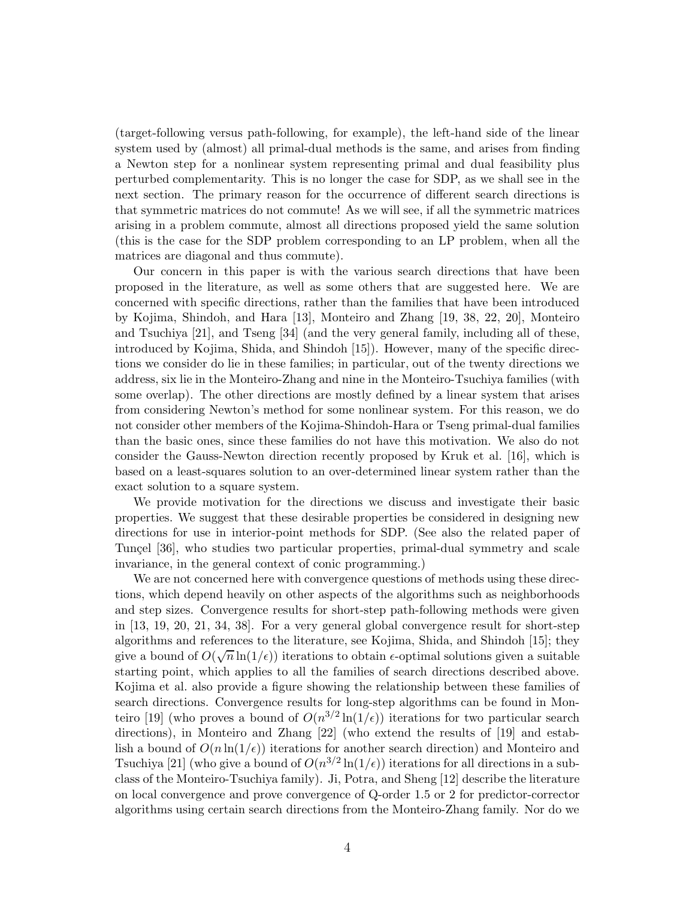(target-following versus path-following, for example), the left-hand side of the linear system used by (almost) all primal-dual methods is the same, and arises from finding a Newton step for a nonlinear system representing primal and dual feasibility plus perturbed complementarity. This is no longer the case for SDP, as we shall see in the next section. The primary reason for the occurrence of different search directions is that symmetric matrices do not commute! As we will see, if all the symmetric matrices arising in a problem commute, almost all directions proposed yield the same solution (this is the case for the SDP problem corresponding to an LP problem, when all the matrices are diagonal and thus commute).

Our concern in this paper is with the various search directions that have been proposed in the literature, as well as some others that are suggested here. We are concerned with specific directions, rather than the families that have been introduced by Kojima, Shindoh, and Hara [13], Monteiro and Zhang [19, 38, 22, 20], Monteiro and Tsuchiya [21], and Tseng [34] (and the very general family, including all of these, introduced by Kojima, Shida, and Shindoh [15]). However, many of the specific directions we consider do lie in these families; in particular, out of the twenty directions we address, six lie in the Monteiro-Zhang and nine in the Monteiro-Tsuchiya families (with some overlap). The other directions are mostly defined by a linear system that arises from considering Newton's method for some nonlinear system. For this reason, we do not consider other members of the Kojima-Shindoh-Hara or Tseng primal-dual families than the basic ones, since these families do not have this motivation. We also do not consider the Gauss-Newton direction recently proposed by Kruk et al. [16], which is based on a least-squares solution to an over-determined linear system rather than the exact solution to a square system.

We provide motivation for the directions we discuss and investigate their basic properties. We suggest that these desirable properties be considered in designing new directions for use in interior-point methods for SDP. (See also the related paper of Tunçel [36], who studies two particular properties, primal-dual symmetry and scale invariance, in the general context of conic programming.)

We are not concerned here with convergence questions of methods using these directions, which depend heavily on other aspects of the algorithms such as neighborhoods and step sizes. Convergence results for short-step path-following methods were given in [13, 19, 20, 21, 34, 38]. For a very general global convergence result for short-step algorithms and references to the literature, see Kojima, Shida, and Shindoh [15]; they give a bound of $O(\sqrt{n}\ln(1/\epsilon))$ iterations to obtain $\epsilon$-optimal solutions given a suitable starting point, which applies to all the families of search directions described above. Kojima et al. also provide a figure showing the relationship between these families of search directions. Convergence results for long-step algorithms can be found in Monteiro [19] (who proves a bound of $O(n^{3/2}\ln(1/\epsilon))$ iterations for two particular search directions), in Monteiro and Zhang [22] (who extend the results of [19] and establish a bound of $O(n\ln(1/\epsilon))$ iterations for another search direction) and Monteiro and Tsuchiya [21] (who give a bound of $O(n^{3/2}\ln(1/\epsilon))$ iterations for all directions in a subclass of the Monteiro-Tsuchiya family). Ji, Potra, and Sheng [12] describe the literature on local convergence and prove convergence of Q-order 1.5 or 2 for predictor-corrector algorithms using certain search directions from the Monteiro-Zhang family. Nor do we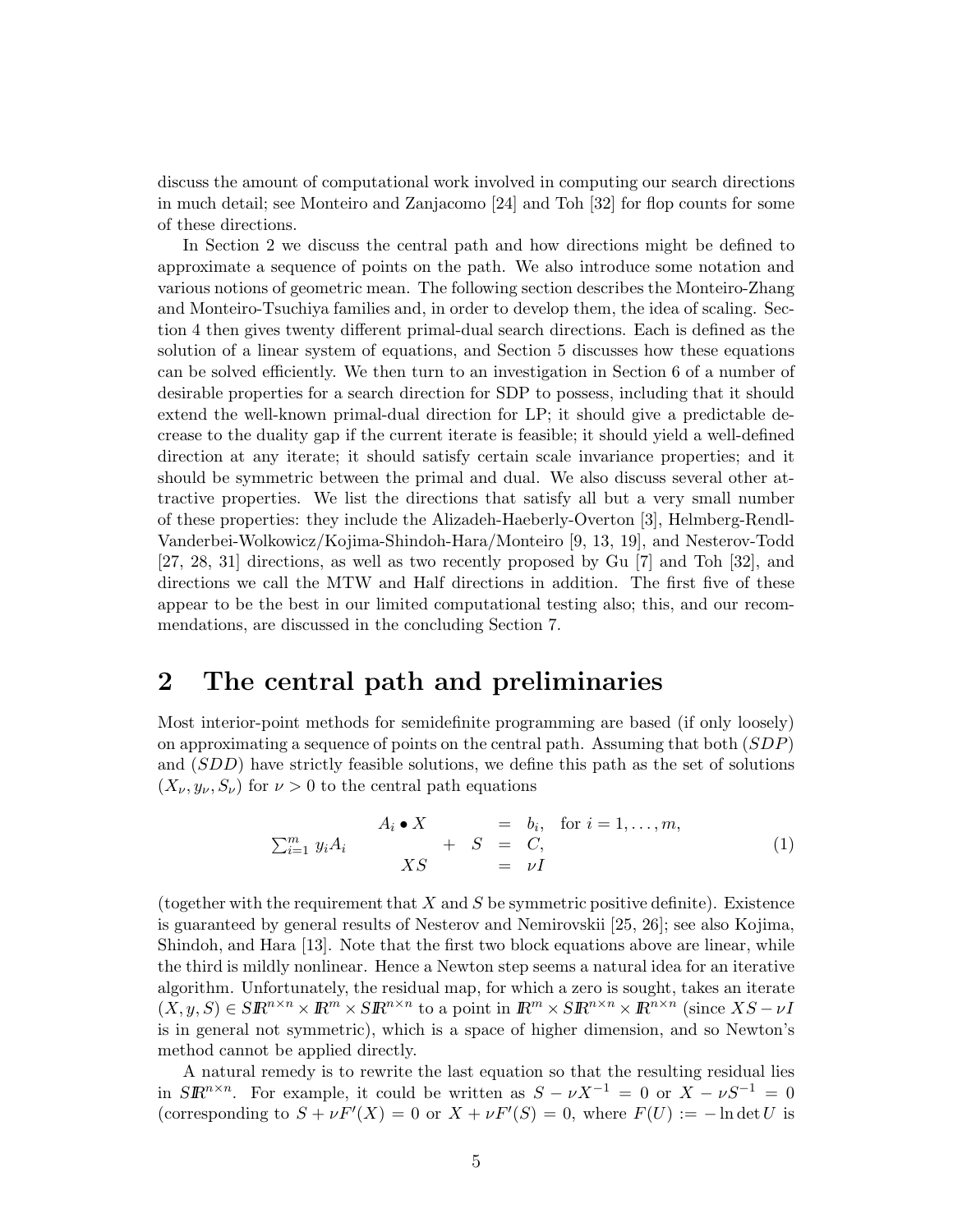discuss the amount of computational work involved in computing our search directions in much detail; see Monteiro and Zanjacomo [24] and Toh [32] for flop counts for some of these directions.

In Section 2 we discuss the central path and how directions might be defined to approximate a sequence of points on the path. We also introduce some notation and various notions of geometric mean. The following section describes the Monteiro-Zhang and Monteiro-Tsuchiya families and, in order to develop them, the idea of scaling. Section 4 then gives twenty different primal-dual search directions. Each is defined as the solution of a linear system of equations, and Section 5 discusses how these equations can be solved efficiently. We then turn to an investigation in Section 6 of a number of desirable properties for a search direction for SDP to possess, including that it should extend the well-known primal-dual direction for LP; it should give a predictable decrease to the duality gap if the current iterate is feasible; it should yield a well-defined direction at any iterate; it should satisfy certain scale invariance properties; and it should be symmetric between the primal and dual. We also discuss several other attractive properties. We list the directions that satisfy all but a very small number of these properties: they include the Alizadeh-Haeberly-Overton [3], Helmberg-Rendl-Vanderbei-Wolkowicz/Kojima-Shindoh-Hara/Monteiro [9, 13, 19], and Nesterov-Todd [27, 28, 31] directions, as well as two recently proposed by Gu [7] and Toh [32], and directions we call the MTW and Half directions in addition. The first five of these appear to be the best in our limited computational testing also; this, and our recommendations, are discussed in the concluding Section 7.

# 2 The central path and preliminaries

Most interior-point methods for semidefinite programming are based (if only loosely) on approximating a sequence of points on the central path. Assuming that both $(SDP)$ and $(SDD)$ have strictly feasible solutions, we define this path as the set of solutions $(X_\nu, y_\nu, S_\nu)$ for $\nu > 0$ to the central path equations

$$
\begin{array}{rcrcl}
 & A_i \bullet X & & = & b_i, \quad \text{for } i = 1, \ldots, m, \\
\sum_{i=1}^m y_i A_i & & + \; S & = & C, \\
 & XS & & = & \nu I
\end{array}
\tag{1}
$$

(together with the requirement that $X$ and $S$ be symmetric positive definite). Existence is guaranteed by general results of Nesterov and Nemirovskii [25, 26]; see also Kojima, Shindoh, and Hara [13]. Note that the first two block equations above are linear, while the third is mildly nonlinear. Hence a Newton step seems a natural idea for an iterative algorithm. Unfortunately, the residual map, for which a zero is sought, takes an iterate $(X, y, S) \in S\mathbb{R}^{n\times n} \times \mathbb{R}^m \times S\mathbb{R}^{n\times n}$ to a point in $\mathbb{R}^m \times S\mathbb{R}^{n\times n} \times \mathbb{R}^{n\times n}$ (since $XS - \nu I$ is in general not symmetric), which is a space of higher dimension, and so Newton's method cannot be applied directly.

A natural remedy is to rewrite the last equation so that the resulting residual lies in $S\mathbb{R}^{n\times n}$. For example, it could be written as $S - \nu X^{-1} = 0$ or $X - \nu S^{-1} = 0$ (corresponding to $S + \nu F'(X) = 0$ or $X + \nu F'(S) = 0$, where $F(U) := -\ln \det U$ is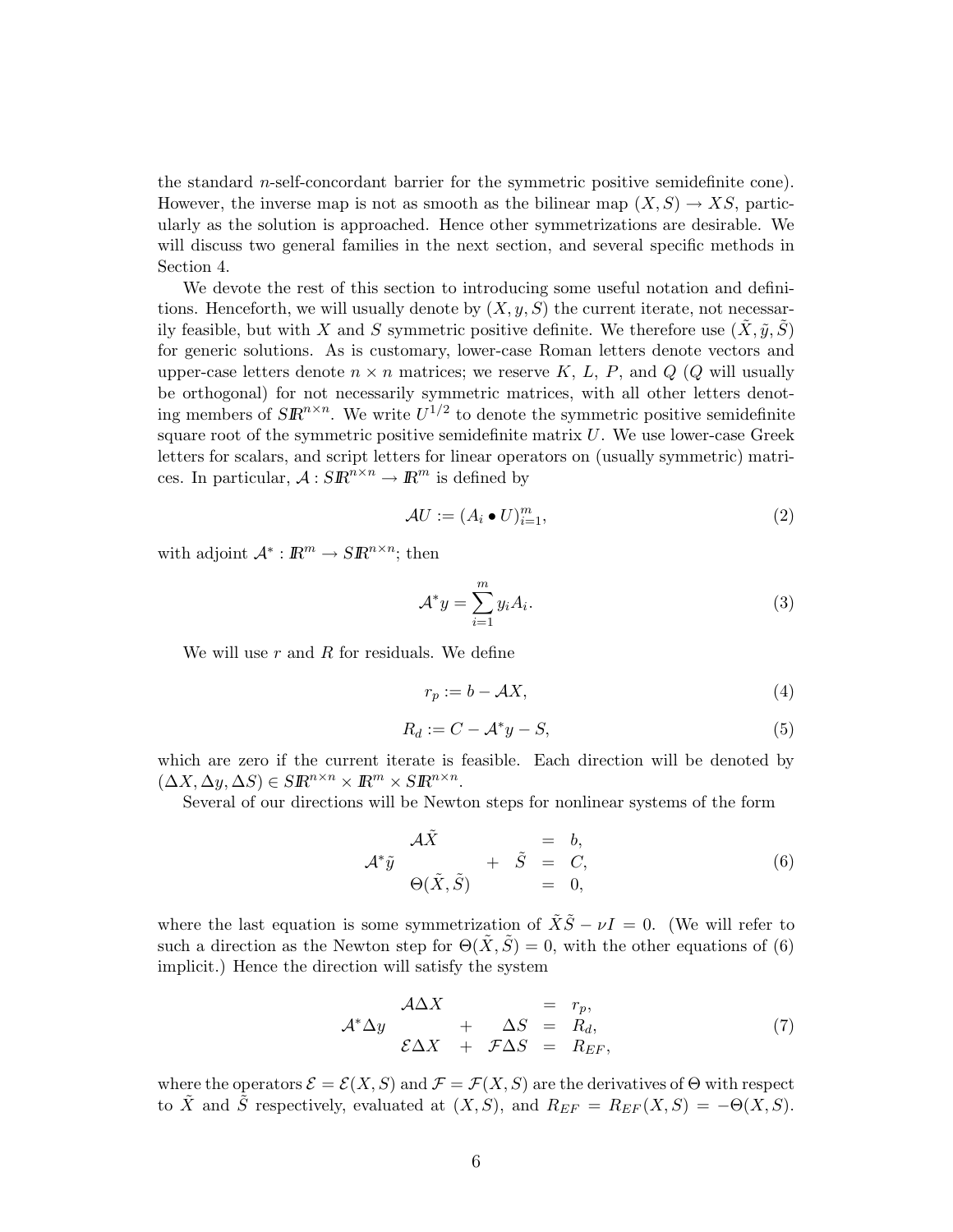the standard $n$-self-concordant barrier for the symmetric positive semidefinite cone). However, the inverse map is not as smooth as the bilinear map $(X, S) \to XS$, particularly as the solution is approached. Hence other symmetrizations are desirable. We will discuss two general families in the next section, and several specific methods in Section 4.

We devote the rest of this section to introducing some useful notation and definitions. Henceforth, we will usually denote by $(X, y, S)$ the current iterate, not necessarily feasible, but with $X$ and $S$ symmetric positive definite. We therefore use $(\tilde{X}, \tilde{y}, \tilde{S})$ for generic solutions. As is customary, lower-case Roman letters denote vectors and upper-case letters denote $n \times n$ matrices; we reserve $K$, $L$, $P$, and $Q$ ($Q$ will usually be orthogonal) for not necessarily symmetric matrices, with all other letters denoting members of $S\mathbb{R}^{n\times n}$. We write $U^{1/2}$ to denote the symmetric positive semidefinite square root of the symmetric positive semidefinite matrix $U$. We use lower-case Greek letters for scalars, and script letters for linear operators on (usually symmetric) matrices. In particular, $\mathcal{A} : S\mathbb{R}^{n\times n} \to \mathbb{R}^m$ is defined by

$$\mathcal{A}U := (A_i \bullet U)_{i=1}^m, \tag{2}$$

with adjoint $\mathcal{A}^* : \mathbb{R}^m \to S\mathbb{R}^{n\times n}$; then

$$\mathcal{A}^* y = \sum_{i=1}^m y_i A_i. \tag{3}$$

We will use $r$ and $R$ for residuals. We define

$$r_p := b - \mathcal{A}X, \tag{4}$$

$$R_d := C - \mathcal{A}^* y - S, \tag{5}$$

which are zero if the current iterate is feasible. Each direction will be denoted by $(\Delta X, \Delta y, \Delta S) \in S\mathbb{R}^{n\times n} \times \mathbb{R}^m \times S\mathbb{R}^{n\times n}$.

Several of our directions will be Newton steps for nonlinear systems of the form

$$\begin{array}{rcrcl} & \mathcal{A}\tilde{X} & & = & b, \\ \mathcal{A}^*\tilde{y} & & + \quad \tilde{S} & = & C, \\ & \Theta(\tilde{X}, \tilde{S}) & & = & 0, \end{array} \tag{6}$$

where the last equation is some symmetrization of $\tilde{X}\tilde{S} - \nu I = 0$. (We will refer to such a direction as the Newton step for $\Theta(\tilde{X}, \tilde{S}) = 0$, with the other equations of (6) implicit.) Hence the direction will satisfy the system

$$\begin{array}{rcrcl} & \mathcal{A}\Delta X & & = & r_p, \\ \mathcal{A}^*\Delta y & & + \quad \Delta S & = & R_d, \\ & \mathcal{E}\Delta X & + \quad \mathcal{F}\Delta S & = & R_{EF}, \end{array} \tag{7}$$

where the operators $\mathcal{E} = \mathcal{E}(X, S)$ and $\mathcal{F} = \mathcal{F}(X, S)$ are the derivatives of $\Theta$ with respect to $\tilde{X}$ and $\tilde{S}$ respectively, evaluated at $(X, S)$, and $R_{EF} = R_{EF}(X, S) = -\Theta(X, S)$.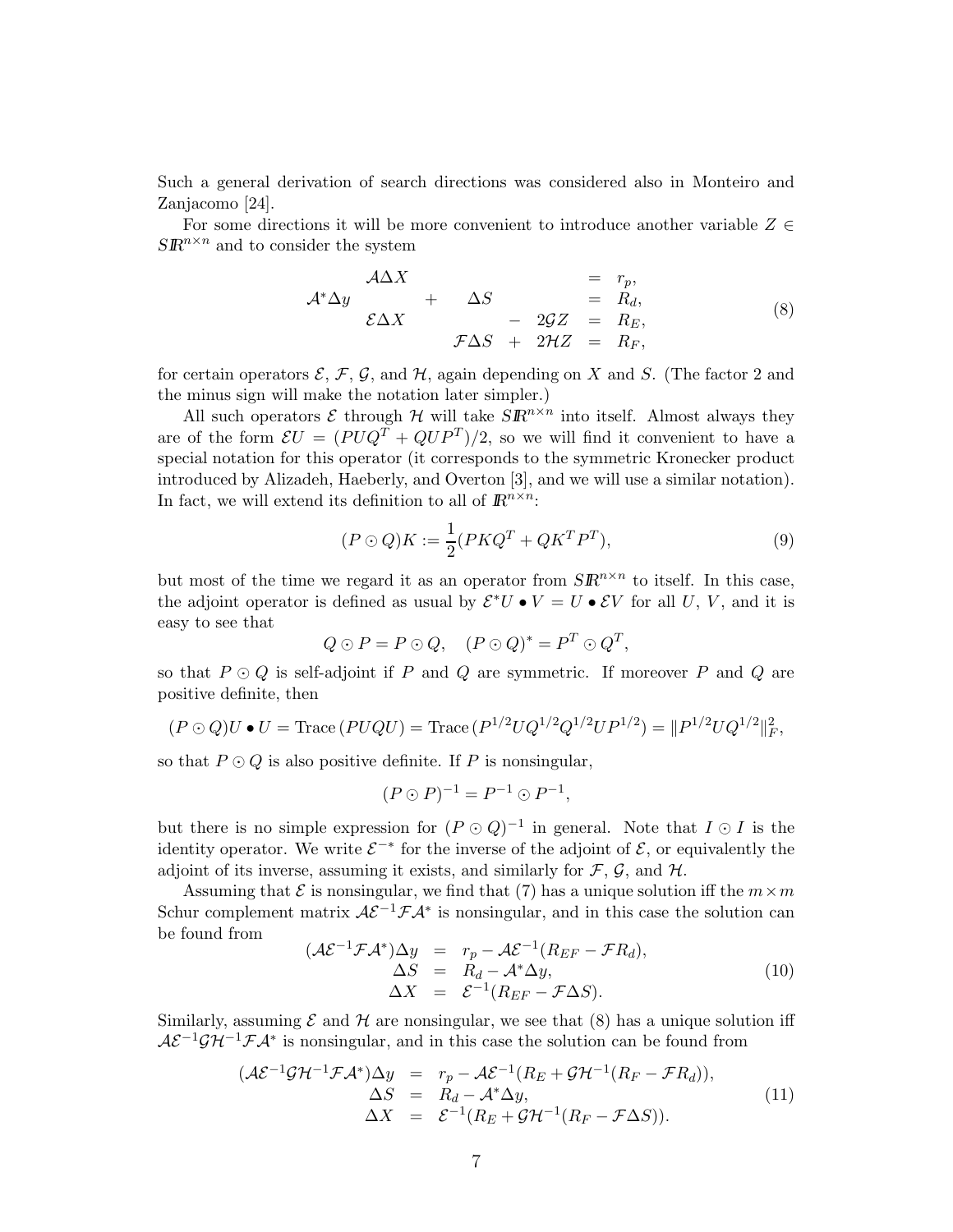Such a general derivation of search directions was considered also in Monteiro and Zanjacomo [24].

For some directions it will be more convenient to introduce another variable $Z \in S\mathbb{R}^{n\times n}$ and to consider the system

$$
\begin{array}{rcccccl}
 & \mathcal{A}\Delta X & & & & = & r_p, \\
\mathcal{A}^*\Delta y & & + & \Delta S & & = & R_d, \\
 & \mathcal{E}\Delta X & & & - \; 2\mathcal{G}Z & = & R_E, \\
 & & & \mathcal{F}\Delta S & + \; 2\mathcal{H}Z & = & R_F,
\end{array}
\tag{8}
$$

for certain operators $\mathcal{E}$, $\mathcal{F}$, $\mathcal{G}$, and $\mathcal{H}$, again depending on $X$ and $S$. (The factor 2 and the minus sign will make the notation later simpler.)

All such operators $\mathcal{E}$ through $\mathcal{H}$ will take $S\mathbb{R}^{n\times n}$ into itself. Almost always they are of the form $\mathcal{E}U = (PUQ^T + QUP^T)/2$, so we will find it convenient to have a special notation for this operator (it corresponds to the symmetric Kronecker product introduced by Alizadeh, Haeberly, and Overton [3], and we will use a similar notation). In fact, we will extend its definition to all of $\mathbb{R}^{n\times n}$:

$$
(P \odot Q)K := \frac{1}{2}(PKQ^T + QK^TP^T), \tag{9}
$$

but most of the time we regard it as an operator from $S\mathbb{R}^{n\times n}$ to itself. In this case, the adjoint operator is defined as usual by $\mathcal{E}^*U \bullet V = U \bullet \mathcal{E}V$ for all $U$, $V$, and it is easy to see that

$$
Q \odot P = P \odot Q, \quad (P \odot Q)^* = P^T \odot Q^T,
$$

so that $P \odot Q$ is self-adjoint if $P$ and $Q$ are symmetric. If moreover $P$ and $Q$ are positive definite, then

$$
(P \odot Q)U \bullet U = \mathrm{Trace}\,(PUQU) = \mathrm{Trace}\,(P^{1/2}UQ^{1/2}Q^{1/2}UP^{1/2}) = \|P^{1/2}UQ^{1/2}\|_F^2,
$$

so that $P \odot Q$ is also positive definite. If $P$ is nonsingular,

$$
(P \odot P)^{-1} = P^{-1} \odot P^{-1},
$$

but there is no simple expression for $(P \odot Q)^{-1}$ in general. Note that $I \odot I$ is the identity operator. We write $\mathcal{E}^{-*}$ for the inverse of the adjoint of $\mathcal{E}$, or equivalently the adjoint of its inverse, assuming it exists, and similarly for $\mathcal{F}$, $\mathcal{G}$, and $\mathcal{H}$.

Assuming that $\mathcal{E}$ is nonsingular, we find that (7) has a unique solution iff the $m \times m$ Schur complement matrix $\mathcal{A}\mathcal{E}^{-1}\mathcal{F}\mathcal{A}^*$ is nonsingular, and in this case the solution can be found from

$$
\begin{array}{rcl}
(\mathcal{A}\mathcal{E}^{-1}\mathcal{F}\mathcal{A}^*)\Delta y & = & r_p - \mathcal{A}\mathcal{E}^{-1}(R_{EF} - \mathcal{F}R_d), \\
\Delta S & = & R_d - \mathcal{A}^*\Delta y, \\
\Delta X & = & \mathcal{E}^{-1}(R_{EF} - \mathcal{F}\Delta S).
\end{array}
\tag{10}
$$

Similarly, assuming $\mathcal{E}$ and $\mathcal{H}$ are nonsingular, we see that (8) has a unique solution iff $\mathcal{A}\mathcal{E}^{-1}\mathcal{G}\mathcal{H}^{-1}\mathcal{F}\mathcal{A}^*$ is nonsingular, and in this case the solution can be found from

$$
\begin{array}{rcl}
(\mathcal{A}\mathcal{E}^{-1}\mathcal{G}\mathcal{H}^{-1}\mathcal{F}\mathcal{A}^*)\Delta y & = & r_p - \mathcal{A}\mathcal{E}^{-1}(R_E + \mathcal{G}\mathcal{H}^{-1}(R_F - \mathcal{F}R_d)), \\
\Delta S & = & R_d - \mathcal{A}^*\Delta y, \\
\Delta X & = & \mathcal{E}^{-1}(R_E + \mathcal{G}\mathcal{H}^{-1}(R_F - \mathcal{F}\Delta S)).
\end{array}
\tag{11}
$$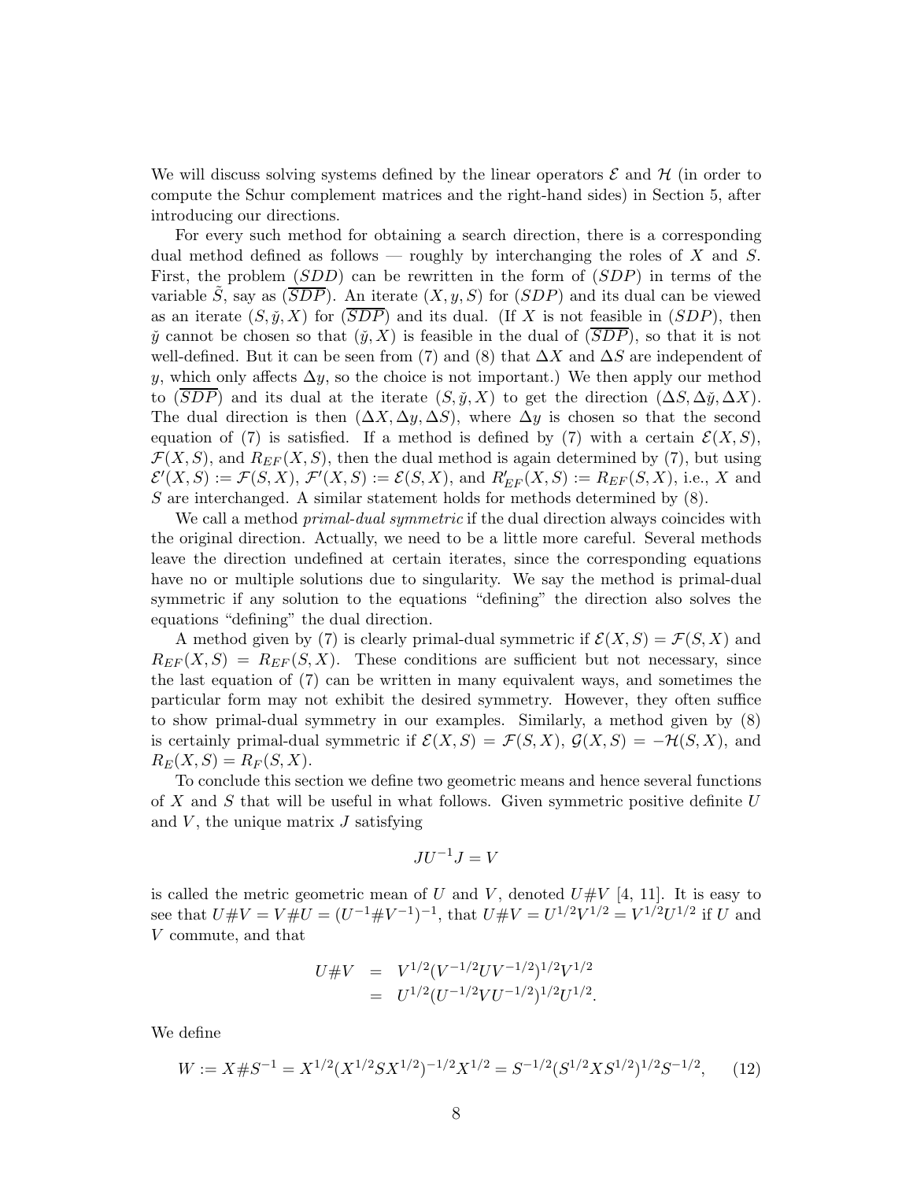We will discuss solving systems defined by the linear operators $\mathcal{E}$ and $\mathcal{H}$ (in order to compute the Schur complement matrices and the right-hand sides) in Section 5, after introducing our directions.

For every such method for obtaining a search direction, there is a corresponding dual method defined as follows — roughly by interchanging the roles of $X$ and $S$. First, the problem $(SDD)$ can be rewritten in the form of $(SDP)$ in terms of the variable $\tilde{S}$, say as $(\overline{SDP})$. An iterate $(X, y, S)$ for $(SDP)$ and its dual can be viewed as an iterate $(S, \check{y}, X)$ for $(\overline{SDP})$ and its dual. (If $X$ is not feasible in $(SDP)$, then $\check{y}$ cannot be chosen so that $(\check{y}, X)$ is feasible in the dual of $(\overline{SDP})$, so that it is not well-defined. But it can be seen from (7) and (8) that $\Delta X$ and $\Delta S$ are independent of $y$, which only affects $\Delta y$, so the choice is not important.) We then apply our method to $(\overline{SDP})$ and its dual at the iterate $(S, \check{y}, X)$ to get the direction $(\Delta S, \Delta\check{y}, \Delta X)$. The dual direction is then $(\Delta X, \Delta y, \Delta S)$, where $\Delta y$ is chosen so that the second equation of (7) is satisfied. If a method is defined by (7) with a certain $\mathcal{E}(X,S)$, $\mathcal{F}(X,S)$, and $R_{EF}(X,S)$, then the dual method is again determined by (7), but using $\mathcal{E}'(X,S) := \mathcal{F}(S,X)$, $\mathcal{F}'(X,S) := \mathcal{E}(S,X)$, and $R'_{EF}(X,S) := R_{EF}(S,X)$, i.e., $X$ and $S$ are interchanged. A similar statement holds for methods determined by (8).

We call a method *primal-dual symmetric* if the dual direction always coincides with the original direction. Actually, we need to be a little more careful. Several methods leave the direction undefined at certain iterates, since the corresponding equations have no or multiple solutions due to singularity. We say the method is primal-dual symmetric if any solution to the equations "defining" the direction also solves the equations "defining" the dual direction.

A method given by (7) is clearly primal-dual symmetric if $\mathcal{E}(X,S) = \mathcal{F}(S,X)$ and $R_{EF}(X,S) = R_{EF}(S,X)$. These conditions are sufficient but not necessary, since the last equation of (7) can be written in many equivalent ways, and sometimes the particular form may not exhibit the desired symmetry. However, they often suffice to show primal-dual symmetry in our examples. Similarly, a method given by (8) is certainly primal-dual symmetric if $\mathcal{E}(X,S) = \mathcal{F}(S,X)$, $\mathcal{G}(X,S) = -\mathcal{H}(S,X)$, and $R_E(X,S) = R_F(S,X)$.

To conclude this section we define two geometric means and hence several functions of $X$ and $S$ that will be useful in what follows. Given symmetric positive definite $U$ and $V$, the unique matrix $J$ satisfying

$$JU^{-1}J = V$$

is called the metric geometric mean of $U$ and $V$, denoted $U\#V$ [4, 11]. It is easy to see that $U\#V = V\#U = (U^{-1}\#V^{-1})^{-1}$, that $U\#V = U^{1/2}V^{1/2} = V^{1/2}U^{1/2}$ if $U$ and $V$ commute, and that

$$\begin{aligned} U\#V &= V^{1/2}(V^{-1/2}UV^{-1/2})^{1/2}V^{1/2} \\ &= U^{1/2}(U^{-1/2}VU^{-1/2})^{1/2}U^{1/2}. \end{aligned}$$

We define

$$W := X\#S^{-1} = X^{1/2}(X^{1/2}SX^{1/2})^{-1/2}X^{1/2} = S^{-1/2}(S^{1/2}XS^{1/2})^{1/2}S^{-1/2}, \qquad (12)$$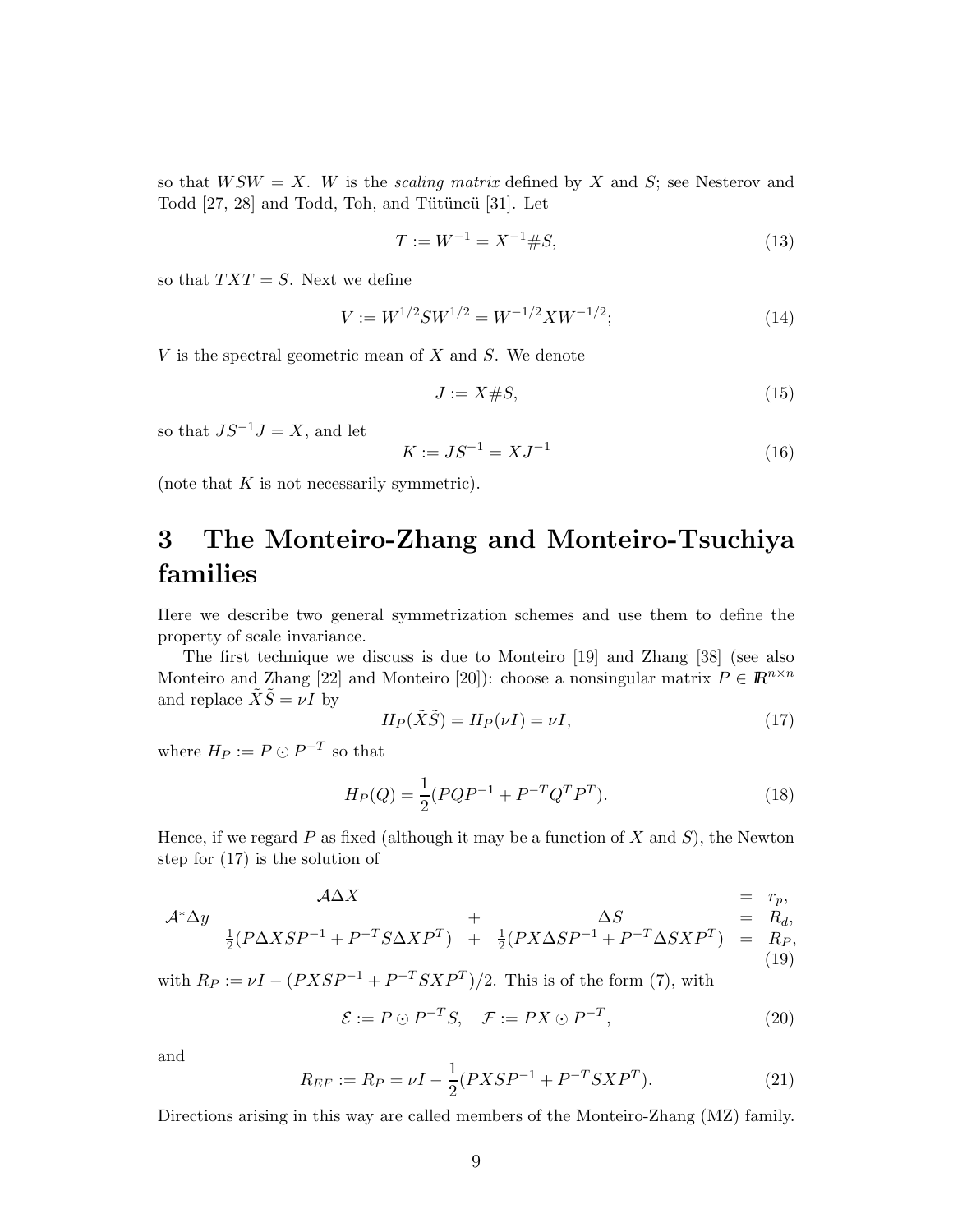so that $WSW = X$. $W$ is the *scaling matrix* defined by $X$ and $S$; see Nesterov and Todd [27, 28] and Todd, Toh, and Tütüncü [31]. Let

$$T := W^{-1} = X^{-1} \# S, \tag{13}$$

so that $TXT = S$. Next we define

$$V := W^{1/2} S W^{1/2} = W^{-1/2} X W^{-1/2}; \tag{14}$$

$V$ is the spectral geometric mean of $X$ and $S$. We denote

$$J := X \# S, \tag{15}$$

so that $JS^{-1}J = X$, and let

$$K := JS^{-1} = XJ^{-1} \tag{16}$$

(note that $K$ is not necessarily symmetric).

# 3 The Monteiro-Zhang and Monteiro-Tsuchiya families

Here we describe two general symmetrization schemes and use them to define the property of scale invariance.

The first technique we discuss is due to Monteiro [19] and Zhang [38] (see also Monteiro and Zhang [22] and Monteiro [20]): choose a nonsingular matrix $P \in \mathbb{R}^{n \times n}$ and replace $\tilde{X}\tilde{S} = \nu I$ by

$$H_P(\tilde{X}\tilde{S}) = H_P(\nu I) = \nu I, \tag{17}$$

where $H_P := P \odot P^{-T}$ so that

$$H_P(Q) = \frac{1}{2}(PQP^{-1} + P^{-T}Q^T P^T). \tag{18}$$

Hence, if we regard $P$ as fixed (although it may be a function of $X$ and $S$), the Newton step for (17) is the solution of

$$\begin{array}{rcccl} & \mathcal{A}\Delta X & & & = r_p, \\ \mathcal{A}^*\Delta y & & + & \Delta S & = R_d, \\ & \frac{1}{2}(P\Delta X S P^{-1} + P^{-T} S \Delta X P^T) & + & \frac{1}{2}(PX\Delta S P^{-1} + P^{-T}\Delta S X P^T) & = R_P, \end{array} \tag{19}$$

with $R_P := \nu I - (PXSP^{-1} + P^{-T}SXP^T)/2$. This is of the form (7), with

$$\mathcal{E} := P \odot P^{-T} S, \quad \mathcal{F} := PX \odot P^{-T}, \tag{20}$$

and

$$R_{EF} := R_P = \nu I - \frac{1}{2}(PXSP^{-1} + P^{-T}SXP^T). \tag{21}$$

Directions arising in this way are called members of the Monteiro-Zhang (MZ) family.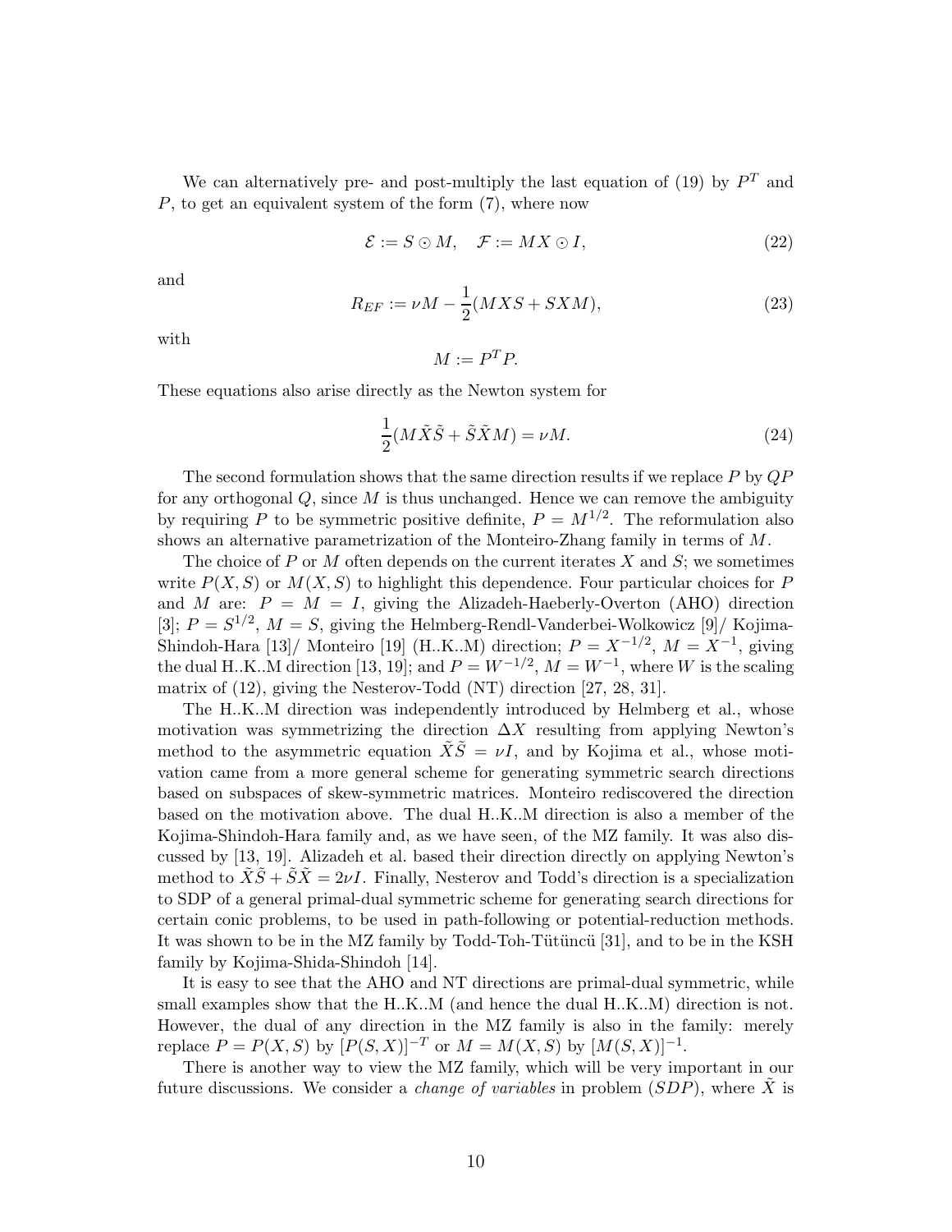We can alternatively pre- and post-multiply the last equation of (19) by $P^T$ and $P$, to get an equivalent system of the form (7), where now

$$\mathcal{E} := S \odot M, \quad \mathcal{F} := MX \odot I, \tag{22}$$

and

$$R_{EF} := \nu M - \frac{1}{2}(MXS + SXM), \tag{23}$$

with

$$M := P^T P.$$

These equations also arise directly as the Newton system for

$$\frac{1}{2}(M\tilde{X}\tilde{S} + \tilde{S}\tilde{X}M) = \nu M. \tag{24}$$

The second formulation shows that the same direction results if we replace $P$ by $QP$ for any orthogonal $Q$, since $M$ is thus unchanged. Hence we can remove the ambiguity by requiring $P$ to be symmetric positive definite, $P = M^{1/2}$. The reformulation also shows an alternative parametrization of the Monteiro-Zhang family in terms of $M$.

The choice of $P$ or $M$ often depends on the current iterates $X$ and $S$; we sometimes write $P(X, S)$ or $M(X, S)$ to highlight this dependence. Four particular choices for $P$ and $M$ are: $P = M = I$, giving the Alizadeh-Haeberly-Overton (AHO) direction [3]; $P = S^{1/2}$, $M = S$, giving the Helmberg-Rendl-Vanderbei-Wolkowicz [9]/ Kojima-Shindoh-Hara [13]/ Monteiro [19] (H..K..M) direction; $P = X^{-1/2}$, $M = X^{-1}$, giving the dual H..K..M direction [13, 19]; and $P = W^{-1/2}$, $M = W^{-1}$, where $W$ is the scaling matrix of (12), giving the Nesterov-Todd (NT) direction [27, 28, 31].

The H..K..M direction was independently introduced by Helmberg et al., whose motivation was symmetrizing the direction $\Delta X$ resulting from applying Newton's method to the asymmetric equation $\tilde{X}\tilde{S} = \nu I$, and by Kojima et al., whose motivation came from a more general scheme for generating symmetric search directions based on subspaces of skew-symmetric matrices. Monteiro rediscovered the direction based on the motivation above. The dual H..K..M direction is also a member of the Kojima-Shindoh-Hara family and, as we have seen, of the MZ family. It was also discussed by [13, 19]. Alizadeh et al. based their direction directly on applying Newton's method to $\tilde{X}\tilde{S} + \tilde{S}\tilde{X} = 2\nu I$. Finally, Nesterov and Todd's direction is a specialization to SDP of a general primal-dual symmetric scheme for generating search directions for certain conic problems, to be used in path-following or potential-reduction methods. It was shown to be in the MZ family by Todd-Toh-Tütüncü [31], and to be in the KSH family by Kojima-Shida-Shindoh [14].

It is easy to see that the AHO and NT directions are primal-dual symmetric, while small examples show that the H..K..M (and hence the dual H..K..M) direction is not. However, the dual of any direction in the MZ family is also in the family: merely replace $P = P(X, S)$ by $[P(S, X)]^{-T}$ or $M = M(X, S)$ by $[M(S, X)]^{-1}$.

There is another way to view the MZ family, which will be very important in our future discussions. We consider a *change of variables* in problem $(SDP)$, where $\tilde{X}$ is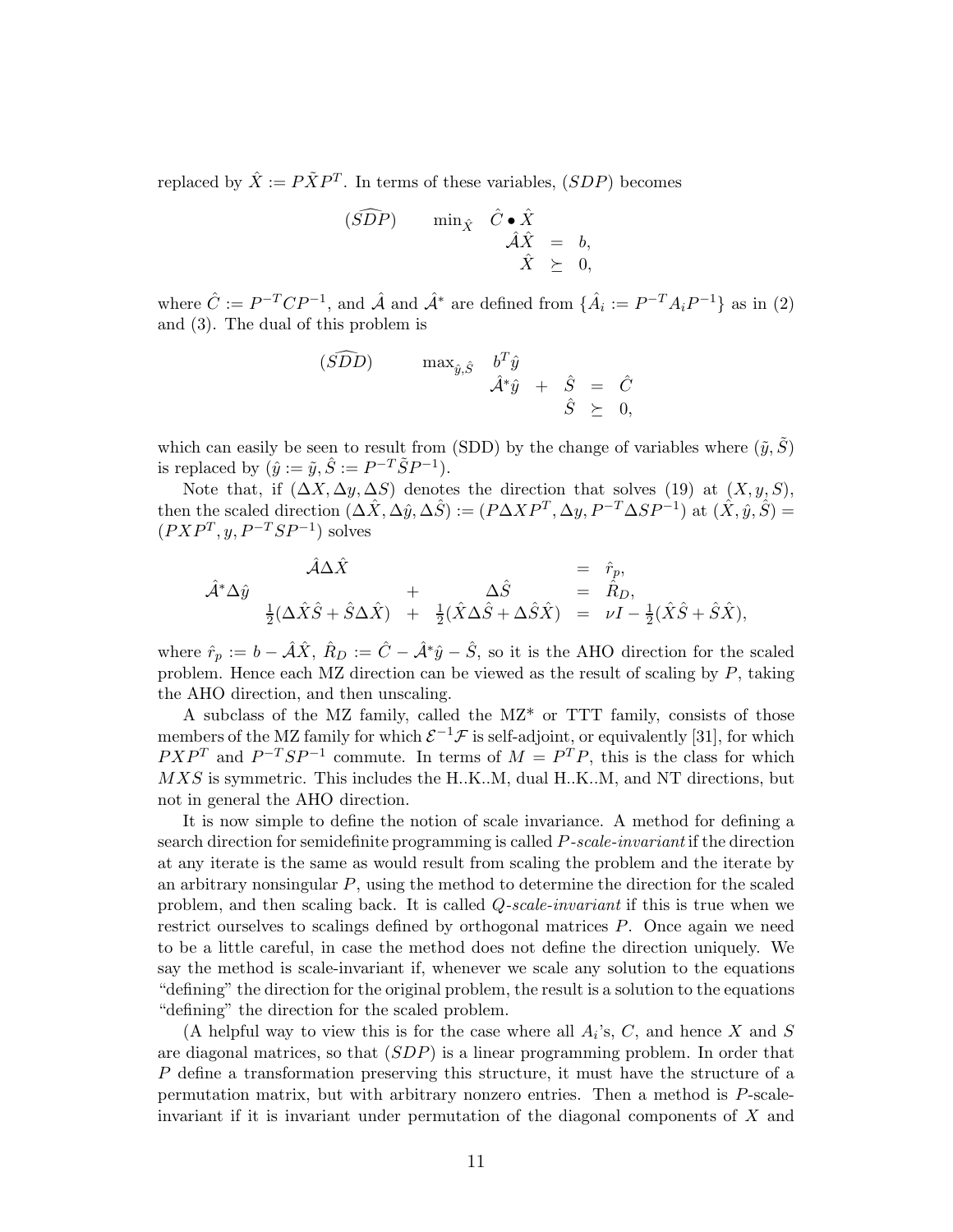replaced by $\hat{X} := P\tilde{X}P^T$. In terms of these variables, $(SDP)$ becomes

$$
(\widehat{SDP}) \qquad \min_{\hat{X}} \quad \hat{C} \bullet \hat{X} \qquad \hat{\mathcal{A}}\hat{X} = b, \quad \hat{X} \succeq 0,
$$

where $\hat{C} := P^{-T}CP^{-1}$, and $\hat{\mathcal{A}}$ and $\hat{\mathcal{A}}^*$ are defined from $\{\hat{A}_i := P^{-T}A_iP^{-1}\}$ as in (2) and (3). The dual of this problem is

$$
(\widehat{SDD}) \qquad \max_{\hat{y},\hat{S}} \quad b^T\hat{y} \qquad \hat{\mathcal{A}}^*\hat{y} + \hat{S} = \hat{C}, \quad \hat{S} \succeq 0,
$$

which can easily be seen to result from (SDD) by the change of variables where $(\tilde{y}, \tilde{S})$ is replaced by $(\hat{y} := \tilde{y}, \hat{S} := P^{-T}\tilde{S}P^{-1})$.

Note that, if $(\Delta X, \Delta y, \Delta S)$ denotes the direction that solves (19) at $(X, y, S)$, then the scaled direction $(\Delta\hat{X}, \Delta\hat{y}, \Delta\hat{S}) := (P\Delta XP^T, \Delta y, P^{-T}\Delta SP^{-1})$ at $(\hat{X}, \hat{y}, \hat{S}) = (PXP^T, y, P^{-T}SP^{-1})$ solves

$$
\begin{array}{rcl}
\hat{\mathcal{A}}\Delta\hat{X} & = & \hat{r}_p, \\
\hat{\mathcal{A}}^*\Delta\hat{y} + \Delta\hat{S} & = & \hat{R}_D, \\
\frac{1}{2}(\Delta\hat{X}\hat{S} + \hat{S}\Delta\hat{X}) + \frac{1}{2}(\hat{X}\Delta\hat{S} + \Delta\hat{S}\hat{X}) & = & \nu I - \frac{1}{2}(\hat{X}\hat{S} + \hat{S}\hat{X}),
\end{array}
$$

where $\hat{r}_p := b - \hat{\mathcal{A}}\hat{X}$, $\hat{R}_D := \hat{C} - \hat{\mathcal{A}}^*\hat{y} - \hat{S}$, so it is the AHO direction for the scaled problem. Hence each MZ direction can be viewed as the result of scaling by $P$, taking the AHO direction, and then unscaling.

A subclass of the MZ family, called the MZ* or TTT family, consists of those members of the MZ family for which $\mathcal{E}^{-1}\mathcal{F}$ is self-adjoint, or equivalently [31], for which $PXP^T$ and $P^{-T}SP^{-1}$ commute. In terms of $M = P^TP$, this is the class for which $MXS$ is symmetric. This includes the H..K..M, dual H..K..M, and NT directions, but not in general the AHO direction.

It is now simple to define the notion of scale invariance. A method for defining a search direction for semidefinite programming is called *P-scale-invariant* if the direction at any iterate is the same as would result from scaling the problem and the iterate by an arbitrary nonsingular $P$, using the method to determine the direction for the scaled problem, and then scaling back. It is called *Q-scale-invariant* if this is true when we restrict ourselves to scalings defined by orthogonal matrices $P$. Once again we need to be a little careful, in case the method does not define the direction uniquely. We say the method is scale-invariant if, whenever we scale any solution to the equations "defining" the direction for the original problem, the result is a solution to the equations "defining" the direction for the scaled problem.

(A helpful way to view this is for the case where all $A_i$'s, $C$, and hence $X$ and $S$ are diagonal matrices, so that $(SDP)$ is a linear programming problem. In order that $P$ define a transformation preserving this structure, it must have the structure of a permutation matrix, but with arbitrary nonzero entries. Then a method is $P$-scale-invariant if it is invariant under permutation of the diagonal components of $X$ and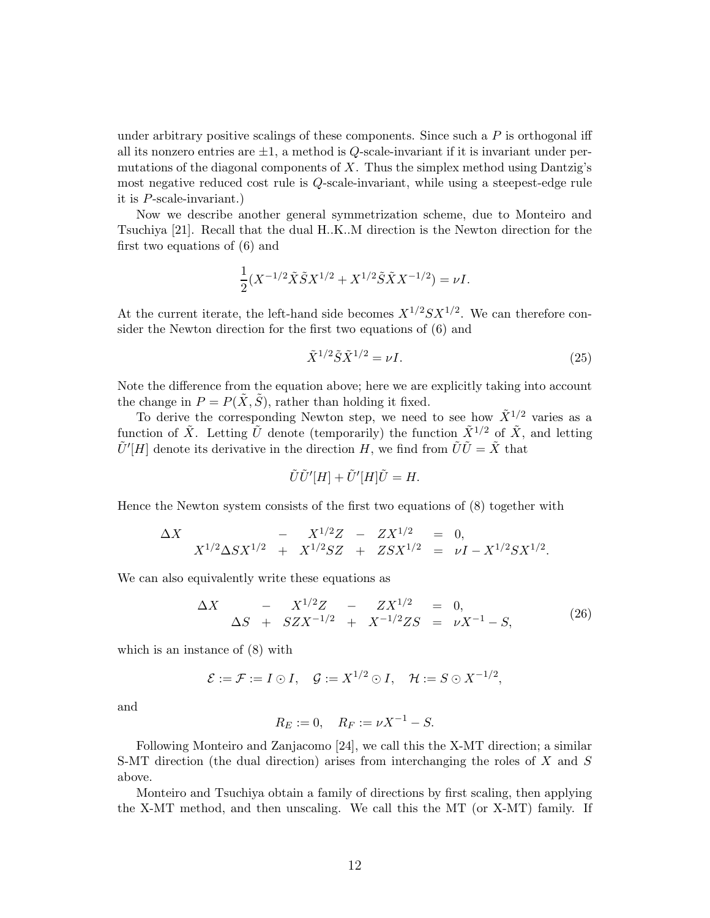under arbitrary positive scalings of these components. Since such a $P$ is orthogonal iff all its nonzero entries are $\pm 1$, a method is $Q$-scale-invariant if it is invariant under permutations of the diagonal components of $X$. Thus the simplex method using Dantzig's most negative reduced cost rule is $Q$-scale-invariant, while using a steepest-edge rule it is $P$-scale-invariant.)

Now we describe another general symmetrization scheme, due to Monteiro and Tsuchiya [21]. Recall that the dual H..K..M direction is the Newton direction for the first two equations of (6) and

$$\frac{1}{2}(X^{-1/2}\tilde{X}\tilde{S}X^{1/2} + X^{1/2}\tilde{S}\tilde{X}X^{-1/2}) = \nu I.$$

At the current iterate, the left-hand side becomes $X^{1/2}SX^{1/2}$. We can therefore consider the Newton direction for the first two equations of (6) and

$$\tilde{X}^{1/2}\tilde{S}\tilde{X}^{1/2} = \nu I. \tag{25}$$

Note the difference from the equation above; here we are explicitly taking into account the change in $P = P(\tilde{X}, \tilde{S})$, rather than holding it fixed.

To derive the corresponding Newton step, we need to see how $\tilde{X}^{1/2}$ varies as a function of $\tilde{X}$. Letting $\tilde{U}$ denote (temporarily) the function $\tilde{X}^{1/2}$ of $\tilde{X}$, and letting $\tilde{U}'[H]$ denote its derivative in the direction $H$, we find from $\tilde{U}\tilde{U} = \tilde{X}$ that

$$\tilde{U}\tilde{U}'[H] + \tilde{U}'[H]\tilde{U} = H.$$

Hence the Newton system consists of the first two equations of (8) together with

$$\begin{array}{rcrcrcl} \Delta X & & & - & X^{1/2}Z & - & ZX^{1/2} & = & 0, \\ & & X^{1/2}\Delta S X^{1/2} & + & X^{1/2}SZ & + & ZSX^{1/2} & = & \nu I - X^{1/2}SX^{1/2}. \end{array}$$

We can also equivalently write these equations as

$$\begin{array}{rcrcrcrcl} \Delta X & & & - & X^{1/2}Z & - & ZX^{1/2} & = & 0, \\ & & \Delta S & + & SZX^{-1/2} & + & X^{-1/2}ZS & = & \nu X^{-1} - S, \end{array} \tag{26}$$

which is an instance of (8) with

$$\mathcal{E} := \mathcal{F} := I \odot I, \quad \mathcal{G} := X^{1/2} \odot I, \quad \mathcal{H} := S \odot X^{-1/2},$$

and

$$R_E := 0, \quad R_F := \nu X^{-1} - S.$$

Following Monteiro and Zanjacomo [24], we call this the X-MT direction; a similar S-MT direction (the dual direction) arises from interchanging the roles of $X$ and $S$ above.

Monteiro and Tsuchiya obtain a family of directions by first scaling, then applying the X-MT method, and then unscaling. We call this the MT (or X-MT) family. If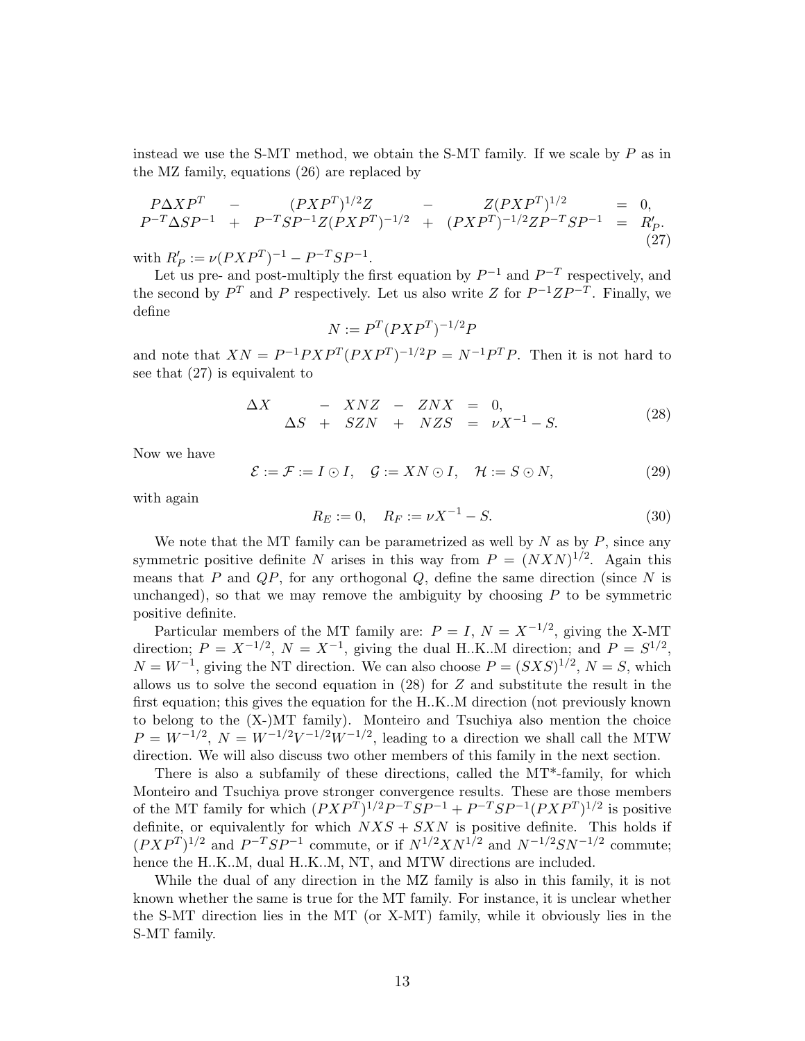instead we use the S-MT method, we obtain the S-MT family. If we scale by $P$ as in the MZ family, equations (26) are replaced by

$$
\begin{array}{rcccccl}
P\Delta X P^T & - & (PXP^T)^{1/2}Z & - & Z(PXP^T)^{1/2} & = & 0, \\
P^{-T}\Delta S P^{-1} & + & P^{-T}SP^{-1}Z(PXP^T)^{-1/2} & + & (PXP^T)^{-1/2}ZP^{-T}SP^{-1} & = & R'_P.
\end{array}
\tag{27}
$$

with $R'_P := \nu(PXP^T)^{-1} - P^{-T}SP^{-1}$.

Let us pre- and post-multiply the first equation by $P^{-1}$ and $P^{-T}$ respectively, and the second by $P^T$ and $P$ respectively. Let us also write $Z$ for $P^{-1}ZP^{-T}$. Finally, we define

$$
N := P^T(PXP^T)^{-1/2}P
$$

and note that $XN = P^{-1}PXP^T(PXP^T)^{-1/2}P = N^{-1}P^TP$. Then it is not hard to see that (27) is equivalent to

$$
\begin{array}{rcccccccl}
\Delta X & & & - & XNZ & - & ZNX & = & 0, \\
 & & \Delta S & + & SZN & + & NZS & = & \nu X^{-1} - S.
\end{array}
\tag{28}
$$

Now we have

$$
\mathcal{E} := \mathcal{F} := I \odot I, \quad \mathcal{G} := XN \odot I, \quad \mathcal{H} := S \odot N, \tag{29}
$$

with again

$$
R_E := 0, \quad R_F := \nu X^{-1} - S. \tag{30}
$$

We note that the MT family can be parametrized as well by $N$ as by $P$, since any symmetric positive definite $N$ arises in this way from $P = (NXN)^{1/2}$. Again this means that $P$ and $QP$, for any orthogonal $Q$, define the same direction (since $N$ is unchanged), so that we may remove the ambiguity by choosing $P$ to be symmetric positive definite.

Particular members of the MT family are: $P = I$, $N = X^{-1/2}$, giving the X-MT direction; $P = X^{-1/2}$, $N = X^{-1}$, giving the dual H..K..M direction; and $P = S^{1/2}$, $N = W^{-1}$, giving the NT direction. We can also choose $P = (SXS)^{1/2}$, $N = S$, which allows us to solve the second equation in (28) for $Z$ and substitute the result in the first equation; this gives the equation for the H..K..M direction (not previously known to belong to the (X-)MT family). Monteiro and Tsuchiya also mention the choice $P = W^{-1/2}$, $N = W^{-1/2}V^{-1/2}W^{-1/2}$, leading to a direction we shall call the MTW direction. We will also discuss two other members of this family in the next section.

There is also a subfamily of these directions, called the MT\*-family, for which Monteiro and Tsuchiya prove stronger convergence results. These are those members of the MT family for which $(PXP^T)^{1/2}P^{-T}SP^{-1} + P^{-T}SP^{-1}(PXP^T)^{1/2}$ is positive definite, or equivalently for which $NXS + SXN$ is positive definite. This holds if $(PXP^T)^{1/2}$ and $P^{-T}SP^{-1}$ commute, or if $N^{1/2}XN^{1/2}$ and $N^{-1/2}SN^{-1/2}$ commute; hence the H..K..M, dual H..K..M, NT, and MTW directions are included.

While the dual of any direction in the MZ family is also in this family, it is not known whether the same is true for the MT family. For instance, it is unclear whether the S-MT direction lies in the MT (or X-MT) family, while it obviously lies in the S-MT family.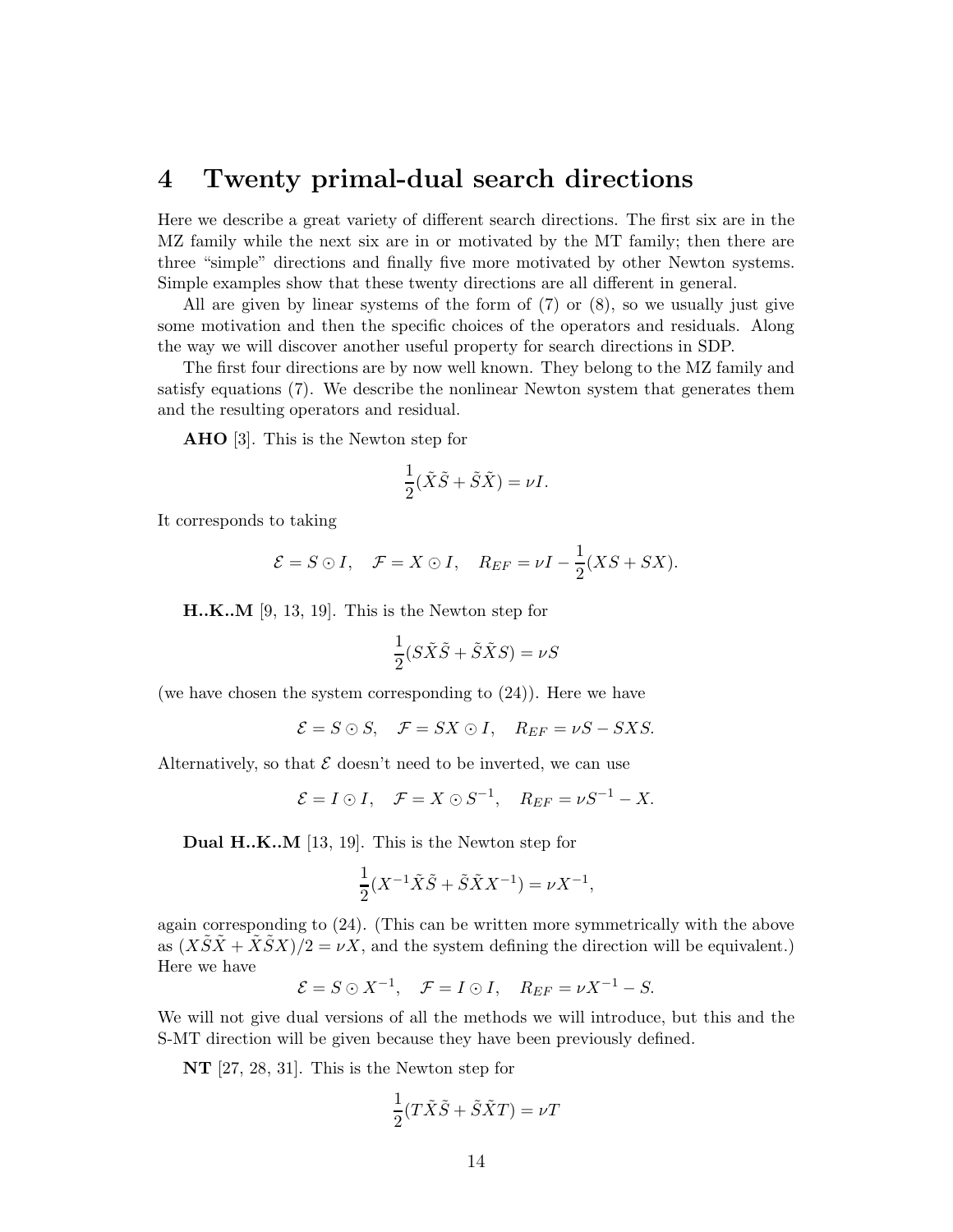# 4 Twenty primal-dual search directions

Here we describe a great variety of different search directions. The first six are in the MZ family while the next six are in or motivated by the MT family; then there are three "simple" directions and finally five more motivated by other Newton systems. Simple examples show that these twenty directions are all different in general.

All are given by linear systems of the form of (7) or (8), so we usually just give some motivation and then the specific choices of the operators and residuals. Along the way we will discover another useful property for search directions in SDP.

The first four directions are by now well known. They belong to the MZ family and satisfy equations (7). We describe the nonlinear Newton system that generates them and the resulting operators and residual.

**AHO** [3]. This is the Newton step for

$$\frac{1}{2}(\tilde{X}\tilde{S} + \tilde{S}\tilde{X}) = \nu I.$$

It corresponds to taking

$$\mathcal{E} = S \odot I, \quad \mathcal{F} = X \odot I, \quad R_{EF} = \nu I - \frac{1}{2}(XS + SX).$$

**H..K..M** [9, 13, 19]. This is the Newton step for

$$\frac{1}{2}(S\tilde{X}\tilde{S} + \tilde{S}\tilde{X}S) = \nu S$$

(we have chosen the system corresponding to (24)). Here we have

$$\mathcal{E} = S \odot S, \quad \mathcal{F} = SX \odot I, \quad R_{EF} = \nu S - SXS.$$

Alternatively, so that $\mathcal{E}$ doesn't need to be inverted, we can use

$$\mathcal{E} = I \odot I, \quad \mathcal{F} = X \odot S^{-1}, \quad R_{EF} = \nu S^{-1} - X.$$

**Dual H..K..M** [13, 19]. This is the Newton step for

$$\frac{1}{2}(X^{-1}\tilde{X}\tilde{S} + \tilde{S}\tilde{X}X^{-1}) = \nu X^{-1},$$

again corresponding to (24). (This can be written more symmetrically with the above as $(X\tilde{S}\tilde{X} + \tilde{X}\tilde{S}X)/2 = \nu X$, and the system defining the direction will be equivalent.) Here we have

$$\mathcal{E} = S \odot X^{-1}, \quad \mathcal{F} = I \odot I, \quad R_{EF} = \nu X^{-1} - S.$$

We will not give dual versions of all the methods we will introduce, but this and the S-MT direction will be given because they have been previously defined.

**NT** [27, 28, 31]. This is the Newton step for

$$\frac{1}{2}(T\tilde{X}\tilde{S} + \tilde{S}\tilde{X}T) = \nu T$$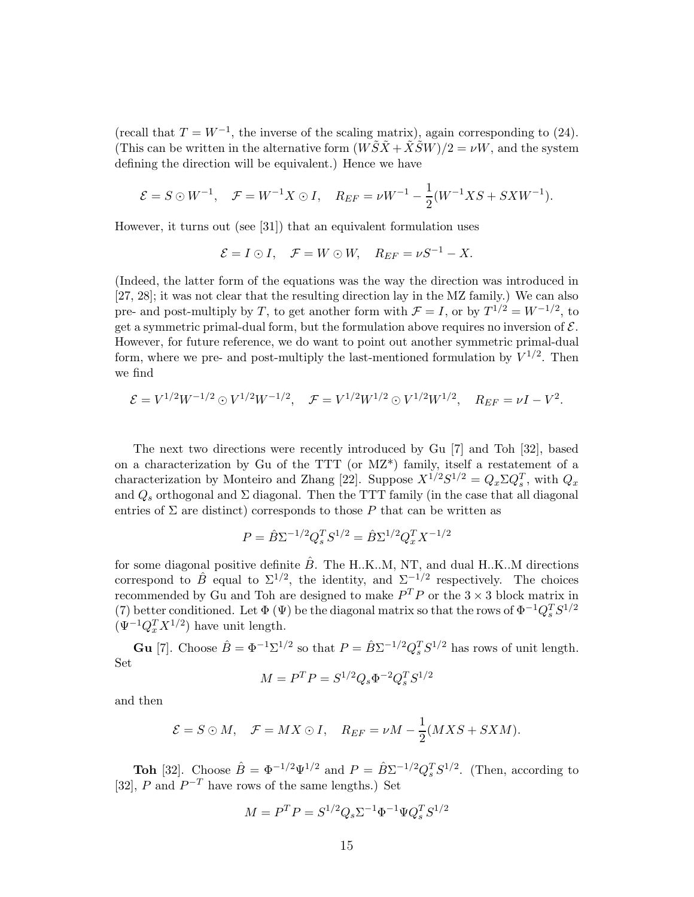(recall that $T = W^{-1}$, the inverse of the scaling matrix), again corresponding to (24). (This can be written in the alternative form $(W\tilde{S}\tilde{X} + \tilde{X}\tilde{S}W)/2 = \nu W$, and the system defining the direction will be equivalent.) Hence we have

$$\mathcal{E} = S \odot W^{-1}, \quad \mathcal{F} = W^{-1}X \odot I, \quad R_{EF} = \nu W^{-1} - \frac{1}{2}(W^{-1}XS + SXW^{-1}).$$

However, it turns out (see [31]) that an equivalent formulation uses

$$\mathcal{E} = I \odot I, \quad \mathcal{F} = W \odot W, \quad R_{EF} = \nu S^{-1} - X.$$

(Indeed, the latter form of the equations was the way the direction was introduced in [27, 28]; it was not clear that the resulting direction lay in the MZ family.) We can also pre- and post-multiply by $T$, to get another form with $\mathcal{F} = I$, or by $T^{1/2} = W^{-1/2}$, to get a symmetric primal-dual form, but the formulation above requires no inversion of $\mathcal{E}$. However, for future reference, we do want to point out another symmetric primal-dual form, where we pre- and post-multiply the last-mentioned formulation by $V^{1/2}$. Then we find

$$\mathcal{E} = V^{1/2}W^{-1/2} \odot V^{1/2}W^{-1/2}, \quad \mathcal{F} = V^{1/2}W^{1/2} \odot V^{1/2}W^{1/2}, \quad R_{EF} = \nu I - V^2.$$

The next two directions were recently introduced by Gu [7] and Toh [32], based on a characterization by Gu of the TTT (or MZ*) family, itself a restatement of a characterization by Monteiro and Zhang [22]. Suppose $X^{1/2}S^{1/2} = Q_x\Sigma Q_s^T$, with $Q_x$ and $Q_s$ orthogonal and $\Sigma$ diagonal. Then the TTT family (in the case that all diagonal entries of $\Sigma$ are distinct) corresponds to those $P$ that can be written as

$$P = \hat{B}\Sigma^{-1/2}Q_s^T S^{1/2} = \hat{B}\Sigma^{1/2}Q_x^T X^{-1/2}$$

for some diagonal positive definite $\hat{B}$. The H..K..M, NT, and dual H..K..M directions correspond to $\hat{B}$ equal to $\Sigma^{1/2}$, the identity, and $\Sigma^{-1/2}$ respectively. The choices recommended by Gu and Toh are designed to make $P^TP$ or the $3 \times 3$ block matrix in (7) better conditioned. Let $\Phi$ ($\Psi$) be the diagonal matrix so that the rows of $\Phi^{-1}Q_s^T S^{1/2}$ ($\Psi^{-1}Q_x^T X^{1/2}$) have unit length.

**Gu** [7]. Choose $\hat{B} = \Phi^{-1}\Sigma^{1/2}$ so that $P = \hat{B}\Sigma^{-1/2}Q_s^T S^{1/2}$ has rows of unit length. Set

$$M = P^TP = S^{1/2}Q_s\Phi^{-2}Q_s^T S^{1/2}$$

and then

$$\mathcal{E} = S \odot M, \quad \mathcal{F} = MX \odot I, \quad R_{EF} = \nu M - \frac{1}{2}(MXS + SXM).$$

**Toh** [32]. Choose $\hat{B} = \Phi^{-1/2}\Psi^{1/2}$ and $P = \hat{B}\Sigma^{-1/2}Q_s^T S^{1/2}$. (Then, according to [32], $P$ and $P^{-T}$ have rows of the same lengths.) Set

$$M = P^TP = S^{1/2}Q_s\Sigma^{-1}\Phi^{-1}\Psi Q_s^T S^{1/2}$$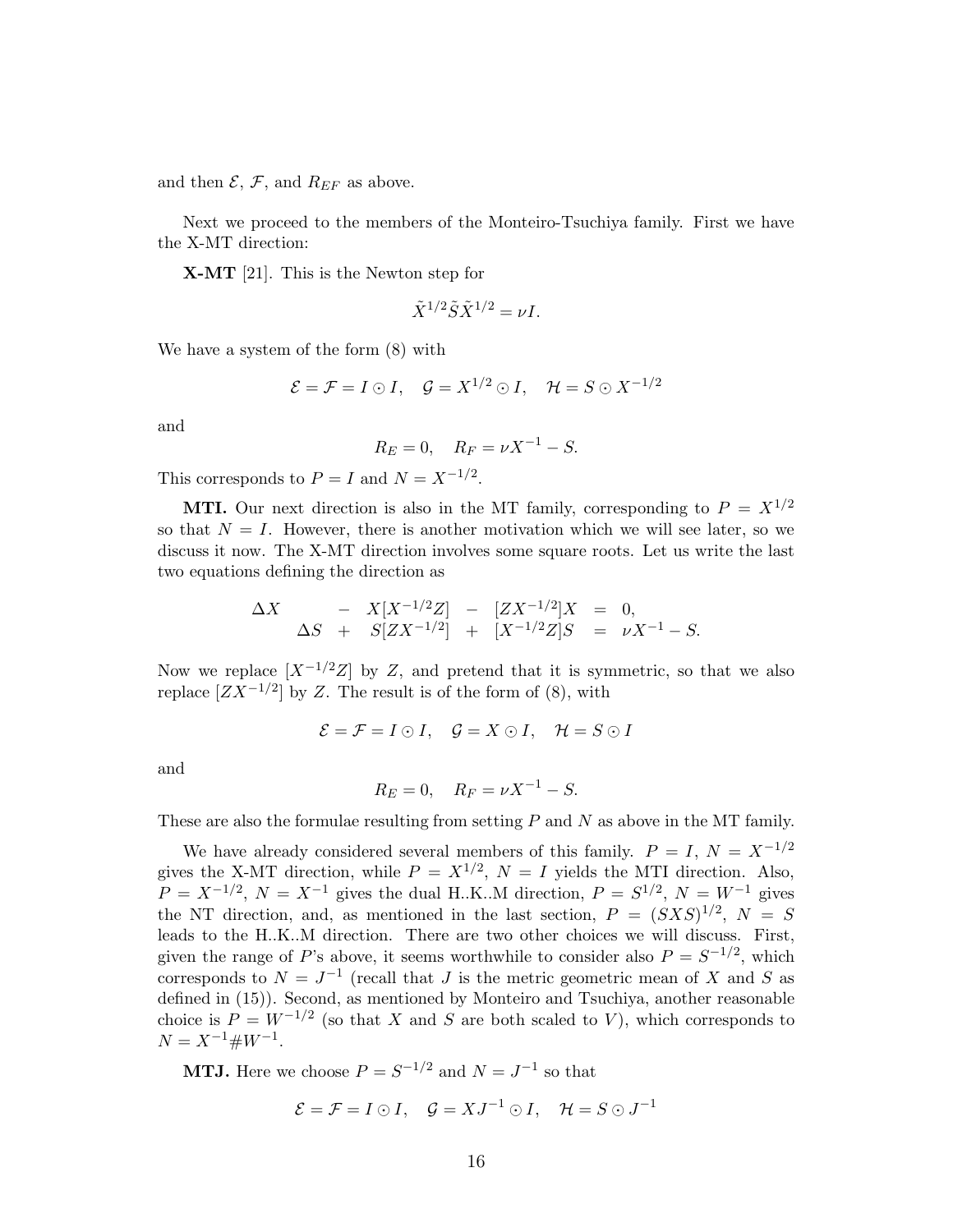and then $\mathcal{E}$, $\mathcal{F}$, and $R_{EF}$ as above.

Next we proceed to the members of the Monteiro-Tsuchiya family. First we have the X-MT direction:

**X-MT** [21]. This is the Newton step for

$$\tilde{X}^{1/2}\tilde{S}\tilde{X}^{1/2} = \nu I.$$

We have a system of the form (8) with

$$\mathcal{E} = \mathcal{F} = I \odot I, \quad \mathcal{G} = X^{1/2} \odot I, \quad \mathcal{H} = S \odot X^{-1/2}$$

and

$$R_E = 0, \quad R_F = \nu X^{-1} - S.$$

This corresponds to $P = I$ and $N = X^{-1/2}$.

**MTI.** Our next direction is also in the MT family, corresponding to $P = X^{1/2}$ so that $N = I$. However, there is another motivation which we will see later, so we discuss it now. The X-MT direction involves some square roots. Let us write the last two equations defining the direction as

$$\begin{array}{rcccccl} \Delta X & & - & X[X^{-1/2}Z] & - & [ZX^{-1/2}]X & = & 0, \\ & \Delta S & + & S[ZX^{-1/2}] & + & [X^{-1/2}Z]S & = & \nu X^{-1} - S. \end{array}$$

Now we replace $[X^{-1/2}Z]$ by $Z$, and pretend that it is symmetric, so that we also replace $[ZX^{-1/2}]$ by $Z$. The result is of the form of (8), with

$$\mathcal{E} = \mathcal{F} = I \odot I, \quad \mathcal{G} = X \odot I, \quad \mathcal{H} = S \odot I$$

and

$$R_E = 0, \quad R_F = \nu X^{-1} - S.$$

These are also the formulae resulting from setting $P$ and $N$ as above in the MT family.

We have already considered several members of this family. $P = I$, $N = X^{-1/2}$ gives the X-MT direction, while $P = X^{1/2}$, $N = I$ yields the MTI direction. Also, $P = X^{-1/2}$, $N = X^{-1}$ gives the dual H..K..M direction, $P = S^{1/2}$, $N = W^{-1}$ gives the NT direction, and, as mentioned in the last section, $P = (SXS)^{1/2}$, $N = S$ leads to the H..K..M direction. There are two other choices we will discuss. First, given the range of $P$'s above, it seems worthwhile to consider also $P = S^{-1/2}$, which corresponds to $N = J^{-1}$ (recall that $J$ is the metric geometric mean of $X$ and $S$ as defined in (15)). Second, as mentioned by Monteiro and Tsuchiya, another reasonable choice is $P = W^{-1/2}$ (so that $X$ and $S$ are both scaled to $V$), which corresponds to $N = X^{-1} \# W^{-1}$.

**MTJ.** Here we choose $P = S^{-1/2}$ and $N = J^{-1}$ so that

$$\mathcal{E} = \mathcal{F} = I \odot I, \quad \mathcal{G} = XJ^{-1} \odot I, \quad \mathcal{H} = S \odot J^{-1}$$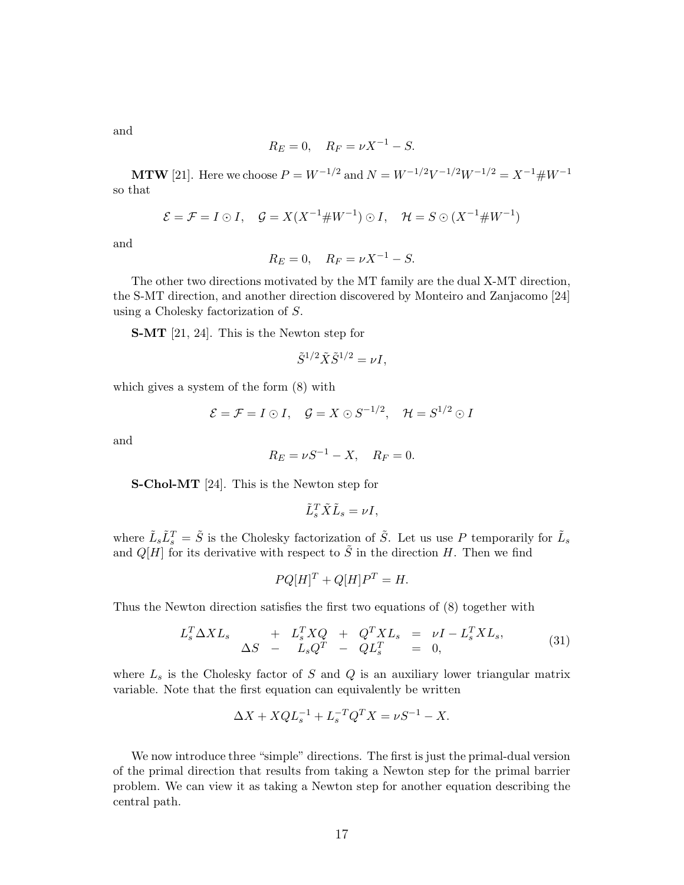and

$$R_E = 0, \quad R_F = \nu X^{-1} - S.$$

**MTW** [21]. Here we choose $P = W^{-1/2}$ and $N = W^{-1/2}V^{-1/2}W^{-1/2} = X^{-1} \# W^{-1}$ so that

$$\mathcal{E} = \mathcal{F} = I \odot I, \quad \mathcal{G} = X(X^{-1} \# W^{-1}) \odot I, \quad \mathcal{H} = S \odot (X^{-1} \# W^{-1})$$

and

$$R_E = 0, \quad R_F = \nu X^{-1} - S.$$

The other two directions motivated by the MT family are the dual X-MT direction, the S-MT direction, and another direction discovered by Monteiro and Zanjacomo [24] using a Cholesky factorization of $S$.

**S-MT** [21, 24]. This is the Newton step for

$$\tilde{S}^{1/2} \tilde{X} \tilde{S}^{1/2} = \nu I,$$

which gives a system of the form (8) with

$$\mathcal{E} = \mathcal{F} = I \odot I, \quad \mathcal{G} = X \odot S^{-1/2}, \quad \mathcal{H} = S^{1/2} \odot I$$

and

$$R_E = \nu S^{-1} - X, \quad R_F = 0.$$

**S-Chol-MT** [24]. This is the Newton step for

$$\tilde{L}_s^T \tilde{X} \tilde{L}_s = \nu I,$$

where $\tilde{L}_s \tilde{L}_s^T = \tilde{S}$ is the Cholesky factorization of $\tilde{S}$. Let us use $P$ temporarily for $\tilde{L}_s$ and $Q[H]$ for its derivative with respect to $\tilde{S}$ in the direction $H$. Then we find

$$PQ[H]^T + Q[H]P^T = H.$$

Thus the Newton direction satisfies the first two equations of (8) together with

$$\begin{array}{rcccccl} L_s^T \Delta X L_s & & + & L_s^T X Q & + & Q^T X L_s & = \nu I - L_s^T X L_s, \\ & \Delta S & - & L_s Q^T & - & Q L_s^T & = 0, \end{array} \tag{31}$$

where $L_s$ is the Cholesky factor of $S$ and $Q$ is an auxiliary lower triangular matrix variable. Note that the first equation can equivalently be written

$$\Delta X + XQL_s^{-1} + L_s^{-T} Q^T X = \nu S^{-1} - X.$$

We now introduce three "simple" directions. The first is just the primal-dual version of the primal direction that results from taking a Newton step for the primal barrier problem. We can view it as taking a Newton step for another equation describing the central path.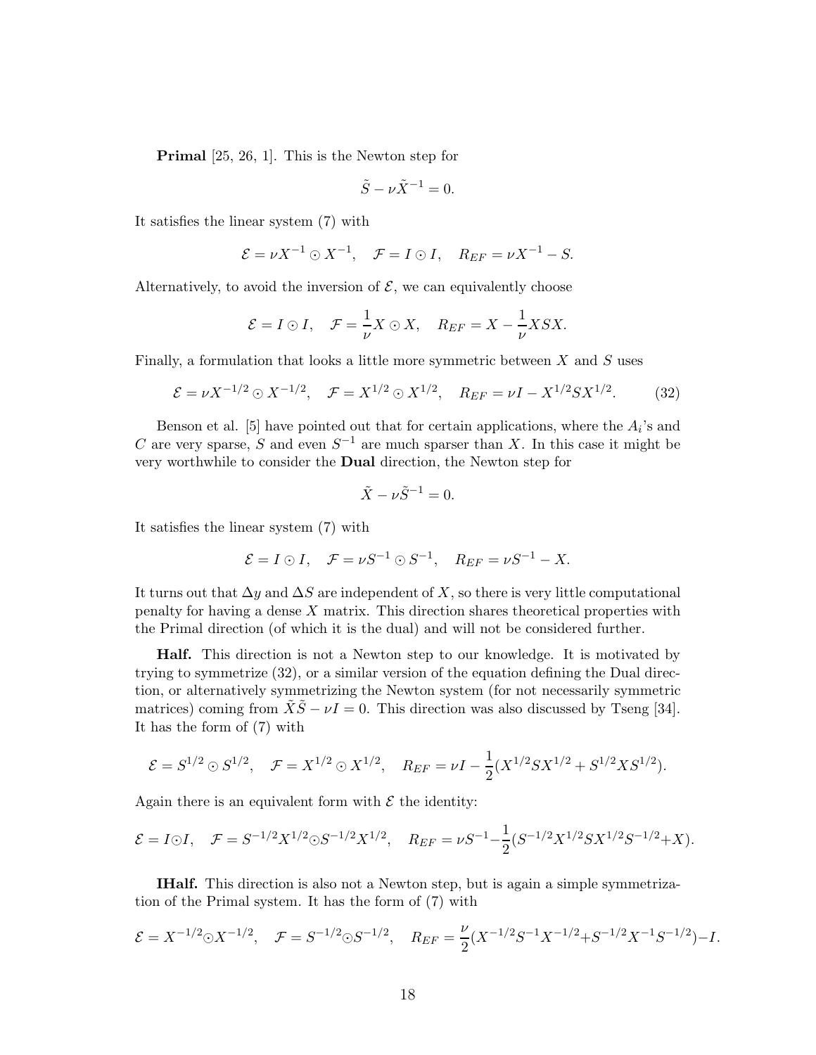**Primal** [25, 26, 1]. This is the Newton step for

$$\tilde{S} - \nu \tilde{X}^{-1} = 0.$$

It satisfies the linear system (7) with

$$\mathcal{E} = \nu X^{-1} \odot X^{-1}, \quad \mathcal{F} = I \odot I, \quad R_{EF} = \nu X^{-1} - S.$$

Alternatively, to avoid the inversion of $\mathcal{E}$, we can equivalently choose

$$\mathcal{E} = I \odot I, \quad \mathcal{F} = \frac{1}{\nu} X \odot X, \quad R_{EF} = X - \frac{1}{\nu} XSX.$$

Finally, a formulation that looks a little more symmetric between $X$ and $S$ uses

$$\mathcal{E} = \nu X^{-1/2} \odot X^{-1/2}, \quad \mathcal{F} = X^{1/2} \odot X^{1/2}, \quad R_{EF} = \nu I - X^{1/2} S X^{1/2}. \tag{32}$$

Benson et al. [5] have pointed out that for certain applications, where the $A_i$'s and $C$ are very sparse, $S$ and even $S^{-1}$ are much sparser than $X$. In this case it might be very worthwhile to consider the **Dual** direction, the Newton step for

$$\tilde{X} - \nu \tilde{S}^{-1} = 0.$$

It satisfies the linear system (7) with

$$\mathcal{E} = I \odot I, \quad \mathcal{F} = \nu S^{-1} \odot S^{-1}, \quad R_{EF} = \nu S^{-1} - X.$$

It turns out that $\Delta y$ and $\Delta S$ are independent of $X$, so there is very little computational penalty for having a dense $X$ matrix. This direction shares theoretical properties with the Primal direction (of which it is the dual) and will not be considered further.

**Half.** This direction is not a Newton step to our knowledge. It is motivated by trying to symmetrize (32), or a similar version of the equation defining the Dual direction, or alternatively symmetrizing the Newton system (for not necessarily symmetric matrices) coming from $\tilde{X}\tilde{S} - \nu I = 0$. This direction was also discussed by Tseng [34]. It has the form of (7) with

$$\mathcal{E} = S^{1/2} \odot S^{1/2}, \quad \mathcal{F} = X^{1/2} \odot X^{1/2}, \quad R_{EF} = \nu I - \frac{1}{2}(X^{1/2} S X^{1/2} + S^{1/2} X S^{1/2}).$$

Again there is an equivalent form with $\mathcal{E}$ the identity:

$$\mathcal{E} = I \odot I, \quad \mathcal{F} = S^{-1/2} X^{1/2} \odot S^{-1/2} X^{1/2}, \quad R_{EF} = \nu S^{-1} - \frac{1}{2}(S^{-1/2} X^{1/2} S X^{1/2} S^{-1/2} + X).$$

**IHalf.** This direction is also not a Newton step, but is again a simple symmetrization of the Primal system. It has the form of (7) with

$$\mathcal{E} = X^{-1/2} \odot X^{-1/2}, \quad \mathcal{F} = S^{-1/2} \odot S^{-1/2}, \quad R_{EF} = \frac{\nu}{2}(X^{-1/2} S^{-1} X^{-1/2} + S^{-1/2} X^{-1} S^{-1/2}) - I.$$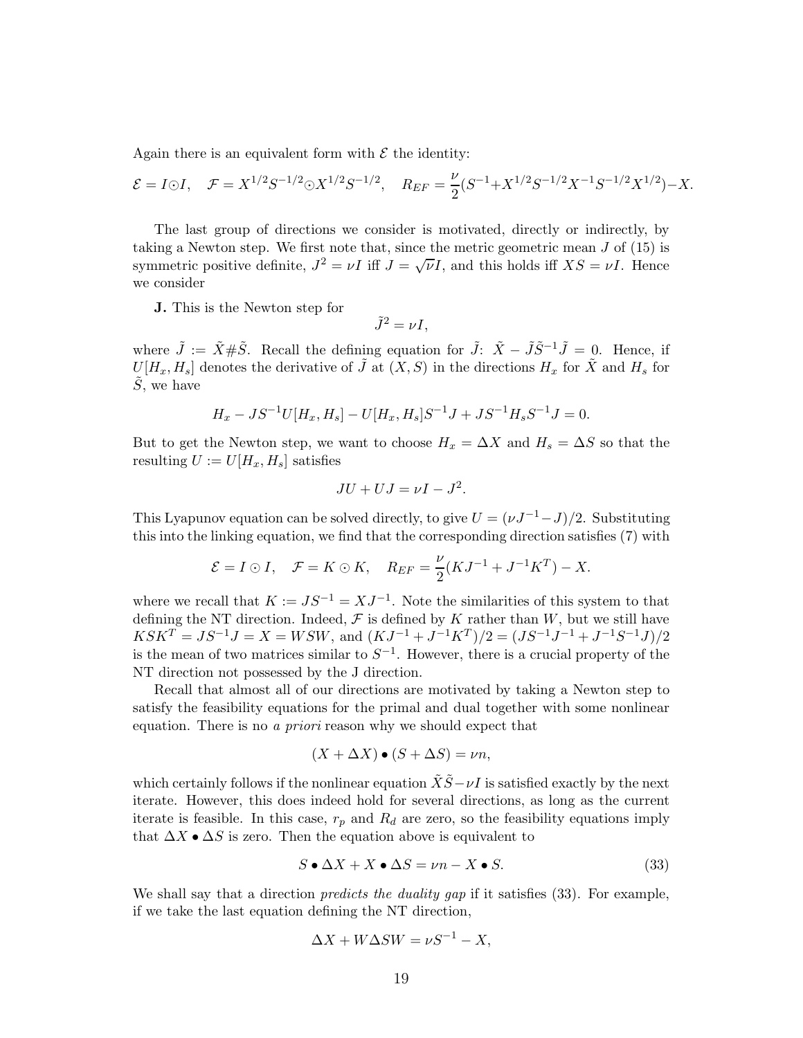Again there is an equivalent form with $\mathcal{E}$ the identity:

$$\mathcal{E} = I \odot I, \quad \mathcal{F} = X^{1/2}S^{-1/2} \odot X^{1/2}S^{-1/2}, \quad R_{EF} = \frac{\nu}{2}(S^{-1} + X^{1/2}S^{-1/2}X^{-1}S^{-1/2}X^{1/2}) - X.$$

The last group of directions we consider is motivated, directly or indirectly, by taking a Newton step. We first note that, since the metric geometric mean $J$ of (15) is symmetric positive definite, $J^2 = \nu I$ iff $J = \sqrt{\nu}I$, and this holds iff $XS = \nu I$. Hence we consider

**J.** This is the Newton step for

$$\tilde{J}^2 = \nu I,$$

where $\tilde{J} := \tilde{X} \# \tilde{S}$. Recall the defining equation for $\tilde{J}$: $\tilde{X} - \tilde{J}\tilde{S}^{-1}\tilde{J} = 0$. Hence, if $U[H_x, H_s]$ denotes the derivative of $\tilde{J}$ at $(X, S)$ in the directions $H_x$ for $\tilde{X}$ and $H_s$ for $\tilde{S}$, we have

$$H_x - JS^{-1}U[H_x, H_s] - U[H_x, H_s]S^{-1}J + JS^{-1}H_sS^{-1}J = 0.$$

But to get the Newton step, we want to choose $H_x = \Delta X$ and $H_s = \Delta S$ so that the resulting $U := U[H_x, H_s]$ satisfies

$$JU + UJ = \nu I - J^2.$$

This Lyapunov equation can be solved directly, to give $U = (\nu J^{-1} - J)/2$. Substituting this into the linking equation, we find that the corresponding direction satisfies (7) with

$$\mathcal{E} = I \odot I, \quad \mathcal{F} = K \odot K, \quad R_{EF} = \frac{\nu}{2}(KJ^{-1} + J^{-1}K^T) - X.$$

where we recall that $K := JS^{-1} = XJ^{-1}$. Note the similarities of this system to that defining the NT direction. Indeed, $\mathcal{F}$ is defined by $K$ rather than $W$, but we still have $KSK^T = JS^{-1}J = X = WSW$, and $(KJ^{-1} + J^{-1}K^T)/2 = (JS^{-1}J^{-1} + J^{-1}S^{-1}J)/2$ is the mean of two matrices similar to $S^{-1}$. However, there is a crucial property of the NT direction not possessed by the J direction.

Recall that almost all of our directions are motivated by taking a Newton step to satisfy the feasibility equations for the primal and dual together with some nonlinear equation. There is no *a priori* reason why we should expect that

$$(X + \Delta X) \bullet (S + \Delta S) = \nu n,$$

which certainly follows if the nonlinear equation $\tilde{X}\tilde{S} - \nu I$ is satisfied exactly by the next iterate. However, this does indeed hold for several directions, as long as the current iterate is feasible. In this case, $r_p$ and $R_d$ are zero, so the feasibility equations imply that $\Delta X \bullet \Delta S$ is zero. Then the equation above is equivalent to

$$S \bullet \Delta X + X \bullet \Delta S = \nu n - X \bullet S. \tag{33}$$

We shall say that a direction *predicts the duality gap* if it satisfies (33). For example, if we take the last equation defining the NT direction,

$$\Delta X + W\Delta SW = \nu S^{-1} - X,$$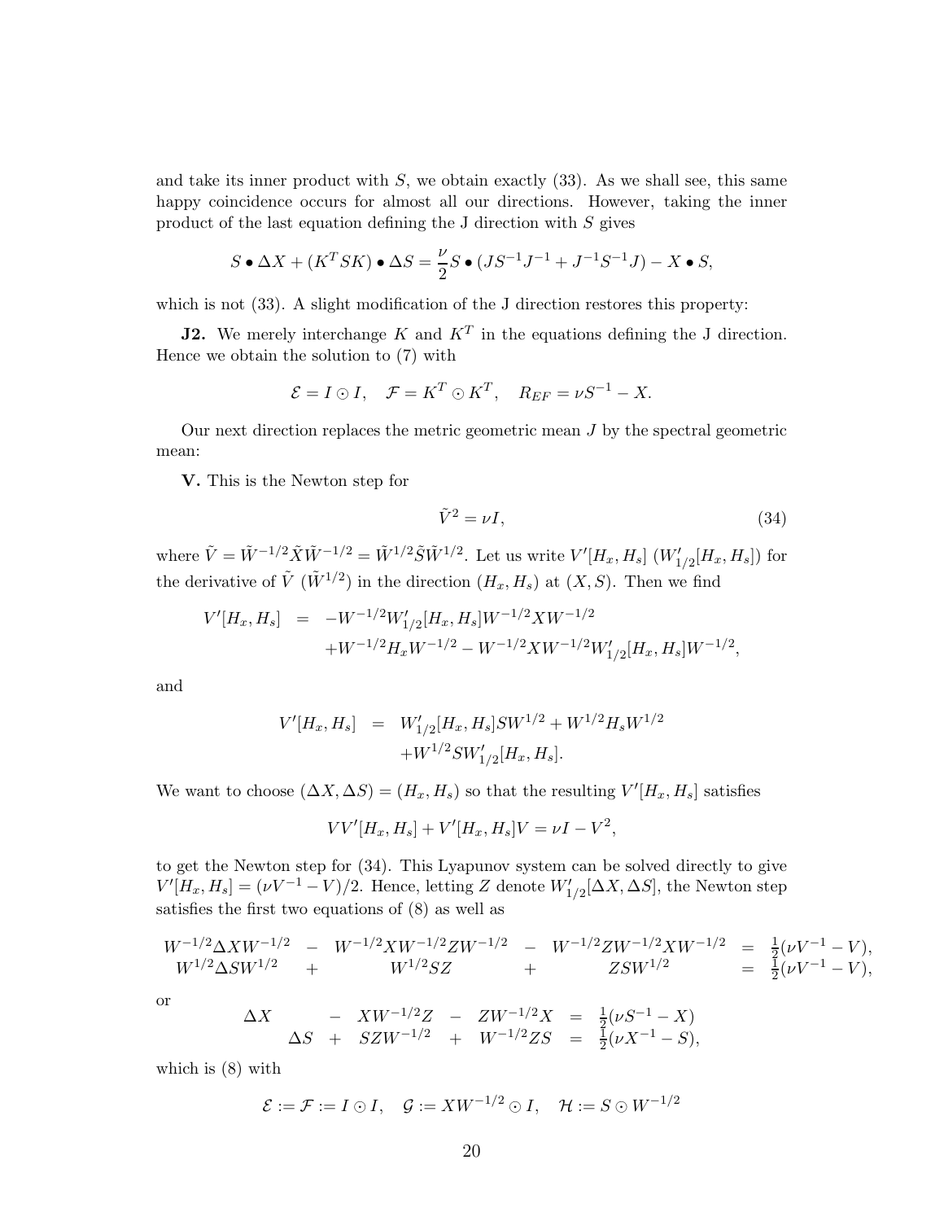and take its inner product with $S$, we obtain exactly (33). As we shall see, this same happy coincidence occurs for almost all our directions. However, taking the inner product of the last equation defining the J direction with $S$ gives

$$S \bullet \Delta X + (K^T S K) \bullet \Delta S = \frac{\nu}{2} S \bullet (J S^{-1} J^{-1} + J^{-1} S^{-1} J) - X \bullet S,$$

which is not (33). A slight modification of the J direction restores this property:

**J2.** We merely interchange $K$ and $K^T$ in the equations defining the J direction. Hence we obtain the solution to (7) with

$$\mathcal{E} = I \odot I, \quad \mathcal{F} = K^T \odot K^T, \quad R_{EF} = \nu S^{-1} - X.$$

Our next direction replaces the metric geometric mean $J$ by the spectral geometric mean:

**V.** This is the Newton step for

$$\tilde{V}^2 = \nu I, \tag{34}$$

where $\tilde{V} = \tilde{W}^{-1/2} \tilde{X} \tilde{W}^{-1/2} = \tilde{W}^{1/2} \tilde{S} \tilde{W}^{1/2}$. Let us write $V'[H_x, H_s]$ ($W'_{1/2}[H_x, H_s]$) for the derivative of $\tilde{V}$ ($\tilde{W}^{1/2}$) in the direction $(H_x, H_s)$ at $(X, S)$. Then we find

$$\begin{aligned} V'[H_x, H_s] &= -W^{-1/2} W'_{1/2}[H_x, H_s] W^{-1/2} X W^{-1/2} \\ &\quad + W^{-1/2} H_x W^{-1/2} - W^{-1/2} X W^{-1/2} W'_{1/2}[H_x, H_s] W^{-1/2}, \end{aligned}$$

and

$$\begin{aligned} V'[H_x, H_s] &= W'_{1/2}[H_x, H_s] S W^{1/2} + W^{1/2} H_s W^{1/2} \\ &\quad + W^{1/2} S W'_{1/2}[H_x, H_s]. \end{aligned}$$

We want to choose $(\Delta X, \Delta S) = (H_x, H_s)$ so that the resulting $V'[H_x, H_s]$ satisfies

$$V V'[H_x, H_s] + V'[H_x, H_s] V = \nu I - V^2,$$

to get the Newton step for (34). This Lyapunov system can be solved directly to give $V'[H_x, H_s] = (\nu V^{-1} - V)/2$. Hence, letting $Z$ denote $W'_{1/2}[\Delta X, \Delta S]$, the Newton step satisfies the first two equations of (8) as well as

$$\begin{aligned} W^{-1/2} \Delta X W^{-1/2} - W^{-1/2} X W^{-1/2} Z W^{-1/2} - W^{-1/2} Z W^{-1/2} X W^{-1/2} &= \tfrac{1}{2}(\nu V^{-1} - V), \\ W^{1/2} \Delta S W^{1/2} + W^{1/2} S Z + Z S W^{1/2} &= \tfrac{1}{2}(\nu V^{-1} - V), \end{aligned}$$

or

$$\begin{aligned} \Delta X - X W^{-1/2} Z - Z W^{-1/2} X &= \tfrac{1}{2}(\nu S^{-1} - X) \\ \Delta S + S Z W^{-1/2} + W^{-1/2} Z S &= \tfrac{1}{2}(\nu X^{-1} - S), \end{aligned}$$

which is (8) with

$$\mathcal{E} := \mathcal{F} := I \odot I, \quad \mathcal{G} := X W^{-1/2} \odot I, \quad \mathcal{H} := S \odot W^{-1/2}$$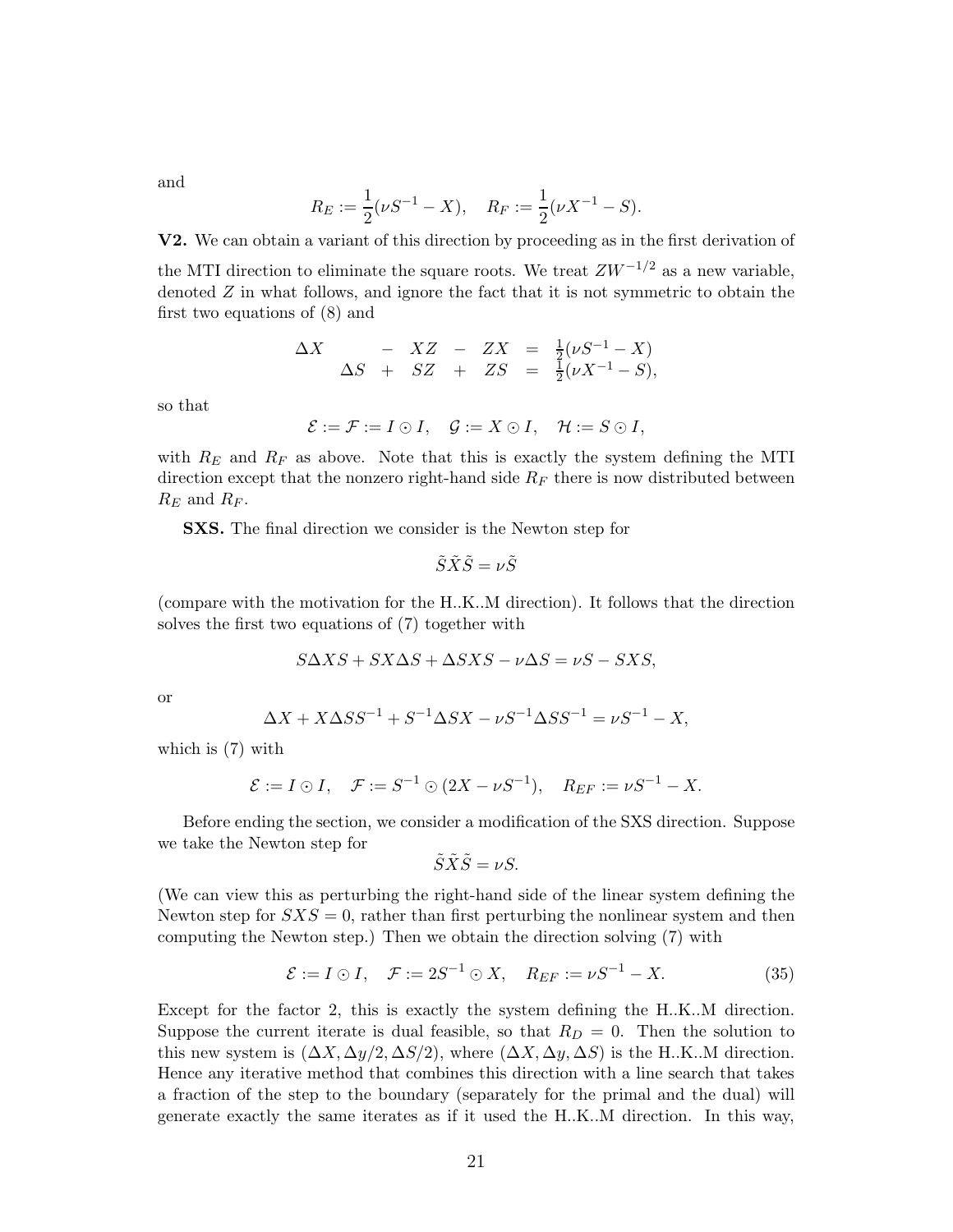and

$$R_E := \frac{1}{2}(\nu S^{-1} - X), \quad R_F := \frac{1}{2}(\nu X^{-1} - S).$$

**V2.** We can obtain a variant of this direction by proceeding as in the first derivation of the MTI direction to eliminate the square roots. We treat $ZW^{-1/2}$ as a new variable, denoted $Z$ in what follows, and ignore the fact that it is not symmetric to obtain the first two equations of (8) and

$$\begin{array}{rcccccl} \Delta X & & - & XZ & - & ZX & = \frac{1}{2}(\nu S^{-1} - X) \\ & \Delta S & + & SZ & + & ZS & = \frac{1}{2}(\nu X^{-1} - S), \end{array}$$

so that

$$\mathcal{E} := \mathcal{F} := I \odot I, \quad \mathcal{G} := X \odot I, \quad \mathcal{H} := S \odot I,$$

with $R_E$ and $R_F$ as above. Note that this is exactly the system defining the MTI direction except that the nonzero right-hand side $R_F$ there is now distributed between $R_E$ and $R_F$.

**SXS.** The final direction we consider is the Newton step for

$$\tilde{S}\tilde{X}\tilde{S} = \nu \tilde{S}$$

(compare with the motivation for the H..K..M direction). It follows that the direction solves the first two equations of (7) together with

$$S\Delta X S + SX\Delta S + \Delta S X S - \nu \Delta S = \nu S - SXS,$$

or

$$\Delta X + X \Delta S S^{-1} + S^{-1} \Delta S X - \nu S^{-1} \Delta S S^{-1} = \nu S^{-1} - X,$$

which is (7) with

$$\mathcal{E} := I \odot I, \quad \mathcal{F} := S^{-1} \odot (2X - \nu S^{-1}), \quad R_{EF} := \nu S^{-1} - X.$$

Before ending the section, we consider a modification of the SXS direction. Suppose we take the Newton step for

$$\tilde{S}\tilde{X}\tilde{S} = \nu S.$$

(We can view this as perturbing the right-hand side of the linear system defining the Newton step for $SXS = 0$, rather than first perturbing the nonlinear system and then computing the Newton step.) Then we obtain the direction solving (7) with

$$\mathcal{E} := I \odot I, \quad \mathcal{F} := 2S^{-1} \odot X, \quad R_{EF} := \nu S^{-1} - X. \tag{35}$$

Except for the factor 2, this is exactly the system defining the H..K..M direction. Suppose the current iterate is dual feasible, so that $R_D = 0$. Then the solution to this new system is $(\Delta X, \Delta y/2, \Delta S/2)$, where $(\Delta X, \Delta y, \Delta S)$ is the H..K..M direction. Hence any iterative method that combines this direction with a line search that takes a fraction of the step to the boundary (separately for the primal and the dual) will generate exactly the same iterates as if it used the H..K..M direction. In this way,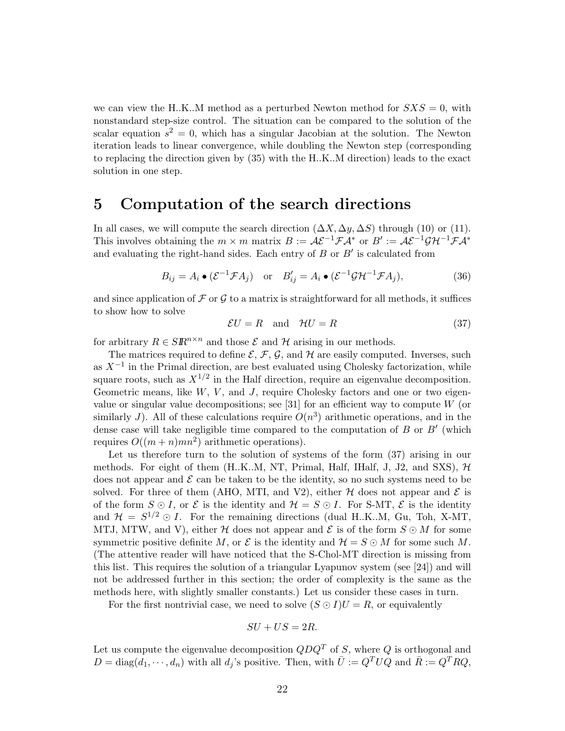we can view the H..K..M method as a perturbed Newton method for $SXS = 0$, with nonstandard step-size control. The situation can be compared to the solution of the scalar equation $s^2 = 0$, which has a singular Jacobian at the solution. The Newton iteration leads to linear convergence, while doubling the Newton step (corresponding to replacing the direction given by (35) with the H..K..M direction) leads to the exact solution in one step.

# 5 Computation of the search directions

In all cases, we will compute the search direction $(\Delta X, \Delta y, \Delta S)$ through (10) or (11). This involves obtaining the $m \times m$ matrix $B := \mathcal{A}\mathcal{E}^{-1}\mathcal{F}\mathcal{A}^*$ or $B' := \mathcal{A}\mathcal{E}^{-1}\mathcal{G}\mathcal{H}^{-1}\mathcal{F}\mathcal{A}^*$ and evaluating the right-hand sides. Each entry of $B$ or $B'$ is calculated from

$$B_{ij} = A_i \bullet (\mathcal{E}^{-1}\mathcal{F}A_j) \quad \text{or} \quad B'_{ij} = A_i \bullet (\mathcal{E}^{-1}\mathcal{G}\mathcal{H}^{-1}\mathcal{F}A_j), \tag{36}$$

and since application of $\mathcal{F}$ or $\mathcal{G}$ to a matrix is straightforward for all methods, it suffices to show how to solve

$$\mathcal{E}U = R \quad \text{and} \quad \mathcal{H}U = R \tag{37}$$

for arbitrary $R \in S\mathbb{R}^{n\times n}$ and those $\mathcal{E}$ and $\mathcal{H}$ arising in our methods.

The matrices required to define $\mathcal{E}$, $\mathcal{F}$, $\mathcal{G}$, and $\mathcal{H}$ are easily computed. Inverses, such as $X^{-1}$ in the Primal direction, are best evaluated using Cholesky factorization, while square roots, such as $X^{1/2}$ in the Half direction, require an eigenvalue decomposition. Geometric means, like $W$, $V$, and $J$, require Cholesky factors and one or two eigenvalue or singular value decompositions; see [31] for an efficient way to compute $W$ (or similarly $J$). All of these calculations require $O(n^3)$ arithmetic operations, and in the dense case will take negligible time compared to the computation of $B$ or $B'$ (which requires $O((m+n)mn^2)$ arithmetic operations).

Let us therefore turn to the solution of systems of the form (37) arising in our methods. For eight of them (H..K..M, NT, Primal, Half, IHalf, J, J2, and SXS), $\mathcal{H}$ does not appear and $\mathcal{E}$ can be taken to be the identity, so no such systems need to be solved. For three of them (AHO, MTI, and V2), either $\mathcal{H}$ does not appear and $\mathcal{E}$ is of the form $S \odot I$, or $\mathcal{E}$ is the identity and $\mathcal{H} = S \odot I$. For S-MT, $\mathcal{E}$ is the identity and $\mathcal{H} = S^{1/2} \odot I$. For the remaining directions (dual H..K..M, Gu, Toh, X-MT, MTJ, MTW, and V), either $\mathcal{H}$ does not appear and $\mathcal{E}$ is of the form $S \odot M$ for some symmetric positive definite $M$, or $\mathcal{E}$ is the identity and $\mathcal{H} = S \odot M$ for some such $M$. (The attentive reader will have noticed that the S-Chol-MT direction is missing from this list. This requires the solution of a triangular Lyapunov system (see [24]) and will not be addressed further in this section; the order of complexity is the same as the methods here, with slightly smaller constants.) Let us consider these cases in turn.

For the first nontrivial case, we need to solve $(S \odot I)U = R$, or equivalently

$$SU + US = 2R.$$

Let us compute the eigenvalue decomposition $QDQ^T$ of $S$, where $Q$ is orthogonal and $D = \text{diag}(d_1, \cdots, d_n)$ with all $d_j$'s positive. Then, with $\bar{U} := Q^TUQ$ and $\bar{R} := Q^TRQ$,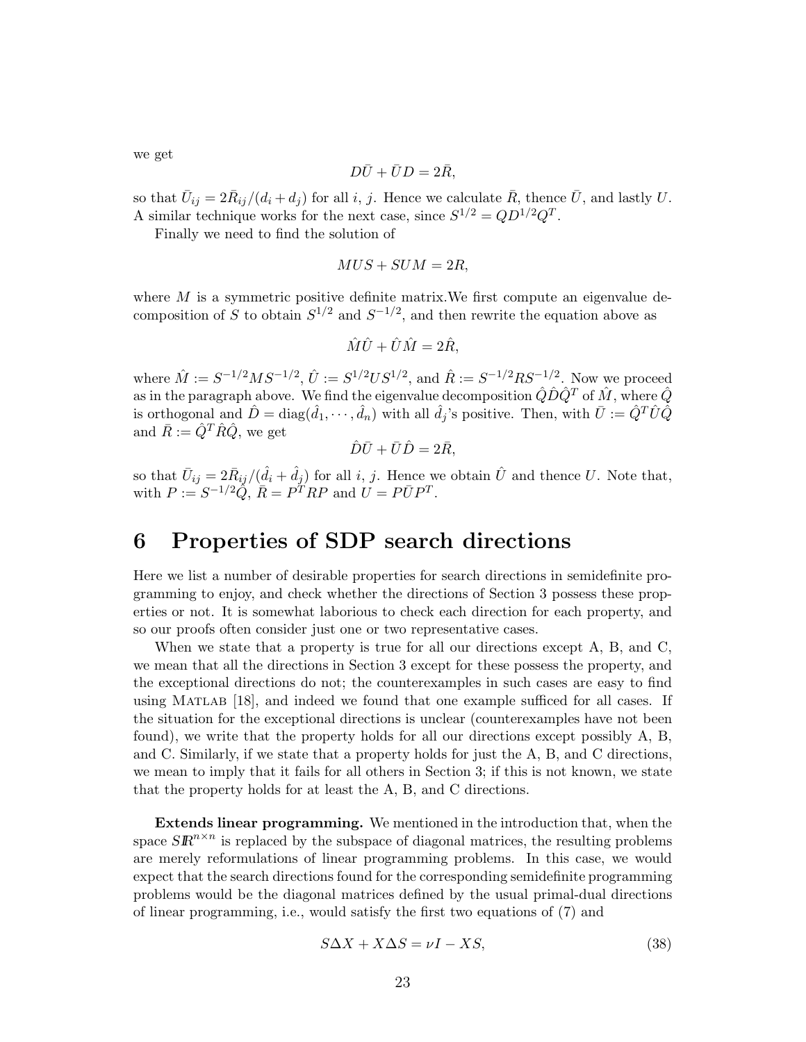we get

$$D\bar{U} + \bar{U}D = 2\bar{R},$$

so that $\bar{U}_{ij} = 2\bar{R}_{ij}/(d_i + d_j)$ for all $i$, $j$. Hence we calculate $\bar{R}$, thence $\bar{U}$, and lastly $U$. A similar technique works for the next case, since $S^{1/2} = QD^{1/2}Q^T$.

Finally we need to find the solution of

$$MUS + SUM = 2R,$$

where $M$ is a symmetric positive definite matrix.We first compute an eigenvalue decomposition of $S$ to obtain $S^{1/2}$ and $S^{-1/2}$, and then rewrite the equation above as

$$\hat{M}\hat{U} + \hat{U}\hat{M} = 2\hat{R},$$

where $\hat{M} := S^{-1/2}MS^{-1/2}$, $\hat{U} := S^{1/2}US^{1/2}$, and $\hat{R} := S^{-1/2}RS^{-1/2}$. Now we proceed as in the paragraph above. We find the eigenvalue decomposition $\hat{Q}\hat{D}\hat{Q}^T$ of $\hat{M}$, where $\hat{Q}$ is orthogonal and $\hat{D} = \mathrm{diag}(\hat{d}_1, \cdots, \hat{d}_n)$ with all $\hat{d}_j$'s positive. Then, with $\bar{U} := \hat{Q}^T\hat{U}\hat{Q}$ and $\bar{R} := \hat{Q}^T\hat{R}\hat{Q}$, we get

$$\hat{D}\bar{U} + \bar{U}\hat{D} = 2\bar{R},$$

so that $\bar{U}_{ij} = 2\bar{R}_{ij}/(\hat{d}_i + \hat{d}_j)$ for all $i$, $j$. Hence we obtain $\hat{U}$ and thence $U$. Note that, with $P := S^{-1/2}\hat{Q}$, $\bar{R} = P^TRP$ and $U = P\bar{U}P^T$.

# 6 Properties of SDP search directions

Here we list a number of desirable properties for search directions in semidefinite programming to enjoy, and check whether the directions of Section 3 possess these properties or not. It is somewhat laborious to check each direction for each property, and so our proofs often consider just one or two representative cases.

When we state that a property is true for all our directions except A, B, and C, we mean that all the directions in Section 3 except for these possess the property, and the exceptional directions do not; the counterexamples in such cases are easy to find using MATLAB [18], and indeed we found that one example sufficed for all cases. If the situation for the exceptional directions is unclear (counterexamples have not been found), we write that the property holds for all our directions except possibly A, B, and C. Similarly, if we state that a property holds for just the A, B, and C directions, we mean to imply that it fails for all others in Section 3; if this is not known, we state that the property holds for at least the A, B, and C directions.

**Extends linear programming.** We mentioned in the introduction that, when the space $S\mathbb{R}^{n\times n}$ is replaced by the subspace of diagonal matrices, the resulting problems are merely reformulations of linear programming problems. In this case, we would expect that the search directions found for the corresponding semidefinite programming problems would be the diagonal matrices defined by the usual primal-dual directions of linear programming, i.e., would satisfy the first two equations of (7) and

$$S\Delta X + X\Delta S = \nu I - XS, \tag{38}$$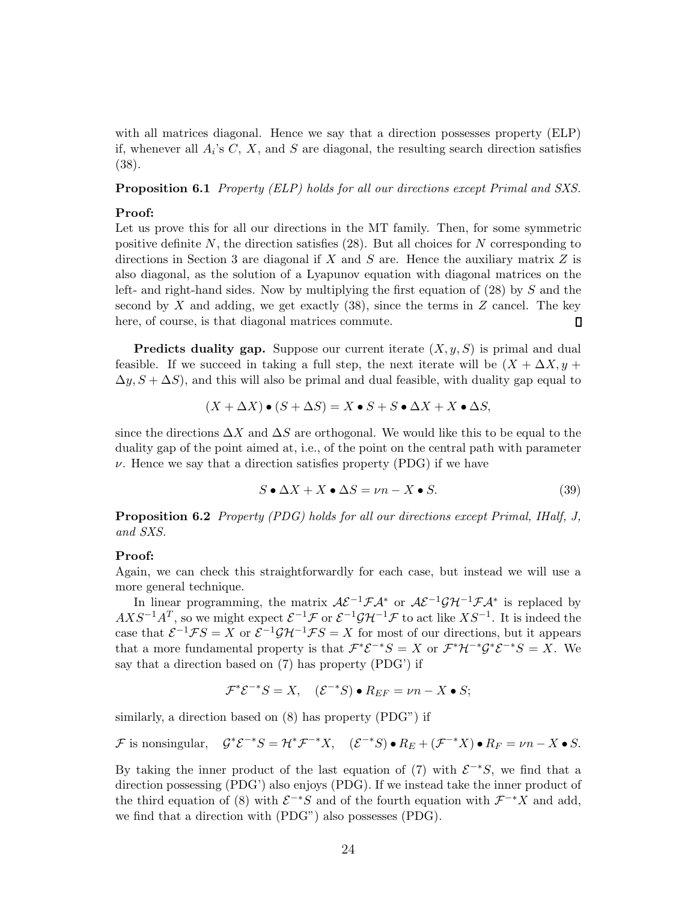with all matrices diagonal. Hence we say that a direction possesses property (ELP) if, whenever all $A_i$'s $C$, $X$, and $S$ are diagonal, the resulting search direction satisfies (38).

**Proposition 6.1** *Property (ELP) holds for all our directions except Primal and SXS.*

**Proof:**
Let us prove this for all our directions in the MT family. Then, for some symmetric positive definite $N$, the direction satisfies (28). But all choices for $N$ corresponding to directions in Section 3 are diagonal if $X$ and $S$ are. Hence the auxiliary matrix $Z$ is also diagonal, as the solution of a Lyapunov equation with diagonal matrices on the left- and right-hand sides. Now by multiplying the first equation of (28) by $S$ and the second by $X$ and adding, we get exactly (38), since the terms in $Z$ cancel. The key here, of course, is that diagonal matrices commute. $\square$

**Predicts duality gap.** Suppose our current iterate $(X, y, S)$ is primal and dual feasible. If we succeed in taking a full step, the next iterate will be $(X + \Delta X, y + \Delta y, S + \Delta S)$, and this will also be primal and dual feasible, with duality gap equal to

$$(X + \Delta X) \bullet (S + \Delta S) = X \bullet S + S \bullet \Delta X + X \bullet \Delta S,$$

since the directions $\Delta X$ and $\Delta S$ are orthogonal. We would like this to be equal to the duality gap of the point aimed at, i.e., of the point on the central path with parameter $\nu$. Hence we say that a direction satisfies property (PDG) if we have

$$S \bullet \Delta X + X \bullet \Delta S = \nu n - X \bullet S. \tag{39}$$

**Proposition 6.2** *Property (PDG) holds for all our directions except Primal, IHalf, J, and SXS.*

**Proof:**
Again, we can check this straightforwardly for each case, but instead we will use a more general technique.

In linear programming, the matrix $\mathcal{A}\mathcal{E}^{-1}\mathcal{F}\mathcal{A}^*$ or $\mathcal{A}\mathcal{E}^{-1}\mathcal{G}\mathcal{H}^{-1}\mathcal{F}\mathcal{A}^*$ is replaced by $AXS^{-1}A^T$, so we might expect $\mathcal{E}^{-1}\mathcal{F}$ or $\mathcal{E}^{-1}\mathcal{G}\mathcal{H}^{-1}\mathcal{F}$ to act like $XS^{-1}$. It is indeed the case that $\mathcal{E}^{-1}\mathcal{F}S = X$ or $\mathcal{E}^{-1}\mathcal{G}\mathcal{H}^{-1}\mathcal{F}S = X$ for most of our directions, but it appears that a more fundamental property is that $\mathcal{F}^*\mathcal{E}^{-*}S = X$ or $\mathcal{F}^*\mathcal{H}^{-*}\mathcal{G}^*\mathcal{E}^{-*}S = X$. We say that a direction based on (7) has property (PDG') if

$$\mathcal{F}^*\mathcal{E}^{-*}S = X, \quad (\mathcal{E}^{-*}S) \bullet R_{EF} = \nu n - X \bullet S;$$

similarly, a direction based on (8) has property (PDG") if

$$\mathcal{F} \text{ is nonsingular}, \quad \mathcal{G}^*\mathcal{E}^{-*}S = \mathcal{H}^*\mathcal{F}^{-*}X, \quad (\mathcal{E}^{-*}S) \bullet R_E + (\mathcal{F}^{-*}X) \bullet R_F = \nu n - X \bullet S.$$

By taking the inner product of the last equation of (7) with $\mathcal{E}^{-*}S$, we find that a direction possessing (PDG') also enjoys (PDG). If we instead take the inner product of the third equation of (8) with $\mathcal{E}^{-*}S$ and of the fourth equation with $\mathcal{F}^{-*}X$ and add, we find that a direction with (PDG") also possesses (PDG).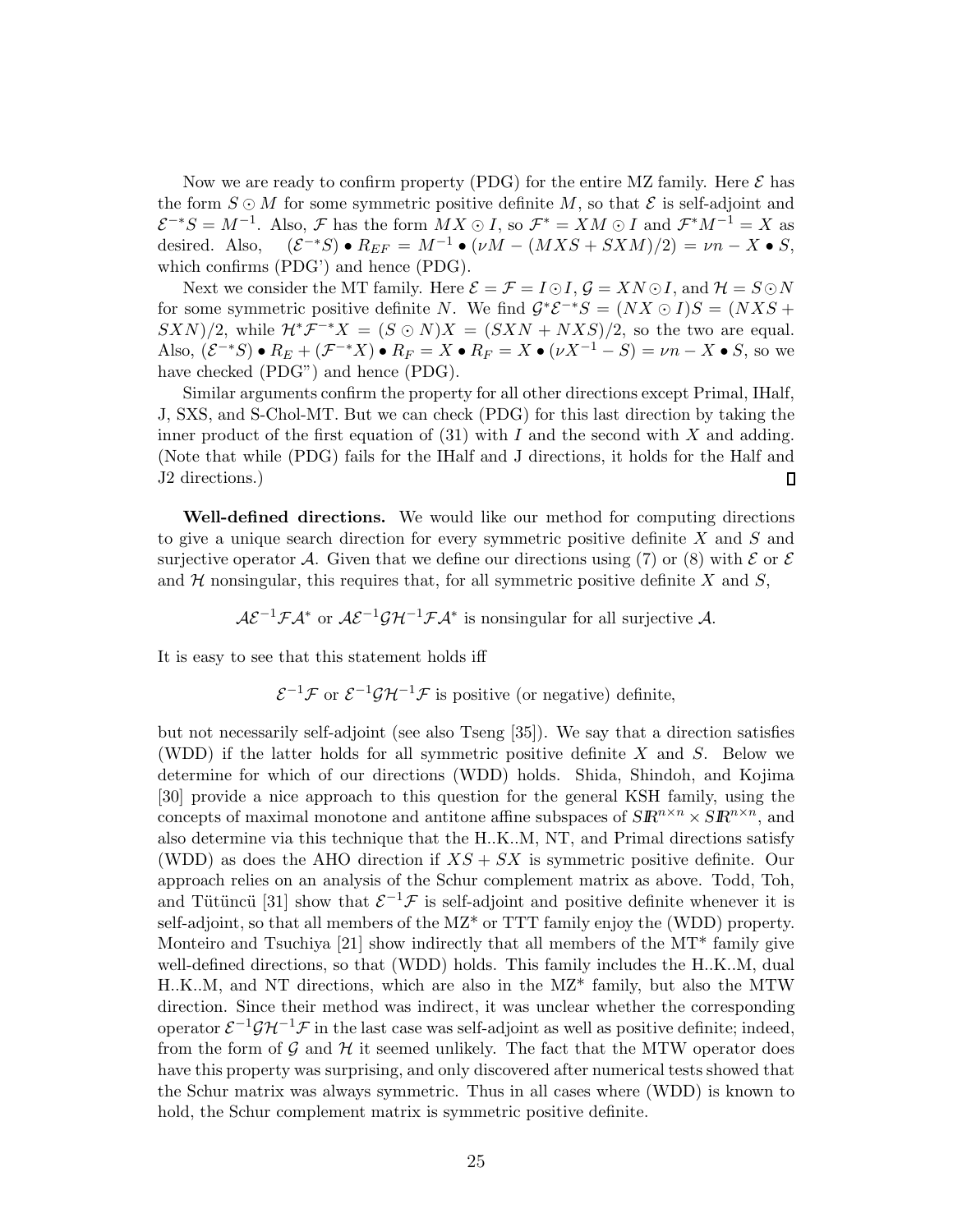Now we are ready to confirm property (PDG) for the entire MZ family. Here $\mathcal{E}$ has the form $S \odot M$ for some symmetric positive definite $M$, so that $\mathcal{E}$ is self-adjoint and $\mathcal{E}^{-*}S = M^{-1}$. Also, $\mathcal{F}$ has the form $MX \odot I$, so $\mathcal{F}^* = XM \odot I$ and $\mathcal{F}^* M^{-1} = X$ as desired. Also, $(\mathcal{E}^{-*}S) \bullet R_{EF} = M^{-1} \bullet (\nu M - (MXS + SXM)/2) = \nu n - X \bullet S$, which confirms (PDG') and hence (PDG).

Next we consider the MT family. Here $\mathcal{E} = \mathcal{F} = I \odot I$, $\mathcal{G} = XN \odot I$, and $\mathcal{H} = S \odot N$ for some symmetric positive definite $N$. We find $\mathcal{G}^*\mathcal{E}^{-*}S = (NX \odot I)S = (NXS + SXN)/2$, while $\mathcal{H}^*\mathcal{F}^{-*}X = (S \odot N)X = (SXN + NXS)/2$, so the two are equal. Also, $(\mathcal{E}^{-*}S) \bullet R_E + (\mathcal{F}^{-*}X) \bullet R_F = X \bullet R_F = X \bullet (\nu X^{-1} - S) = \nu n - X \bullet S$, so we have checked (PDG") and hence (PDG).

Similar arguments confirm the property for all other directions except Primal, IHalf, J, SXS, and S-Chol-MT. But we can check (PDG) for this last direction by taking the inner product of the first equation of (31) with $I$ and the second with $X$ and adding. (Note that while (PDG) fails for the IHalf and J directions, it holds for the Half and J2 directions.) ∎

**Well-defined directions.** We would like our method for computing directions to give a unique search direction for every symmetric positive definite $X$ and $S$ and surjective operator $\mathcal{A}$. Given that we define our directions using (7) or (8) with $\mathcal{E}$ or $\mathcal{E}$ and $\mathcal{H}$ nonsingular, this requires that, for all symmetric positive definite $X$ and $S$,

$$\mathcal{A}\mathcal{E}^{-1}\mathcal{F}\mathcal{A}^* \text{ or } \mathcal{A}\mathcal{E}^{-1}\mathcal{G}\mathcal{H}^{-1}\mathcal{F}\mathcal{A}^* \text{ is nonsingular for all surjective } \mathcal{A}.$$

It is easy to see that this statement holds iff

$$\mathcal{E}^{-1}\mathcal{F} \text{ or } \mathcal{E}^{-1}\mathcal{G}\mathcal{H}^{-1}\mathcal{F} \text{ is positive (or negative) definite,}$$

but not necessarily self-adjoint (see also Tseng [35]). We say that a direction satisfies (WDD) if the latter holds for all symmetric positive definite $X$ and $S$. Below we determine for which of our directions (WDD) holds. Shida, Shindoh, and Kojima [30] provide a nice approach to this question for the general KSH family, using the concepts of maximal monotone and antitone affine subspaces of $S\mathbb{R}^{n\times n} \times S\mathbb{R}^{n\times n}$, and also determine via this technique that the H..K..M, NT, and Primal directions satisfy (WDD) as does the AHO direction if $XS + SX$ is symmetric positive definite. Our approach relies on an analysis of the Schur complement matrix as above. Todd, Toh, and Tütüncü [31] show that $\mathcal{E}^{-1}\mathcal{F}$ is self-adjoint and positive definite whenever it is self-adjoint, so that all members of the MZ* or TTT family enjoy the (WDD) property. Monteiro and Tsuchiya [21] show indirectly that all members of the MT* family give well-defined directions, so that (WDD) holds. This family includes the H..K..M, dual H..K..M, and NT directions, which are also in the MZ* family, but also the MTW direction. Since their method was indirect, it was unclear whether the corresponding operator $\mathcal{E}^{-1}\mathcal{G}\mathcal{H}^{-1}\mathcal{F}$ in the last case was self-adjoint as well as positive definite; indeed, from the form of $\mathcal{G}$ and $\mathcal{H}$ it seemed unlikely. The fact that the MTW operator does have this property was surprising, and only discovered after numerical tests showed that the Schur matrix was always symmetric. Thus in all cases where (WDD) is known to hold, the Schur complement matrix is symmetric positive definite.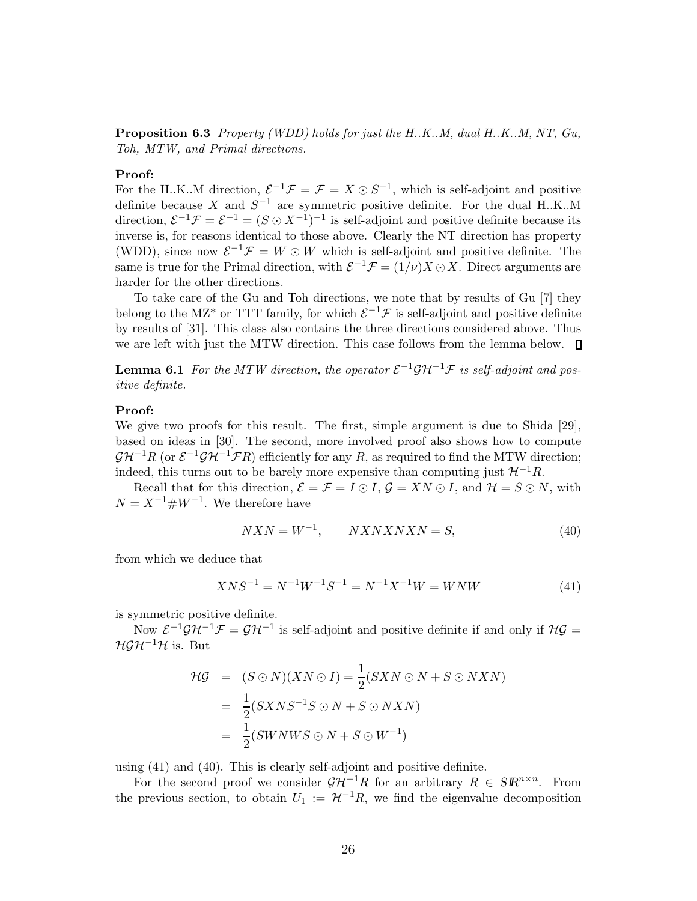**Proposition 6.3** *Property (WDD) holds for just the H..K..M, dual H..K..M, NT, Gu, Toh, MTW, and Primal directions.*

**Proof:**
For the H..K..M direction, $\mathcal{E}^{-1}\mathcal{F} = \mathcal{F} = X \odot S^{-1}$, which is self-adjoint and positive definite because $X$ and $S^{-1}$ are symmetric positive definite. For the dual H..K..M direction, $\mathcal{E}^{-1}\mathcal{F} = \mathcal{E}^{-1} = (S \odot X^{-1})^{-1}$ is self-adjoint and positive definite because its inverse is, for reasons identical to those above. Clearly the NT direction has property (WDD), since now $\mathcal{E}^{-1}\mathcal{F} = W \odot W$ which is self-adjoint and positive definite. The same is true for the Primal direction, with $\mathcal{E}^{-1}\mathcal{F} = (1/\nu)X \odot X$. Direct arguments are harder for the other directions.

To take care of the Gu and Toh directions, we note that by results of Gu [7] they belong to the MZ* or TTT family, for which $\mathcal{E}^{-1}\mathcal{F}$ is self-adjoint and positive definite by results of [31]. This class also contains the three directions considered above. Thus we are left with just the MTW direction. This case follows from the lemma below. $\square$

**Lemma 6.1** *For the MTW direction, the operator $\mathcal{E}^{-1}\mathcal{G}\mathcal{H}^{-1}\mathcal{F}$ is self-adjoint and positive definite.*

**Proof:**
We give two proofs for this result. The first, simple argument is due to Shida [29], based on ideas in [30]. The second, more involved proof also shows how to compute $\mathcal{G}\mathcal{H}^{-1}R$ (or $\mathcal{E}^{-1}\mathcal{G}\mathcal{H}^{-1}\mathcal{F}R$) efficiently for any $R$, as required to find the MTW direction; indeed, this turns out to be barely more expensive than computing just $\mathcal{H}^{-1}R$.

Recall that for this direction, $\mathcal{E} = \mathcal{F} = I \odot I$, $\mathcal{G} = XN \odot I$, and $\mathcal{H} = S \odot N$, with $N = X^{-1}\#W^{-1}$. We therefore have

$$NXN = W^{-1}, \qquad NXNXNXN = S, \tag{40}$$

from which we deduce that

$$XNS^{-1} = N^{-1}W^{-1}S^{-1} = N^{-1}X^{-1}W = WNW \tag{41}$$

is symmetric positive definite.

Now $\mathcal{E}^{-1}\mathcal{G}\mathcal{H}^{-1}\mathcal{F} = \mathcal{G}\mathcal{H}^{-1}$ is self-adjoint and positive definite if and only if $\mathcal{H}\mathcal{G} = \mathcal{H}\mathcal{G}\mathcal{H}^{-1}\mathcal{H}$ is. But

$$\begin{aligned}
\mathcal{H}\mathcal{G} &= (S \odot N)(XN \odot I) = \frac{1}{2}(SXN \odot N + S \odot NXN) \\
&= \frac{1}{2}(SXNS^{-1}S \odot N + S \odot NXN) \\
&= \frac{1}{2}(SWNWS \odot N + S \odot W^{-1})
\end{aligned}$$

using (41) and (40). This is clearly self-adjoint and positive definite.

For the second proof we consider $\mathcal{G}\mathcal{H}^{-1}R$ for an arbitrary $R \in S\mathbb{R}^{n\times n}$. From the previous section, to obtain $U_1 := \mathcal{H}^{-1}R$, we find the eigenvalue decomposition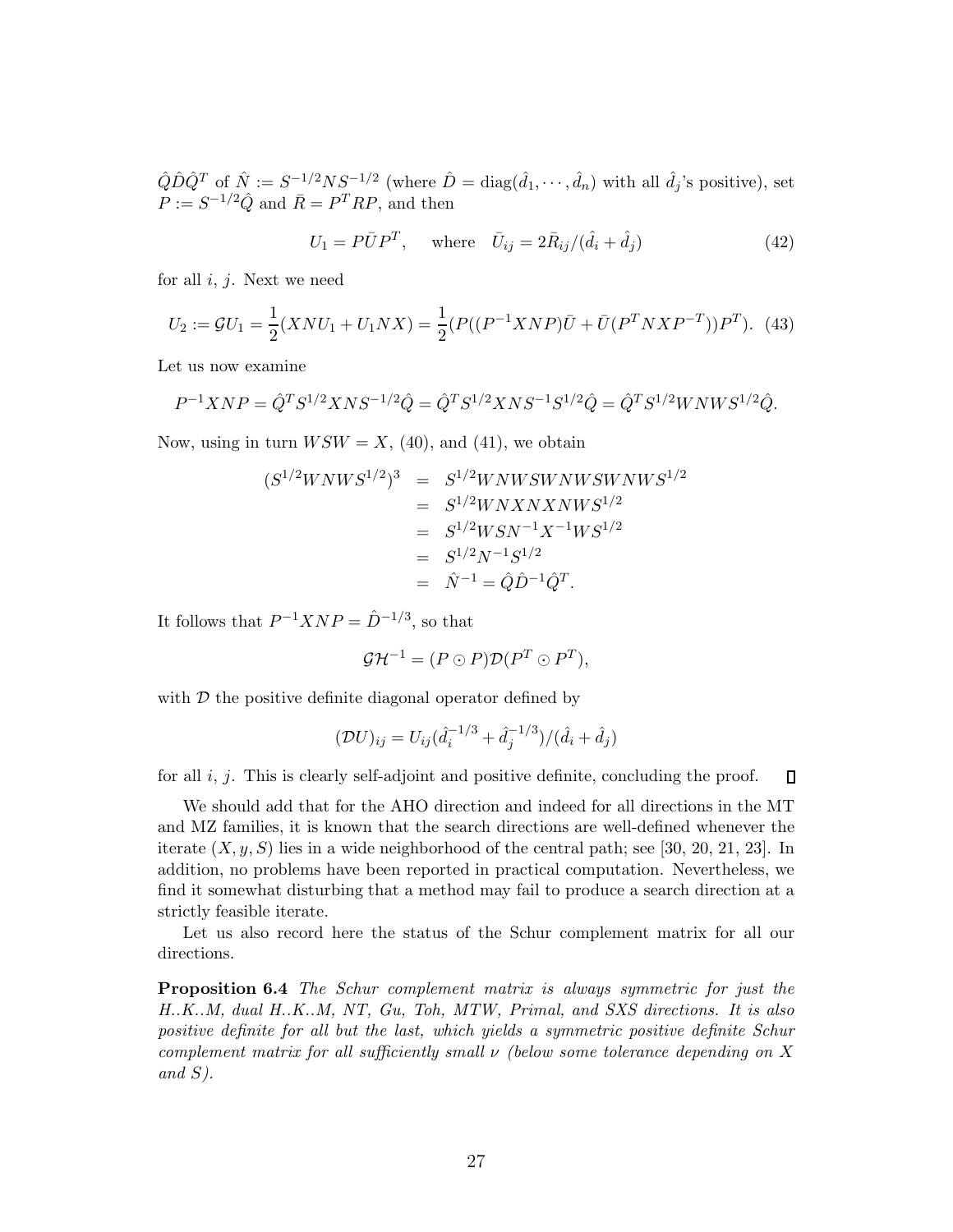$\hat{Q}\hat{D}\hat{Q}^T$ of $\hat{N} := S^{-1/2}NS^{-1/2}$ (where $\hat{D} = \mathrm{diag}(\hat{d}_1, \cdots, \hat{d}_n)$ with all $\hat{d}_j$'s positive), set $P := S^{-1/2}\hat{Q}$ and $\bar{R} = P^T R P$, and then

$$U_1 = P\bar{U}P^T, \quad \text{where} \quad \bar{U}_{ij} = 2\bar{R}_{ij}/(\hat{d}_i + \hat{d}_j) \tag{42}$$

for all $i$, $j$. Next we need

$$U_2 := \mathcal{G}U_1 = \frac{1}{2}(XNU_1 + U_1NX) = \frac{1}{2}(P((P^{-1}XNP)\bar{U} + \bar{U}(P^TNXP^{-T}))P^T). \tag{43}$$

Let us now examine

$$P^{-1}XNP = \hat{Q}^T S^{1/2}XNS^{-1/2}\hat{Q} = \hat{Q}^T S^{1/2}XNS^{-1}S^{1/2}\hat{Q} = \hat{Q}^T S^{1/2}WNWS^{1/2}\hat{Q}.$$

Now, using in turn $WSW = X$, (40), and (41), we obtain

$$\begin{aligned}
(S^{1/2}WNWS^{1/2})^3 &= S^{1/2}WNWSWNWSWNWS^{1/2} \\
&= S^{1/2}WNXNXNWS^{1/2} \\
&= S^{1/2}WSN^{-1}X^{-1}WS^{1/2} \\
&= S^{1/2}N^{-1}S^{1/2} \\
&= \hat{N}^{-1} = \hat{Q}\hat{D}^{-1}\hat{Q}^T.
\end{aligned}$$

It follows that $P^{-1}XNP = \hat{D}^{-1/3}$, so that

$$\mathcal{G}\mathcal{H}^{-1} = (P \odot P)\mathcal{D}(P^T \odot P^T),$$

with $\mathcal{D}$ the positive definite diagonal operator defined by

$$(\mathcal{D}U)_{ij} = U_{ij}(\hat{d}_i^{-1/3} + \hat{d}_j^{-1/3})/(\hat{d}_i + \hat{d}_j)$$

for all $i$, $j$. This is clearly self-adjoint and positive definite, concluding the proof. ∎

We should add that for the AHO direction and indeed for all directions in the MT and MZ families, it is known that the search directions are well-defined whenever the iterate $(X, y, S)$ lies in a wide neighborhood of the central path; see [30, 20, 21, 23]. In addition, no problems have been reported in practical computation. Nevertheless, we find it somewhat disturbing that a method may fail to produce a search direction at a strictly feasible iterate.

Let us also record here the status of the Schur complement matrix for all our directions.

**Proposition 6.4** *The Schur complement matrix is always symmetric for just the H..K..M, dual H..K..M, NT, Gu, Toh, MTW, Primal, and SXS directions. It is also positive definite for all but the last, which yields a symmetric positive definite Schur complement matrix for all sufficiently small $\nu$ (below some tolerance depending on $X$ and $S$).*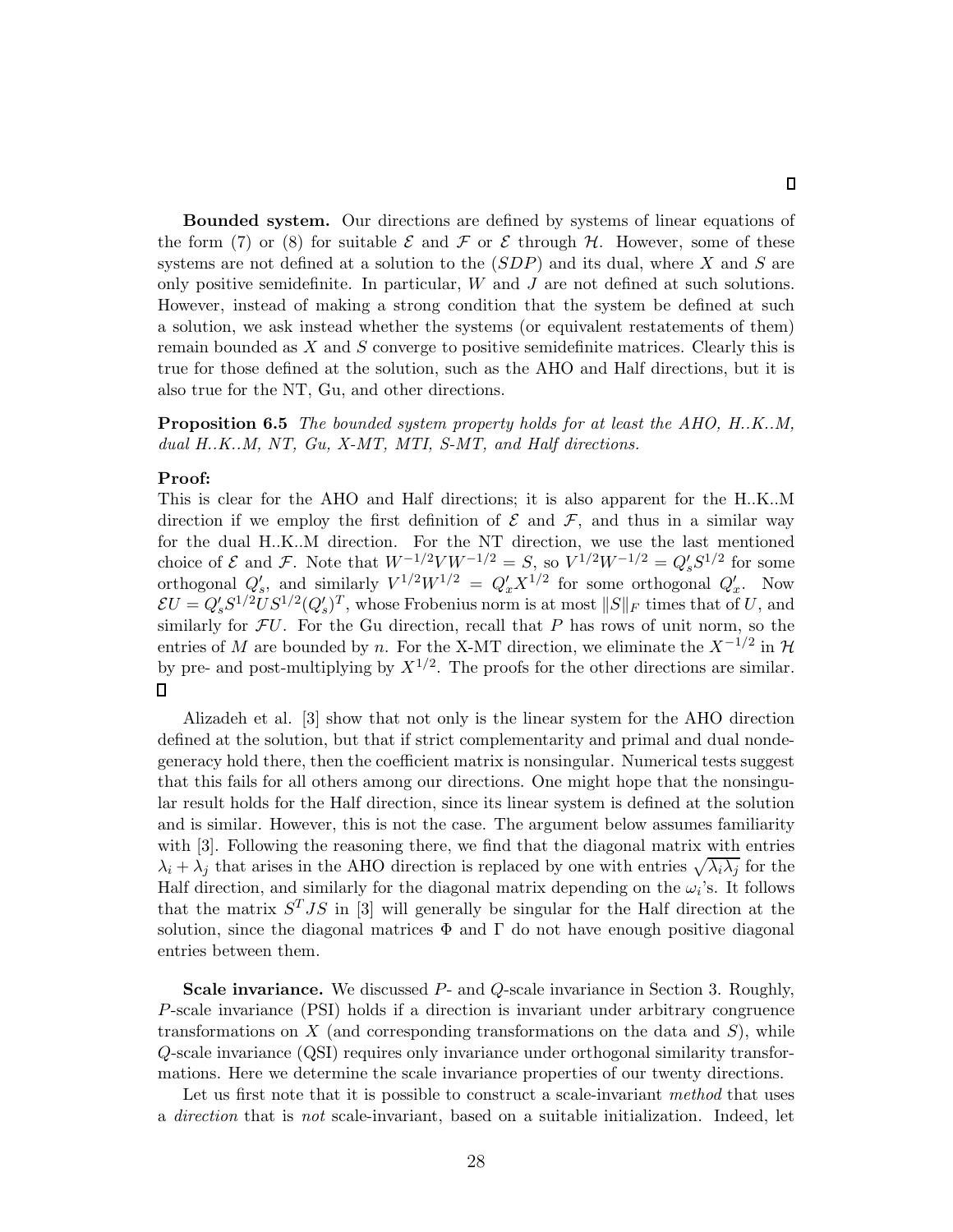□

**Bounded system.** Our directions are defined by systems of linear equations of the form (7) or (8) for suitable $\mathcal{E}$ and $\mathcal{F}$ or $\mathcal{E}$ through $\mathcal{H}$. However, some of these systems are not defined at a solution to the $(SDP)$ and its dual, where $X$ and $S$ are only positive semidefinite. In particular, $W$ and $J$ are not defined at such solutions. However, instead of making a strong condition that the system be defined at such a solution, we ask instead whether the systems (or equivalent restatements of them) remain bounded as $X$ and $S$ converge to positive semidefinite matrices. Clearly this is true for those defined at the solution, such as the AHO and Half directions, but it is also true for the NT, Gu, and other directions.

**Proposition 6.5** *The bounded system property holds for at least the AHO, H..K..M, dual H..K..M, NT, Gu, X-MT, MTI, S-MT, and Half directions.*

**Proof:**
This is clear for the AHO and Half directions; it is also apparent for the H..K..M direction if we employ the first definition of $\mathcal{E}$ and $\mathcal{F}$, and thus in a similar way for the dual H..K..M direction. For the NT direction, we use the last mentioned choice of $\mathcal{E}$ and $\mathcal{F}$. Note that $W^{-1/2}VW^{-1/2} = S$, so $V^{1/2}W^{-1/2} = Q_s' S^{1/2}$ for some orthogonal $Q_s'$, and similarly $V^{1/2}W^{1/2} = Q_x' X^{1/2}$ for some orthogonal $Q_x'$. Now $\mathcal{E}U = Q_s' S^{1/2} U S^{1/2} (Q_s')^T$, whose Frobenius norm is at most $\|S\|_F$ times that of $U$, and similarly for $\mathcal{F}U$. For the Gu direction, recall that $P$ has rows of unit norm, so the entries of $M$ are bounded by $n$. For the X-MT direction, we eliminate the $X^{-1/2}$ in $\mathcal{H}$ by pre- and post-multiplying by $X^{1/2}$. The proofs for the other directions are similar.
□

Alizadeh et al. [3] show that not only is the linear system for the AHO direction defined at the solution, but that if strict complementarity and primal and dual nondegeneracy hold there, then the coefficient matrix is nonsingular. Numerical tests suggest that this fails for all others among our directions. One might hope that the nonsingular result holds for the Half direction, since its linear system is defined at the solution and is similar. However, this is not the case. The argument below assumes familiarity with [3]. Following the reasoning there, we find that the diagonal matrix with entries $\lambda_i + \lambda_j$ that arises in the AHO direction is replaced by one with entries $\sqrt{\lambda_i \lambda_j}$ for the Half direction, and similarly for the diagonal matrix depending on the $\omega_i$'s. It follows that the matrix $S^T J S$ in [3] will generally be singular for the Half direction at the solution, since the diagonal matrices $\Phi$ and $\Gamma$ do not have enough positive diagonal entries between them.

**Scale invariance.** We discussed $P$- and $Q$-scale invariance in Section 3. Roughly, $P$-scale invariance (PSI) holds if a direction is invariant under arbitrary congruence transformations on $X$ (and corresponding transformations on the data and $S$), while $Q$-scale invariance (QSI) requires only invariance under orthogonal similarity transformations. Here we determine the scale invariance properties of our twenty directions.

Let us first note that it is possible to construct a scale-invariant *method* that uses a *direction* that is *not* scale-invariant, based on a suitable initialization. Indeed, let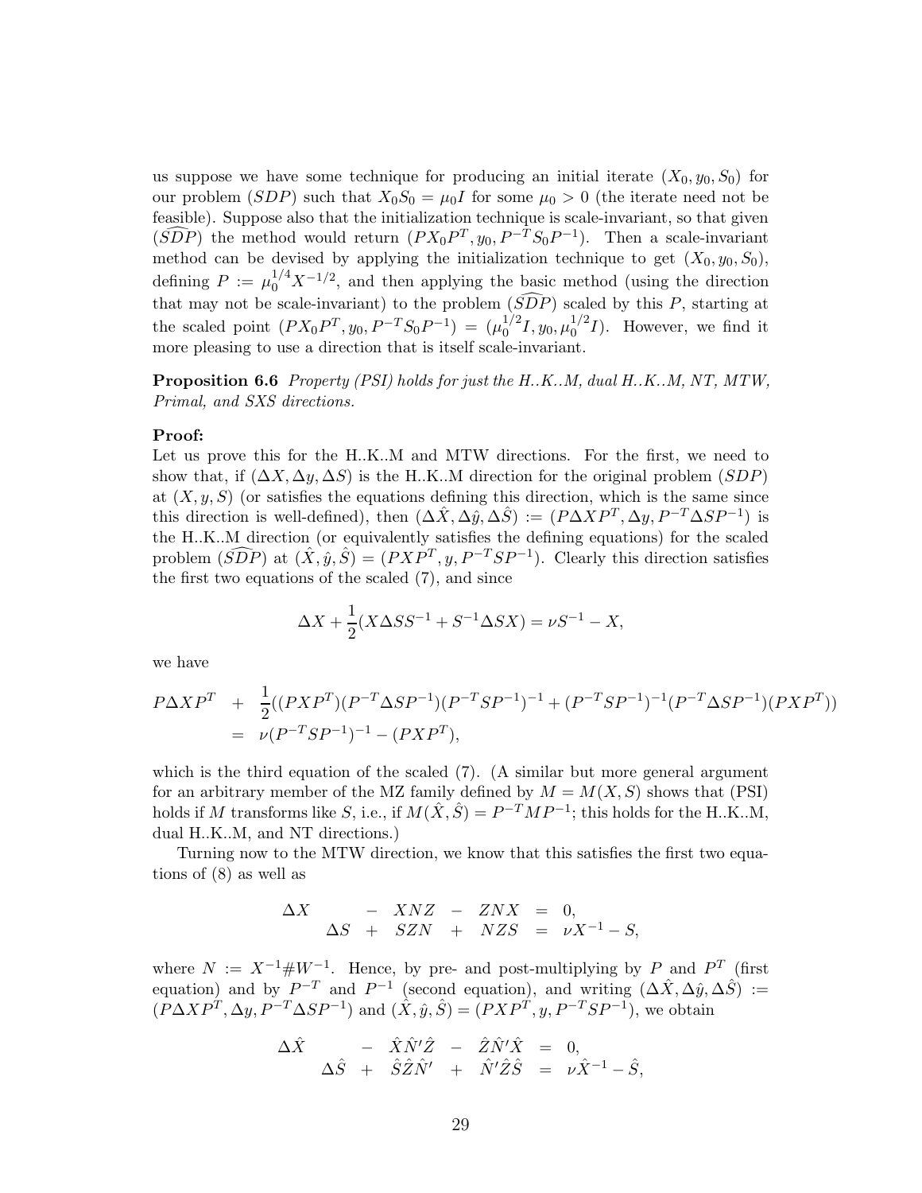us suppose we have some technique for producing an initial iterate $(X_0, y_0, S_0)$ for our problem $(SDP)$ such that $X_0 S_0 = \mu_0 I$ for some $\mu_0 > 0$ (the iterate need not be feasible). Suppose also that the initialization technique is scale-invariant, so that given $(\widehat{SDP})$ the method would return $(PX_0P^T, y_0, P^{-T}S_0P^{-1})$. Then a scale-invariant method can be devised by applying the initialization technique to get $(X_0, y_0, S_0)$, defining $P := \mu_0^{1/4} X^{-1/2}$, and then applying the basic method (using the direction that may not be scale-invariant) to the problem $(\widehat{SDP})$ scaled by this $P$, starting at the scaled point $(PX_0P^T, y_0, P^{-T}S_0P^{-1}) = (\mu_0^{1/2} I, y_0, \mu_0^{1/2} I)$. However, we find it more pleasing to use a direction that is itself scale-invariant.

**Proposition 6.6** *Property (PSI) holds for just the H..K..M, dual H..K..M, NT, MTW, Primal, and SXS directions.*

**Proof:**
Let us prove this for the H..K..M and MTW directions. For the first, we need to show that, if $(\Delta X, \Delta y, \Delta S)$ is the H..K..M direction for the original problem $(SDP)$ at $(X, y, S)$ (or satisfies the equations defining this direction, which is the same since this direction is well-defined), then $(\Delta\hat{X}, \Delta\hat{y}, \Delta\hat{S}) := (P\Delta X P^T, \Delta y, P^{-T}\Delta S P^{-1})$ is the H..K..M direction (or equivalently satisfies the defining equations) for the scaled problem $(\widehat{SDP})$ at $(\hat{X}, \hat{y}, \hat{S}) = (PXP^T, y, P^{-T}SP^{-1})$. Clearly this direction satisfies the first two equations of the scaled (7), and since

$$\Delta X + \frac{1}{2}(X\Delta S S^{-1} + S^{-1}\Delta S X) = \nu S^{-1} - X,$$

we have

$$\begin{aligned} P\Delta X P^T \;&+\; \frac{1}{2}((PXP^T)(P^{-T}\Delta S P^{-1})(P^{-T}SP^{-1})^{-1} + (P^{-T}SP^{-1})^{-1}(P^{-T}\Delta S P^{-1})(PXP^T)) \\ &=\; \nu(P^{-T}SP^{-1})^{-1} - (PXP^T), \end{aligned}$$

which is the third equation of the scaled (7). (A similar but more general argument for an arbitrary member of the MZ family defined by $M = M(X, S)$ shows that (PSI) holds if $M$ transforms like $S$, i.e., if $M(\hat{X}, \hat{S}) = P^{-T}MP^{-1}$; this holds for the H..K..M, dual H..K..M, and NT directions.)

Turning now to the MTW direction, we know that this satisfies the first two equations of (8) as well as

$$\begin{array}{rcrcrcl} \Delta X & & - & XNZ & - & ZNX & = 0, \\ & \Delta S & + & SZN & + & NZS & = \nu X^{-1} - S, \end{array}$$

where $N := X^{-1}\#W^{-1}$. Hence, by pre- and post-multiplying by $P$ and $P^T$ (first equation) and by $P^{-T}$ and $P^{-1}$ (second equation), and writing $(\Delta\hat{X}, \Delta\hat{y}, \Delta\hat{S}) := (P\Delta X P^T, \Delta y, P^{-T}\Delta S P^{-1})$ and $(\hat{X}, \hat{y}, \hat{S}) = (PXP^T, y, P^{-T}SP^{-1})$, we obtain

$$\begin{array}{rcrcrcl} \Delta\hat{X} & & - & \hat{X}\hat{N}'\hat{Z} & - & \hat{Z}\hat{N}'\hat{X} & = 0, \\ & \Delta\hat{S} & + & \hat{S}\hat{Z}\hat{N}' & + & \hat{N}'\hat{Z}\hat{S} & = \nu\hat{X}^{-1} - \hat{S}, \end{array}$$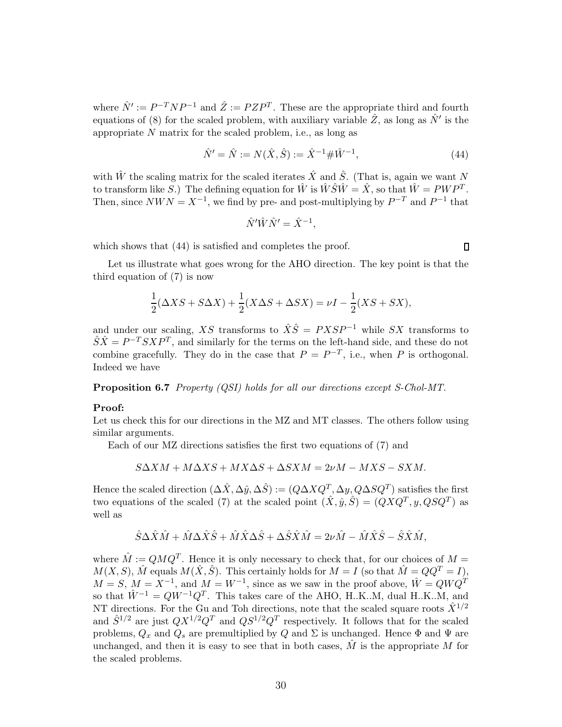where $\hat{N}' := P^{-T} N P^{-1}$ and $\hat{Z} := P Z P^T$. These are the appropriate third and fourth equations of (8) for the scaled problem, with auxiliary variable $\hat{Z}$, as long as $\hat{N}'$ is the appropriate $N$ matrix for the scaled problem, i.e., as long as

$$\hat{N}' = \hat{N} := N(\hat{X}, \hat{S}) := \hat{X}^{-1} \# \hat{W}^{-1}, \tag{44}$$

with $\hat{W}$ the scaling matrix for the scaled iterates $\hat{X}$ and $\hat{S}$. (That is, again we want $N$ to transform like $S$.) The defining equation for $\hat{W}$ is $\hat{W}\hat{S}\hat{W} = \hat{X}$, so that $\hat{W} = PWP^T$. Then, since $NWN = X^{-1}$, we find by pre- and post-multiplying by $P^{-T}$ and $P^{-1}$ that

$$\hat{N}'\hat{W}\hat{N}' = \hat{X}^{-1},$$

which shows that (44) is satisfied and completes the proof. ∎

Let us illustrate what goes wrong for the AHO direction. The key point is that the third equation of (7) is now

$$\frac{1}{2}(\Delta X S + S \Delta X) + \frac{1}{2}(X \Delta S + \Delta S X) = \nu I - \frac{1}{2}(XS + SX),$$

and under our scaling, $XS$ transforms to $\hat{X}\hat{S} = PXSP^{-1}$ while $SX$ transforms to $\hat{S}\hat{X} = P^{-T} SXP^T$, and similarly for the terms on the left-hand side, and these do not combine gracefully. They do in the case that $P = P^{-T}$, i.e., when $P$ is orthogonal. Indeed we have

**Proposition 6.7** *Property (QSI) holds for all our directions except S-Chol-MT.*

**Proof:**
Let us check this for our directions in the MZ and MT classes. The others follow using similar arguments.

Each of our MZ directions satisfies the first two equations of (7) and

$$S\Delta XM + M\Delta XS + MX\Delta S + \Delta SXM = 2\nu M - MXS - SXM.$$

Hence the scaled direction $(\Delta\hat{X}, \Delta\hat{y}, \Delta\hat{S}) := (Q\Delta XQ^T, \Delta y, Q\Delta SQ^T)$ satisfies the first two equations of the scaled (7) at the scaled point $(\hat{X}, \hat{y}, \hat{S}) = (QXQ^T, y, QSQ^T)$ as well as

$$\hat{S}\Delta\hat{X}\hat{M} + \hat{M}\Delta\hat{X}\hat{S} + \hat{M}\hat{X}\Delta\hat{S} + \Delta\hat{S}\hat{X}\hat{M} = 2\nu\hat{M} - \hat{M}\hat{X}\hat{S} - \hat{S}\hat{X}\hat{M},$$

where $\hat{M} := QMQ^T$. Hence it is only necessary to check that, for our choices of $M = M(X, S)$, $\hat{M}$ equals $M(\hat{X}, \hat{S})$. This certainly holds for $M = I$ (so that $\hat{M} = QQ^T = I$), $M = S$, $M = X^{-1}$, and $M = W^{-1}$, since as we saw in the proof above, $\hat{W} = QWQ^T$ so that $\hat{W}^{-1} = QW^{-1}Q^T$. This takes care of the AHO, H..K..M, dual H..K..M, and NT directions. For the Gu and Toh directions, note that the scaled square roots $\hat{X}^{1/2}$ and $\hat{S}^{1/2}$ are just $QX^{1/2}Q^T$ and $QS^{1/2}Q^T$ respectively. It follows that for the scaled problems, $Q_x$ and $Q_s$ are premultiplied by $Q$ and $\Sigma$ is unchanged. Hence $\Phi$ and $\Psi$ are unchanged, and then it is easy to see that in both cases, $\hat{M}$ is the appropriate $M$ for the scaled problems.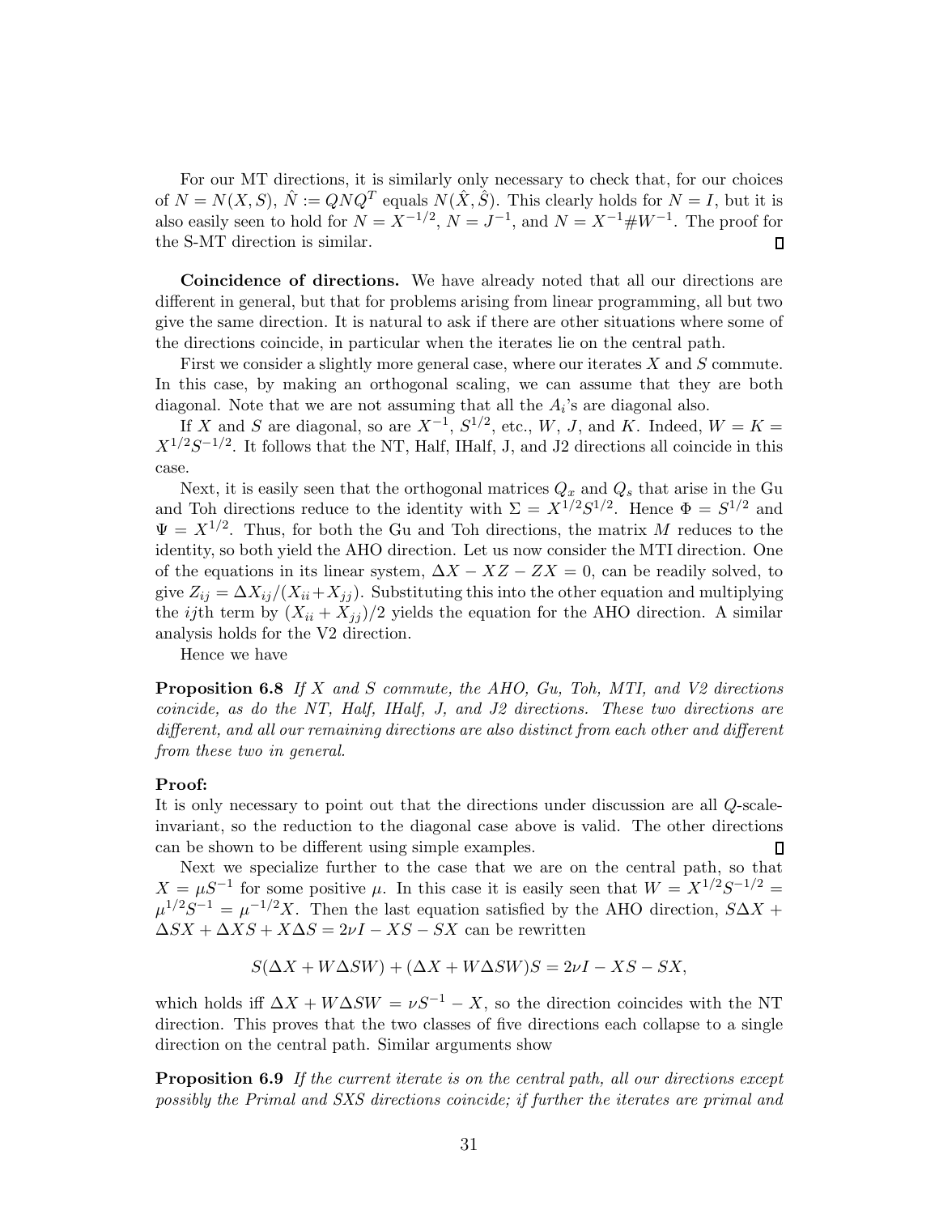For our MT directions, it is similarly only necessary to check that, for our choices of $N = N(X, S)$, $\hat{N} := QNQ^T$ equals $N(\hat{X}, \hat{S})$. This clearly holds for $N = I$, but it is also easily seen to hold for $N = X^{-1/2}$, $N = J^{-1}$, and $N = X^{-1} \# W^{-1}$. The proof for the S-MT direction is similar. ◻

**Coincidence of directions.** We have already noted that all our directions are different in general, but that for problems arising from linear programming, all but two give the same direction. It is natural to ask if there are other situations where some of the directions coincide, in particular when the iterates lie on the central path.

First we consider a slightly more general case, where our iterates $X$ and $S$ commute. In this case, by making an orthogonal scaling, we can assume that they are both diagonal. Note that we are not assuming that all the $A_i$'s are diagonal also.

If $X$ and $S$ are diagonal, so are $X^{-1}$, $S^{1/2}$, etc., $W$, $J$, and $K$. Indeed, $W = K = X^{1/2}S^{-1/2}$. It follows that the NT, Half, IHalf, J, and J2 directions all coincide in this case.

Next, it is easily seen that the orthogonal matrices $Q_x$ and $Q_s$ that arise in the Gu and Toh directions reduce to the identity with $\Sigma = X^{1/2}S^{1/2}$. Hence $\Phi = S^{1/2}$ and $\Psi = X^{1/2}$. Thus, for both the Gu and Toh directions, the matrix $M$ reduces to the identity, so both yield the AHO direction. Let us now consider the MTI direction. One of the equations in its linear system, $\Delta X - XZ - ZX = 0$, can be readily solved, to give $Z_{ij} = \Delta X_{ij}/(X_{ii}+X_{jj})$. Substituting this into the other equation and multiplying the $ij$th term by $(X_{ii} + X_{jj})/2$ yields the equation for the AHO direction. A similar analysis holds for the V2 direction.

Hence we have

**Proposition 6.8** *If $X$ and $S$ commute, the AHO, Gu, Toh, MTI, and V2 directions coincide, as do the NT, Half, IHalf, J, and J2 directions. These two directions are different, and all our remaining directions are also distinct from each other and different from these two in general.*

**Proof:**
It is only necessary to point out that the directions under discussion are all $Q$-scale-invariant, so the reduction to the diagonal case above is valid. The other directions can be shown to be different using simple examples. ◻

Next we specialize further to the case that we are on the central path, so that $X = \mu S^{-1}$ for some positive $\mu$. In this case it is easily seen that $W = X^{1/2}S^{-1/2} = \mu^{1/2}S^{-1} = \mu^{-1/2}X$. Then the last equation satisfied by the AHO direction, $S\Delta X + \Delta SX + \Delta XS + X\Delta S = 2\nu I - XS - SX$ can be rewritten

$$S(\Delta X + W\Delta SW) + (\Delta X + W\Delta SW)S = 2\nu I - XS - SX,$$

which holds iff $\Delta X + W\Delta SW = \nu S^{-1} - X$, so the direction coincides with the NT direction. This proves that the two classes of five directions each collapse to a single direction on the central path. Similar arguments show

**Proposition 6.9** *If the current iterate is on the central path, all our directions except possibly the Primal and SXS directions coincide; if further the iterates are primal and*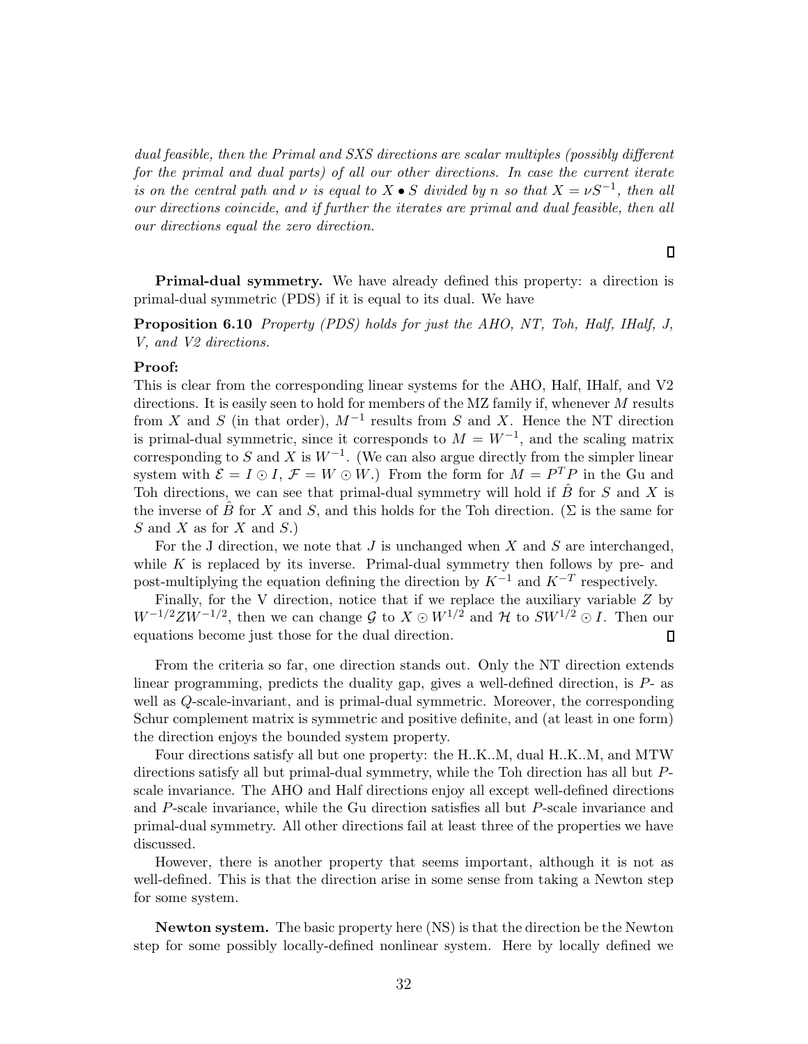*dual feasible, then the Primal and SXS directions are scalar multiples (possibly different for the primal and dual parts) of all our other directions. In case the current iterate is on the central path and $\nu$ is equal to $X \bullet S$ divided by $n$ so that $X = \nu S^{-1}$, then all our directions coincide, and if further the iterates are primal and dual feasible, then all our directions equal the zero direction.*

∎

**Primal-dual symmetry.** We have already defined this property: a direction is primal-dual symmetric (PDS) if it is equal to its dual. We have

**Proposition 6.10** *Property (PDS) holds for just the AHO, NT, Toh, Half, IHalf, J, V, and V2 directions.*

**Proof:**
This is clear from the corresponding linear systems for the AHO, Half, IHalf, and V2 directions. It is easily seen to hold for members of the MZ family if, whenever $M$ results from $X$ and $S$ (in that order), $M^{-1}$ results from $S$ and $X$. Hence the NT direction is primal-dual symmetric, since it corresponds to $M = W^{-1}$, and the scaling matrix corresponding to $S$ and $X$ is $W^{-1}$. (We can also argue directly from the simpler linear system with $\mathcal{E} = I \odot I$, $\mathcal{F} = W \odot W$.) From the form for $M = P^T P$ in the Gu and Toh directions, we can see that primal-dual symmetry will hold if $\hat{B}$ for $S$ and $X$ is the inverse of $\hat{B}$ for $X$ and $S$, and this holds for the Toh direction. ($\Sigma$ is the same for $S$ and $X$ as for $X$ and $S$.)

For the J direction, we note that $J$ is unchanged when $X$ and $S$ are interchanged, while $K$ is replaced by its inverse. Primal-dual symmetry then follows by pre- and post-multiplying the equation defining the direction by $K^{-1}$ and $K^{-T}$ respectively.

Finally, for the V direction, notice that if we replace the auxiliary variable $Z$ by $W^{-1/2} Z W^{-1/2}$, then we can change $\mathcal{G}$ to $X \odot W^{1/2}$ and $\mathcal{H}$ to $SW^{1/2} \odot I$. Then our equations become just those for the dual direction. ∎

From the criteria so far, one direction stands out. Only the NT direction extends linear programming, predicts the duality gap, gives a well-defined direction, is $P$- as well as $Q$-scale-invariant, and is primal-dual symmetric. Moreover, the corresponding Schur complement matrix is symmetric and positive definite, and (at least in one form) the direction enjoys the bounded system property.

Four directions satisfy all but one property: the H..K..M, dual H..K..M, and MTW directions satisfy all but primal-dual symmetry, while the Toh direction has all but $P$-scale invariance. The AHO and Half directions enjoy all except well-defined directions and $P$-scale invariance, while the Gu direction satisfies all but $P$-scale invariance and primal-dual symmetry. All other directions fail at least three of the properties we have discussed.

However, there is another property that seems important, although it is not as well-defined. This is that the direction arise in some sense from taking a Newton step for some system.

**Newton system.** The basic property here (NS) is that the direction be the Newton step for some possibly locally-defined nonlinear system. Here by locally defined we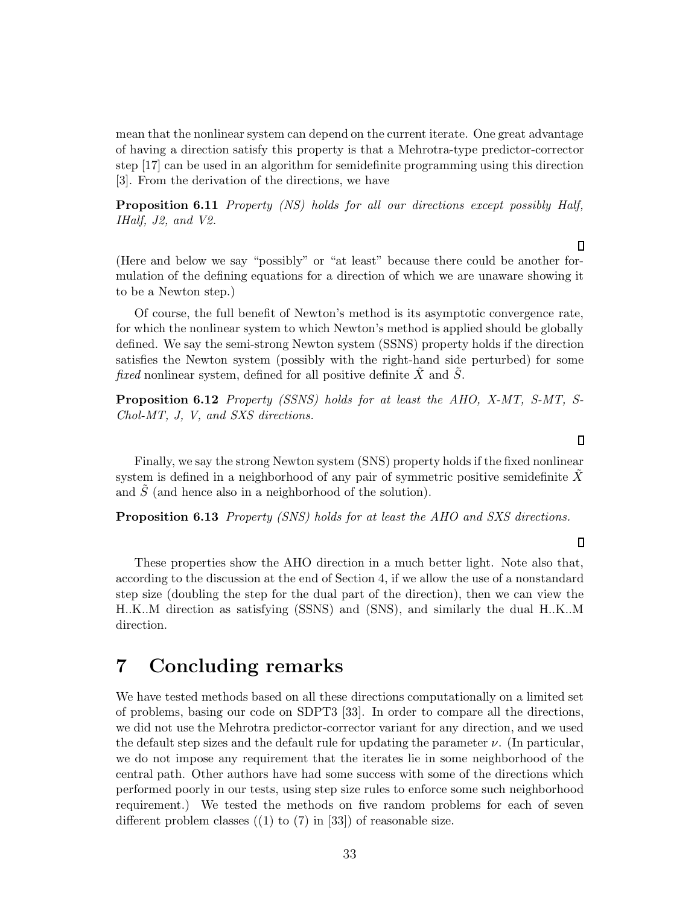mean that the nonlinear system can depend on the current iterate. One great advantage of having a direction satisfy this property is that a Mehrotra-type predictor-corrector step [17] can be used in an algorithm for semidefinite programming using this direction [3]. From the derivation of the directions, we have

**Proposition 6.11** *Property (NS) holds for all our directions except possibly Half, IHalf, J2, and V2.*

□

(Here and below we say "possibly" or "at least" because there could be another formulation of the defining equations for a direction of which we are unaware showing it to be a Newton step.)

Of course, the full benefit of Newton's method is its asymptotic convergence rate, for which the nonlinear system to which Newton's method is applied should be globally defined. We say the semi-strong Newton system (SSNS) property holds if the direction satisfies the Newton system (possibly with the right-hand side perturbed) for some *fixed* nonlinear system, defined for all positive definite $\tilde{X}$ and $\tilde{S}$.

**Proposition 6.12** *Property (SSNS) holds for at least the AHO, X-MT, S-MT, S-Chol-MT, J, V, and SXS directions.*

□

Finally, we say the strong Newton system (SNS) property holds if the fixed nonlinear system is defined in a neighborhood of any pair of symmetric positive semidefinite $\tilde{X}$ and $\tilde{S}$ (and hence also in a neighborhood of the solution).

**Proposition 6.13** *Property (SNS) holds for at least the AHO and SXS directions.*

□

These properties show the AHO direction in a much better light. Note also that, according to the discussion at the end of Section 4, if we allow the use of a nonstandard step size (doubling the step for the dual part of the direction), then we can view the H..K..M direction as satisfying (SSNS) and (SNS), and similarly the dual H..K..M direction.

# 7 Concluding remarks

We have tested methods based on all these directions computationally on a limited set of problems, basing our code on SDPT3 [33]. In order to compare all the directions, we did not use the Mehrotra predictor-corrector variant for any direction, and we used the default step sizes and the default rule for updating the parameter $\nu$. (In particular, we do not impose any requirement that the iterates lie in some neighborhood of the central path. Other authors have had some success with some of the directions which performed poorly in our tests, using step size rules to enforce some such neighborhood requirement.) We tested the methods on five random problems for each of seven different problem classes ((1) to (7) in [33]) of reasonable size.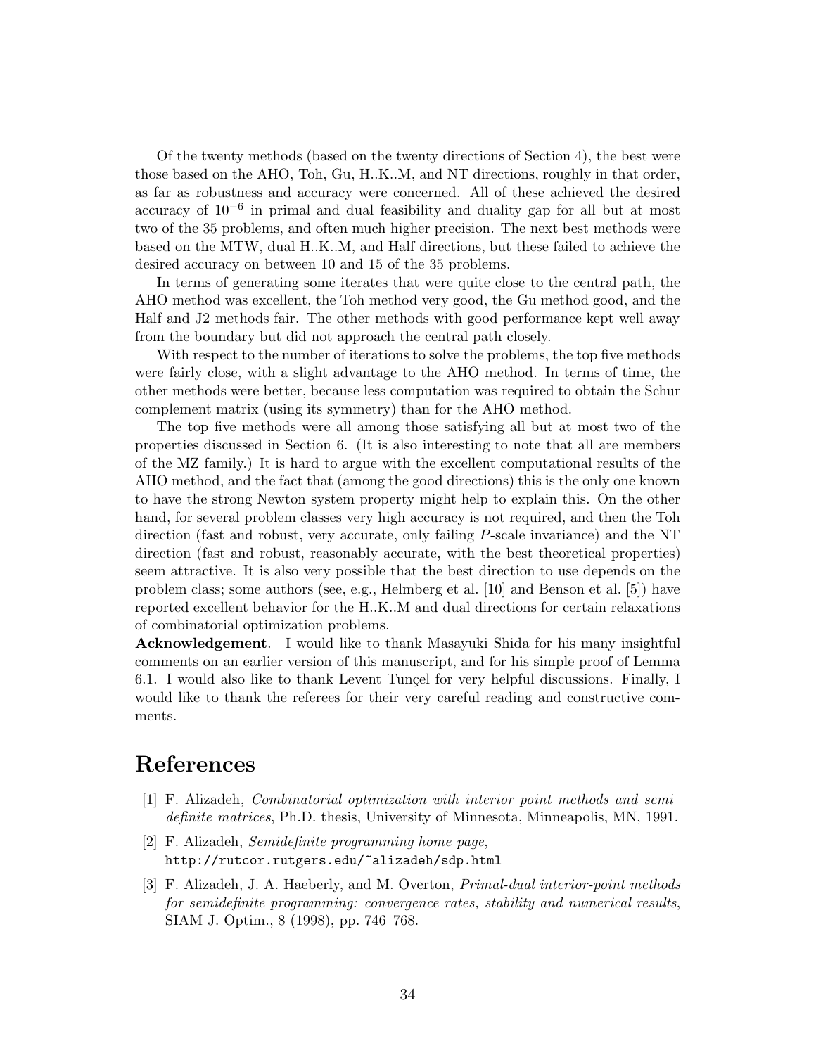Of the twenty methods (based on the twenty directions of Section 4), the best were those based on the AHO, Toh, Gu, H..K..M, and NT directions, roughly in that order, as far as robustness and accuracy were concerned. All of these achieved the desired accuracy of $10^{-6}$ in primal and dual feasibility and duality gap for all but at most two of the 35 problems, and often much higher precision. The next best methods were based on the MTW, dual H..K..M, and Half directions, but these failed to achieve the desired accuracy on between 10 and 15 of the 35 problems.

In terms of generating some iterates that were quite close to the central path, the AHO method was excellent, the Toh method very good, the Gu method good, and the Half and J2 methods fair. The other methods with good performance kept well away from the boundary but did not approach the central path closely.

With respect to the number of iterations to solve the problems, the top five methods were fairly close, with a slight advantage to the AHO method. In terms of time, the other methods were better, because less computation was required to obtain the Schur complement matrix (using its symmetry) than for the AHO method.

The top five methods were all among those satisfying all but at most two of the properties discussed in Section 6. (It is also interesting to note that all are members of the MZ family.) It is hard to argue with the excellent computational results of the AHO method, and the fact that (among the good directions) this is the only one known to have the strong Newton system property might help to explain this. On the other hand, for several problem classes very high accuracy is not required, and then the Toh direction (fast and robust, very accurate, only failing $P$-scale invariance) and the NT direction (fast and robust, reasonably accurate, with the best theoretical properties) seem attractive. It is also very possible that the best direction to use depends on the problem class; some authors (see, e.g., Helmberg et al. [10] and Benson et al. [5]) have reported excellent behavior for the H..K..M and dual directions for certain relaxations of combinatorial optimization problems.

**Acknowledgement**. I would like to thank Masayuki Shida for his many insightful comments on an earlier version of this manuscript, and for his simple proof of Lemma 6.1. I would also like to thank Levent Tunçel for very helpful discussions. Finally, I would like to thank the referees for their very careful reading and constructive comments.

# References

[1] F. Alizadeh, *Combinatorial optimization with interior point methods and semi–definite matrices*, Ph.D. thesis, University of Minnesota, Minneapolis, MN, 1991.

[2] F. Alizadeh, *Semidefinite programming home page*, `http://rutcor.rutgers.edu/~alizadeh/sdp.html`

[3] F. Alizadeh, J. A. Haeberly, and M. Overton, *Primal-dual interior-point methods for semidefinite programming: convergence rates, stability and numerical results*, SIAM J. Optim., 8 (1998), pp. 746–768.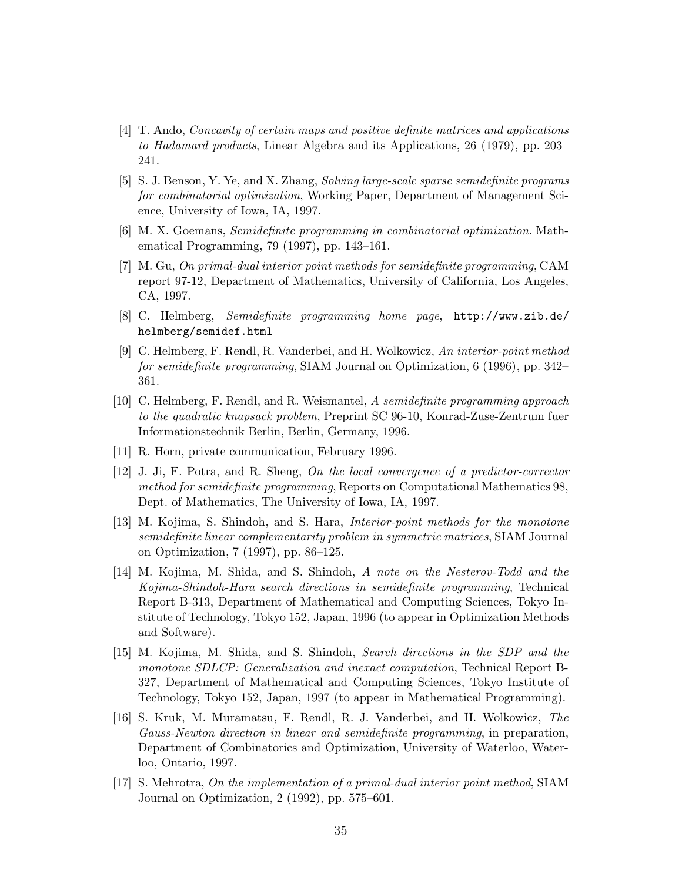[4] T. Ando, *Concavity of certain maps and positive definite matrices and applications to Hadamard products*, Linear Algebra and its Applications, 26 (1979), pp. 203–241.

[5] S. J. Benson, Y. Ye, and X. Zhang, *Solving large-scale sparse semidefinite programs for combinatorial optimization*, Working Paper, Department of Management Science, University of Iowa, IA, 1997.

[6] M. X. Goemans, *Semidefinite programming in combinatorial optimization*. Mathematical Programming, 79 (1997), pp. 143–161.

[7] M. Gu, *On primal-dual interior point methods for semidefinite programming*, CAM report 97-12, Department of Mathematics, University of California, Los Angeles, CA, 1997.

[8] C. Helmberg, *Semidefinite programming home page*, `http://www.zib.de/helmberg/semidef.html`

[9] C. Helmberg, F. Rendl, R. Vanderbei, and H. Wolkowicz, *An interior-point method for semidefinite programming*, SIAM Journal on Optimization, 6 (1996), pp. 342–361.

[10] C. Helmberg, F. Rendl, and R. Weismantel, *A semidefinite programming approach to the quadratic knapsack problem*, Preprint SC 96-10, Konrad-Zuse-Zentrum fuer Informationstechnik Berlin, Berlin, Germany, 1996.

[11] R. Horn, private communication, February 1996.

[12] J. Ji, F. Potra, and R. Sheng, *On the local convergence of a predictor-corrector method for semidefinite programming*, Reports on Computational Mathematics 98, Dept. of Mathematics, The University of Iowa, IA, 1997.

[13] M. Kojima, S. Shindoh, and S. Hara, *Interior-point methods for the monotone semidefinite linear complementarity problem in symmetric matrices*, SIAM Journal on Optimization, 7 (1997), pp. 86–125.

[14] M. Kojima, M. Shida, and S. Shindoh, *A note on the Nesterov-Todd and the Kojima-Shindoh-Hara search directions in semidefinite programming*, Technical Report B-313, Department of Mathematical and Computing Sciences, Tokyo Institute of Technology, Tokyo 152, Japan, 1996 (to appear in Optimization Methods and Software).

[15] M. Kojima, M. Shida, and S. Shindoh, *Search directions in the SDP and the monotone SDLCP: Generalization and inexact computation*, Technical Report B-327, Department of Mathematical and Computing Sciences, Tokyo Institute of Technology, Tokyo 152, Japan, 1997 (to appear in Mathematical Programming).

[16] S. Kruk, M. Muramatsu, F. Rendl, R. J. Vanderbei, and H. Wolkowicz, *The Gauss-Newton direction in linear and semidefinite programming*, in preparation, Department of Combinatorics and Optimization, University of Waterloo, Waterloo, Ontario, 1997.

[17] S. Mehrotra, *On the implementation of a primal-dual interior point method*, SIAM Journal on Optimization, 2 (1992), pp. 575–601.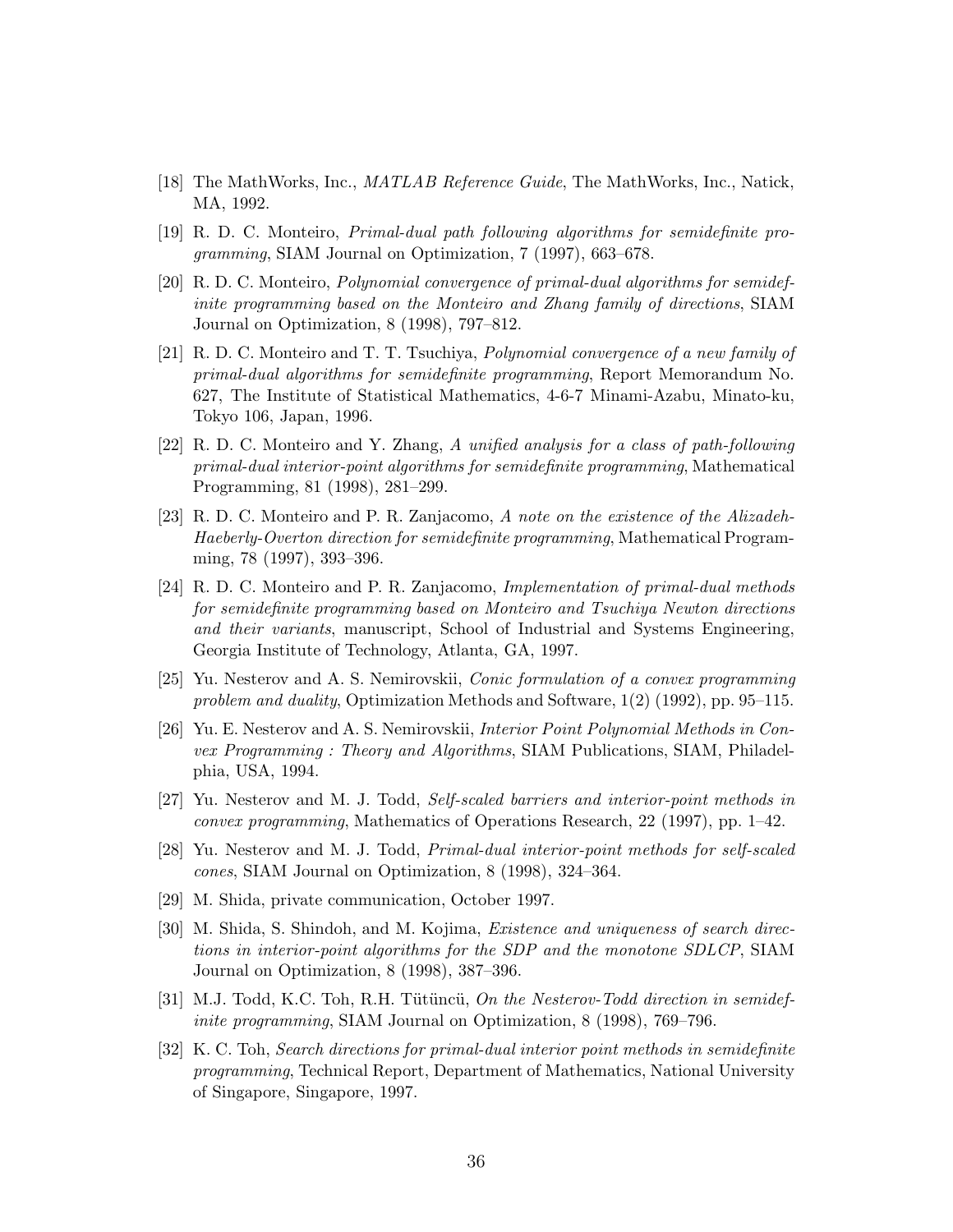[18] The MathWorks, Inc., *MATLAB Reference Guide*, The MathWorks, Inc., Natick, MA, 1992.

[19] R. D. C. Monteiro, *Primal-dual path following algorithms for semidefinite programming*, SIAM Journal on Optimization, 7 (1997), 663–678.

[20] R. D. C. Monteiro, *Polynomial convergence of primal-dual algorithms for semidefinite programming based on the Monteiro and Zhang family of directions*, SIAM Journal on Optimization, 8 (1998), 797–812.

[21] R. D. C. Monteiro and T. T. Tsuchiya, *Polynomial convergence of a new family of primal-dual algorithms for semidefinite programming*, Report Memorandum No. 627, The Institute of Statistical Mathematics, 4-6-7 Minami-Azabu, Minato-ku, Tokyo 106, Japan, 1996.

[22] R. D. C. Monteiro and Y. Zhang, *A unified analysis for a class of path-following primal-dual interior-point algorithms for semidefinite programming*, Mathematical Programming, 81 (1998), 281–299.

[23] R. D. C. Monteiro and P. R. Zanjacomo, *A note on the existence of the Alizadeh-Haeberly-Overton direction for semidefinite programming*, Mathematical Programming, 78 (1997), 393–396.

[24] R. D. C. Monteiro and P. R. Zanjacomo, *Implementation of primal-dual methods for semidefinite programming based on Monteiro and Tsuchiya Newton directions and their variants*, manuscript, School of Industrial and Systems Engineering, Georgia Institute of Technology, Atlanta, GA, 1997.

[25] Yu. Nesterov and A. S. Nemirovskii, *Conic formulation of a convex programming problem and duality*, Optimization Methods and Software, 1(2) (1992), pp. 95–115.

[26] Yu. E. Nesterov and A. S. Nemirovskii, *Interior Point Polynomial Methods in Convex Programming : Theory and Algorithms*, SIAM Publications, SIAM, Philadelphia, USA, 1994.

[27] Yu. Nesterov and M. J. Todd, *Self-scaled barriers and interior-point methods in convex programming*, Mathematics of Operations Research, 22 (1997), pp. 1–42.

[28] Yu. Nesterov and M. J. Todd, *Primal-dual interior-point methods for self-scaled cones*, SIAM Journal on Optimization, 8 (1998), 324–364.

[29] M. Shida, private communication, October 1997.

[30] M. Shida, S. Shindoh, and M. Kojima, *Existence and uniqueness of search directions in interior-point algorithms for the SDP and the monotone SDLCP*, SIAM Journal on Optimization, 8 (1998), 387–396.

[31] M.J. Todd, K.C. Toh, R.H. Tütüncü, *On the Nesterov-Todd direction in semidefinite programming*, SIAM Journal on Optimization, 8 (1998), 769–796.

[32] K. C. Toh, *Search directions for primal-dual interior point methods in semidefinite programming*, Technical Report, Department of Mathematics, National University of Singapore, Singapore, 1997.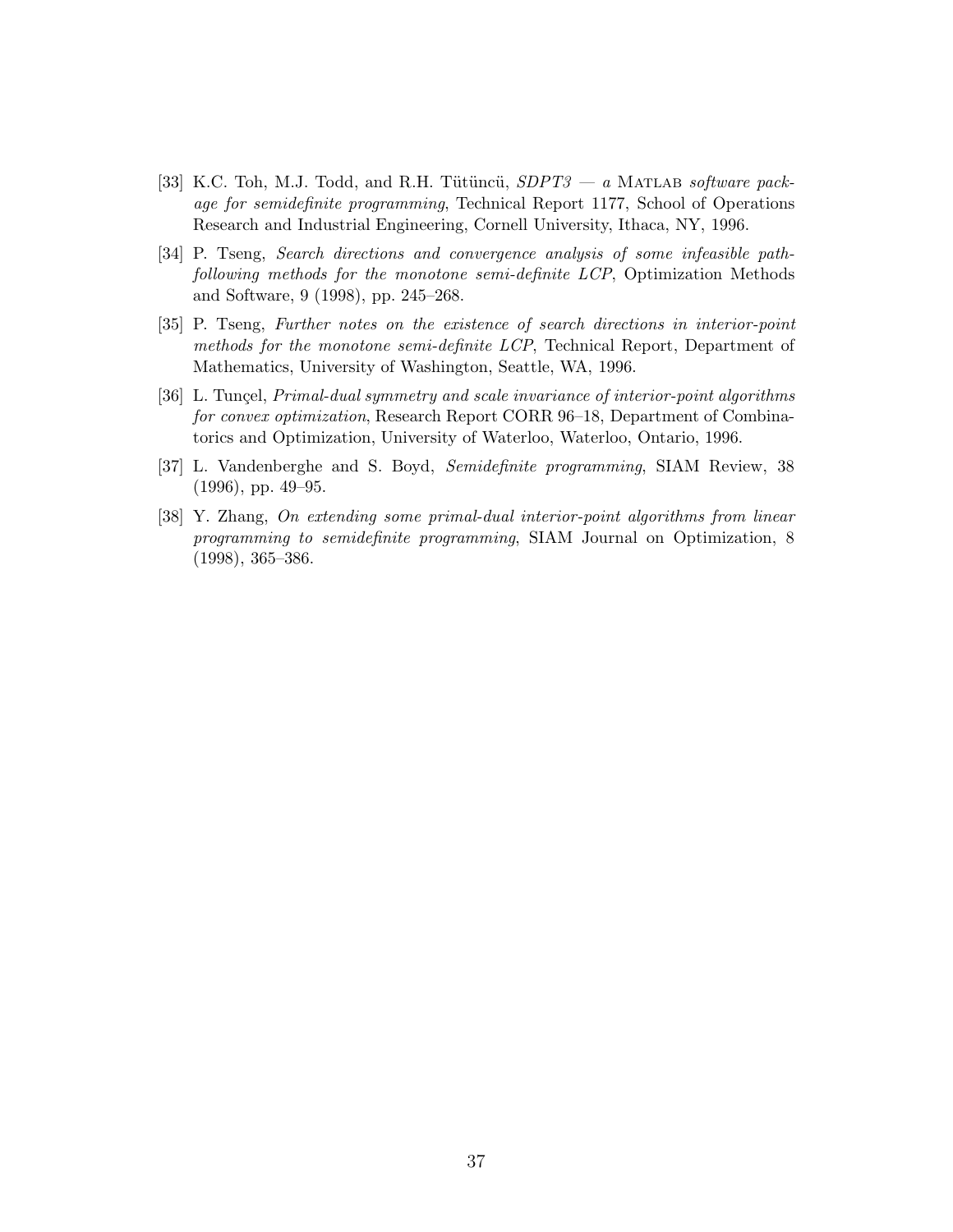[33] K.C. Toh, M.J. Todd, and R.H. Tütüncü, *SDPT3 — a* MATLAB *software package for semidefinite programming*, Technical Report 1177, School of Operations Research and Industrial Engineering, Cornell University, Ithaca, NY, 1996.

[34] P. Tseng, *Search directions and convergence analysis of some infeasible path-following methods for the monotone semi-definite LCP*, Optimization Methods and Software, 9 (1998), pp. 245–268.

[35] P. Tseng, *Further notes on the existence of search directions in interior-point methods for the monotone semi-definite LCP*, Technical Report, Department of Mathematics, University of Washington, Seattle, WA, 1996.

[36] L. Tunçel, *Primal-dual symmetry and scale invariance of interior-point algorithms for convex optimization*, Research Report CORR 96–18, Department of Combinatorics and Optimization, University of Waterloo, Waterloo, Ontario, 1996.

[37] L. Vandenberghe and S. Boyd, *Semidefinite programming*, SIAM Review, 38 (1996), pp. 49–95.

[38] Y. Zhang, *On extending some primal-dual interior-point algorithms from linear programming to semidefinite programming*, SIAM Journal on Optimization, 8 (1998), 365–386.